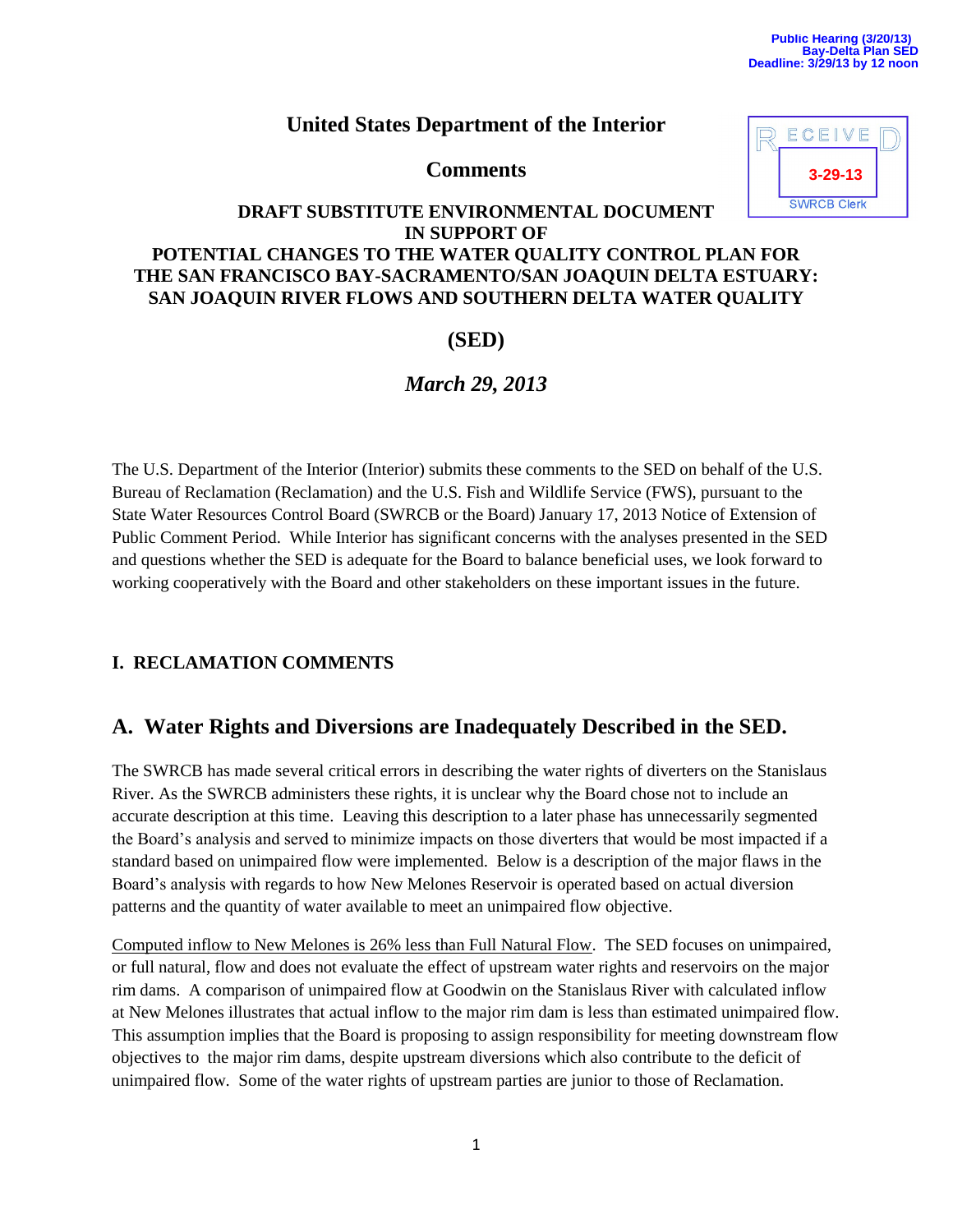Public Hearing (3/20/13)
Bay-Delta Plan SED
Deadline: 3/29/13 by 12 noon

RECEIVED
3-29-13
SWRCB Clerk

# United States Department of the Interior

## Comments

### DRAFT SUBSTITUTE ENVIRONMENTAL DOCUMENT IN SUPPORT OF POTENTIAL CHANGES TO THE WATER QUALITY CONTROL PLAN FOR THE SAN FRANCISCO BAY-SACRAMENTO/SAN JOAQUIN DELTA ESTUARY: SAN JOAQUIN RIVER FLOWS AND SOUTHERN DELTA WATER QUALITY

### (SED)

*March 29, 2013*

The U.S. Department of the Interior (Interior) submits these comments to the SED on behalf of the U.S. Bureau of Reclamation (Reclamation) and the U.S. Fish and Wildlife Service (FWS), pursuant to the State Water Resources Control Board (SWRCB or the Board) January 17, 2013 Notice of Extension of Public Comment Period. While Interior has significant concerns with the analyses presented in the SED and questions whether the SED is adequate for the Board to balance beneficial uses, we look forward to working cooperatively with the Board and other stakeholders on these important issues in the future.

## I. RECLAMATION COMMENTS

## A. Water Rights and Diversions are Inadequately Described in the SED.

The SWRCB has made several critical errors in describing the water rights of diverters on the Stanislaus River. As the SWRCB administers these rights, it is unclear why the Board chose not to include an accurate description at this time. Leaving this description to a later phase has unnecessarily segmented the Board's analysis and served to minimize impacts on those diverters that would be most impacted if a standard based on unimpaired flow were implemented. Below is a description of the major flaws in the Board's analysis with regards to how New Melones Reservoir is operated based on actual diversion patterns and the quantity of water available to meet an unimpaired flow objective.

<u>Computed inflow to New Melones is 26% less than Full Natural Flow</u>. The SED focuses on unimpaired, or full natural, flow and does not evaluate the effect of upstream water rights and reservoirs on the major rim dams. A comparison of unimpaired flow at Goodwin on the Stanislaus River with calculated inflow at New Melones illustrates that actual inflow to the major rim dam is less than estimated unimpaired flow. This assumption implies that the Board is proposing to assign responsibility for meeting downstream flow objectives to the major rim dams, despite upstream diversions which also contribute to the deficit of unimpaired flow. Some of the water rights of upstream parties are junior to those of Reclamation.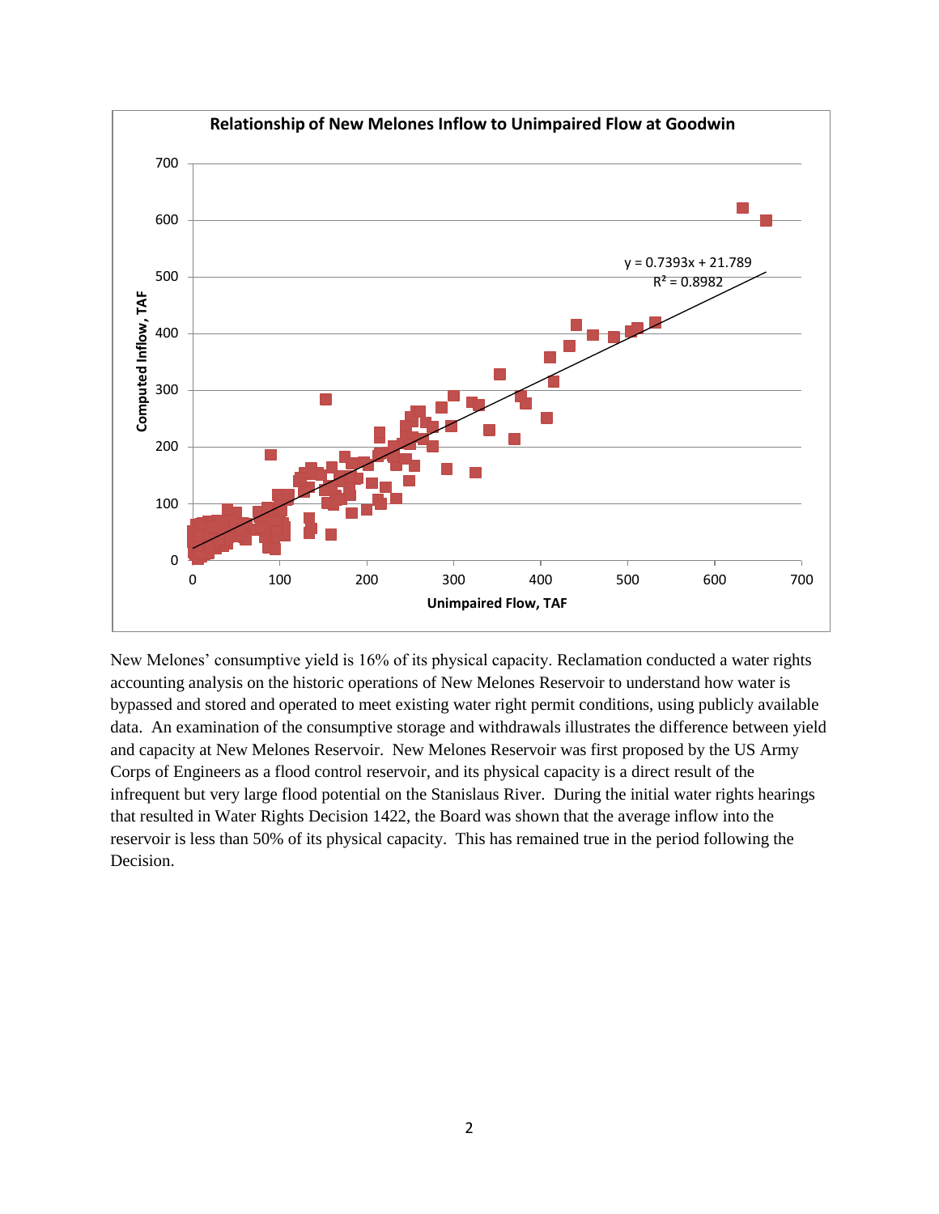New Melones' consumptive yield is 16% of its physical capacity. Reclamation conducted a water rights accounting analysis on the historic operations of New Melones Reservoir to understand how water is bypassed and stored and operated to meet existing water right permit conditions, using publicly available data. An examination of the consumptive storage and withdrawals illustrates the difference between yield and capacity at New Melones Reservoir. New Melones Reservoir was first proposed by the US Army Corps of Engineers as a flood control reservoir, and its physical capacity is a direct result of the infrequent but very large flood potential on the Stanislaus River. During the initial water rights hearings that resulted in Water Rights Decision 1422, the Board was shown that the average inflow into the reservoir is less than 50% of its physical capacity. This has remained true in the period following the Decision.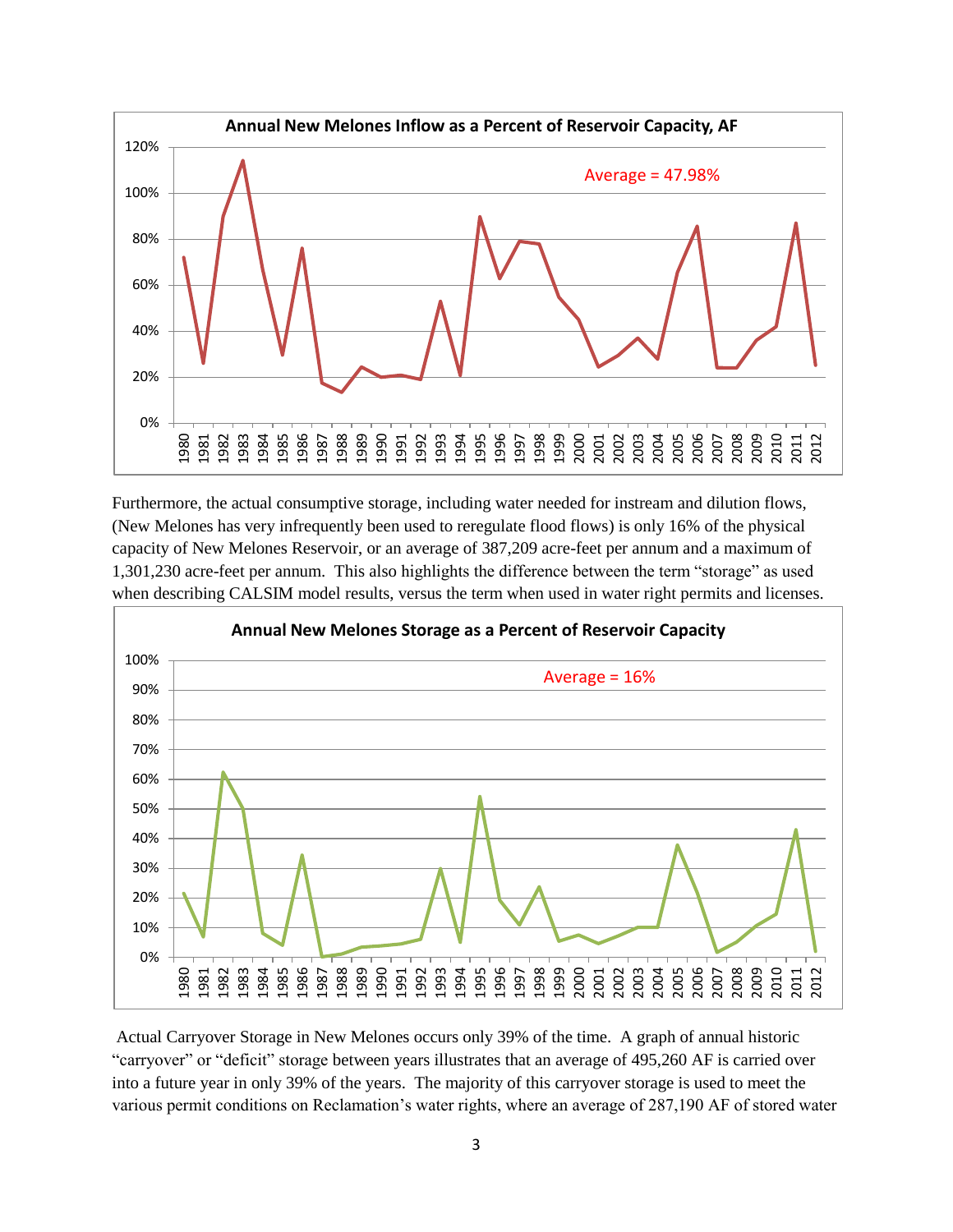**Annual New Melones Inflow as a Percent of Reservoir Capacity, AF**

Average = 47.98%

Furthermore, the actual consumptive storage, including water needed for instream and dilution flows, (New Melones has very infrequently been used to reregulate flood flows) is only 16% of the physical capacity of New Melones Reservoir, or an average of 387,209 acre-feet per annum and a maximum of 1,301,230 acre-feet per annum. This also highlights the difference between the term "storage" as used when describing CALSIM model results, versus the term when used in water right permits and licenses.

**Annual New Melones Storage as a Percent of Reservoir Capacity**

Average = 16%

Actual Carryover Storage in New Melones occurs only 39% of the time. A graph of annual historic "carryover" or "deficit" storage between years illustrates that an average of 495,260 AF is carried over into a future year in only 39% of the years. The majority of this carryover storage is used to meet the various permit conditions on Reclamation's water rights, where an average of 287,190 AF of stored water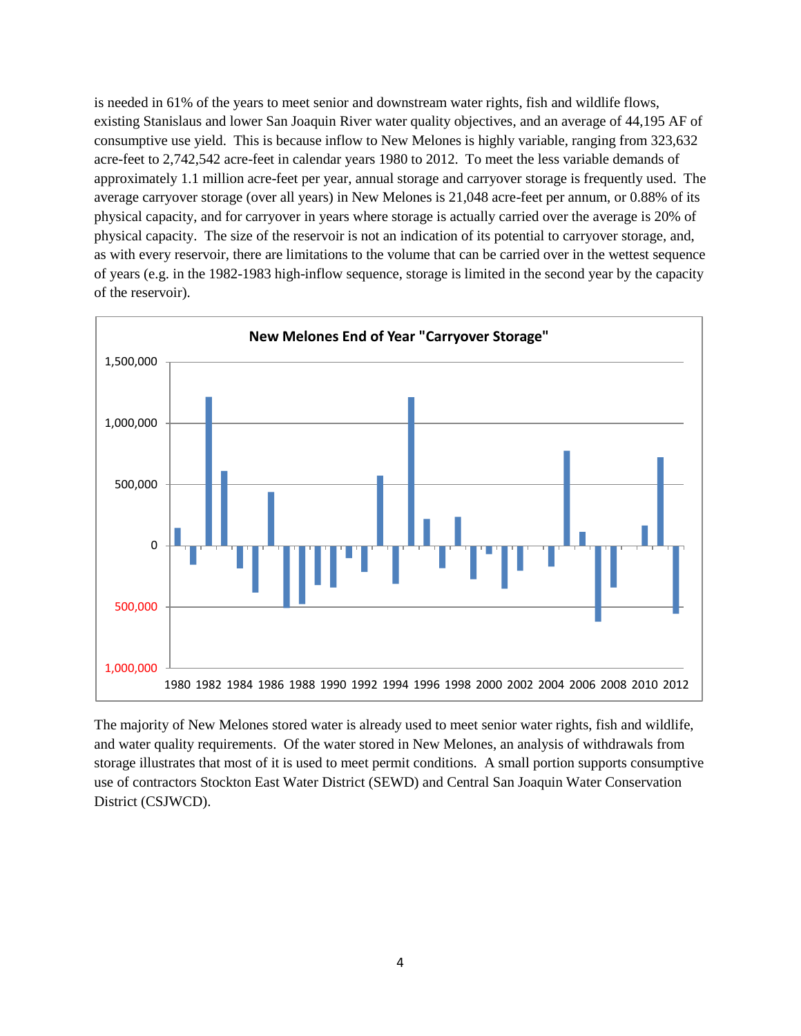is needed in 61% of the years to meet senior and downstream water rights, fish and wildlife flows, existing Stanislaus and lower San Joaquin River water quality objectives, and an average of 44,195 AF of consumptive use yield. This is because inflow to New Melones is highly variable, ranging from 323,632 acre-feet to 2,742,542 acre-feet in calendar years 1980 to 2012. To meet the less variable demands of approximately 1.1 million acre-feet per year, annual storage and carryover storage is frequently used. The average carryover storage (over all years) in New Melones is 21,048 acre-feet per annum, or 0.88% of its physical capacity, and for carryover in years where storage is actually carried over the average is 20% of physical capacity. The size of the reservoir is not an indication of its potential to carryover storage, and, as with every reservoir, there are limitations to the volume that can be carried over in the wettest sequence of years (e.g. in the 1982-1983 high-inflow sequence, storage is limited in the second year by the capacity of the reservoir).

**New Melones End of Year "Carryover Storage"**

The majority of New Melones stored water is already used to meet senior water rights, fish and wildlife, and water quality requirements. Of the water stored in New Melones, an analysis of withdrawals from storage illustrates that most of it is used to meet permit conditions. A small portion supports consumptive use of contractors Stockton East Water District (SEWD) and Central San Joaquin Water Conservation District (CSJWCD).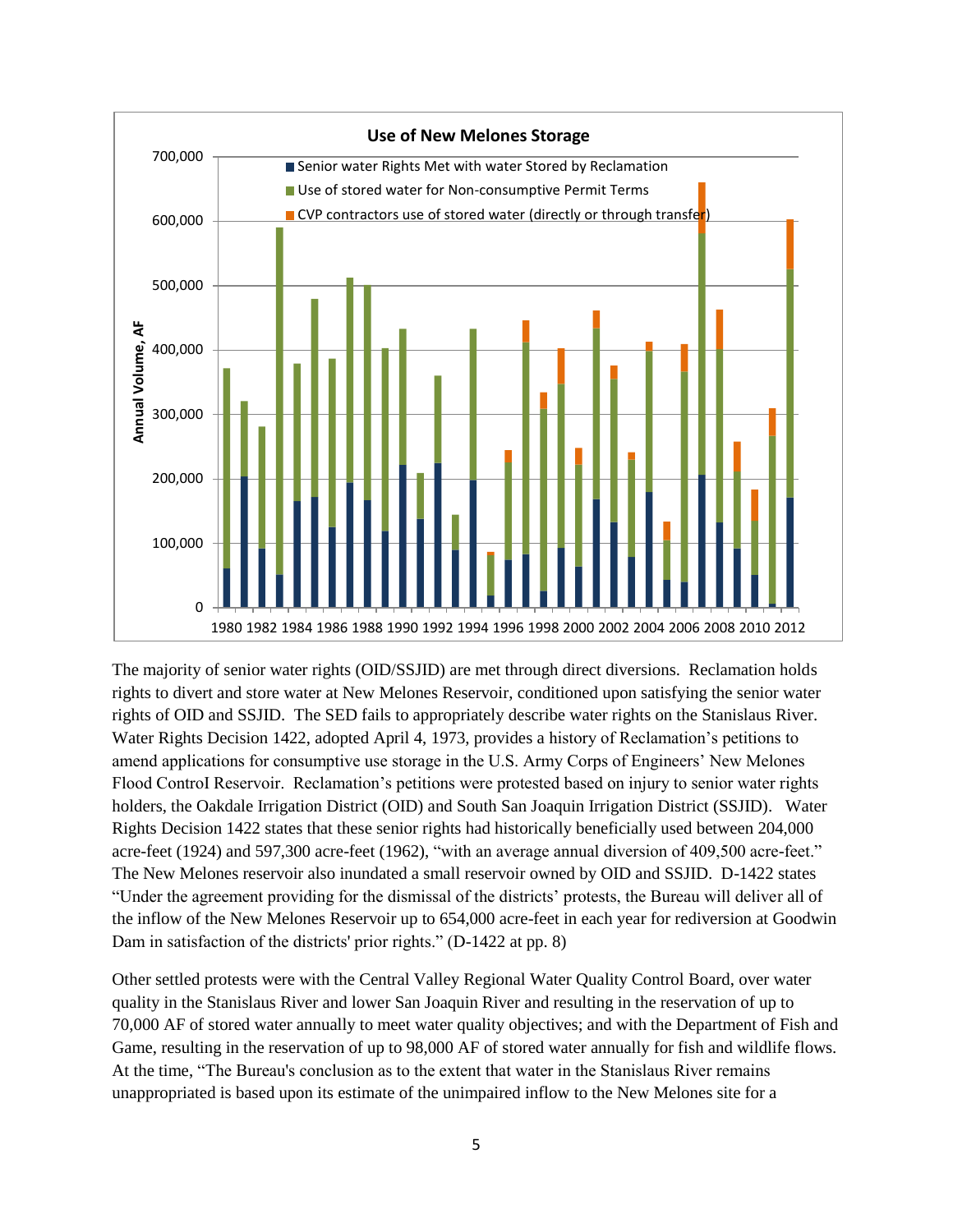**Use of New Melones Storage**

- Senior water Rights Met with water Stored by Reclamation
- Use of stored water for Non-consumptive Permit Terms
- CVP contractors use of stored water (directly or through transfer)

The majority of senior water rights (OID/SSJID) are met through direct diversions. Reclamation holds rights to divert and store water at New Melones Reservoir, conditioned upon satisfying the senior water rights of OID and SSJID. The SED fails to appropriately describe water rights on the Stanislaus River. Water Rights Decision 1422, adopted April 4, 1973, provides a history of Reclamation's petitions to amend applications for consumptive use storage in the U.S. Army Corps of Engineers' New Melones Flood Control Reservoir. Reclamation's petitions were protested based on injury to senior water rights holders, the Oakdale Irrigation District (OID) and South San Joaquin Irrigation District (SSJID). Water Rights Decision 1422 states that these senior rights had historically beneficially used between 204,000 acre-feet (1924) and 597,300 acre-feet (1962), "with an average annual diversion of 409,500 acre-feet." The New Melones reservoir also inundated a small reservoir owned by OID and SSJID. D-1422 states "Under the agreement providing for the dismissal of the districts' protests, the Bureau will deliver all of the inflow of the New Melones Reservoir up to 654,000 acre-feet in each year for rediversion at Goodwin Dam in satisfaction of the districts' prior rights." (D-1422 at pp. 8)

Other settled protests were with the Central Valley Regional Water Quality Control Board, over water quality in the Stanislaus River and lower San Joaquin River and resulting in the reservation of up to 70,000 AF of stored water annually to meet water quality objectives; and with the Department of Fish and Game, resulting in the reservation of up to 98,000 AF of stored water annually for fish and wildlife flows. At the time, "The Bureau's conclusion as to the extent that water in the Stanislaus River remains unappropriated is based upon its estimate of the unimpaired inflow to the New Melones site for a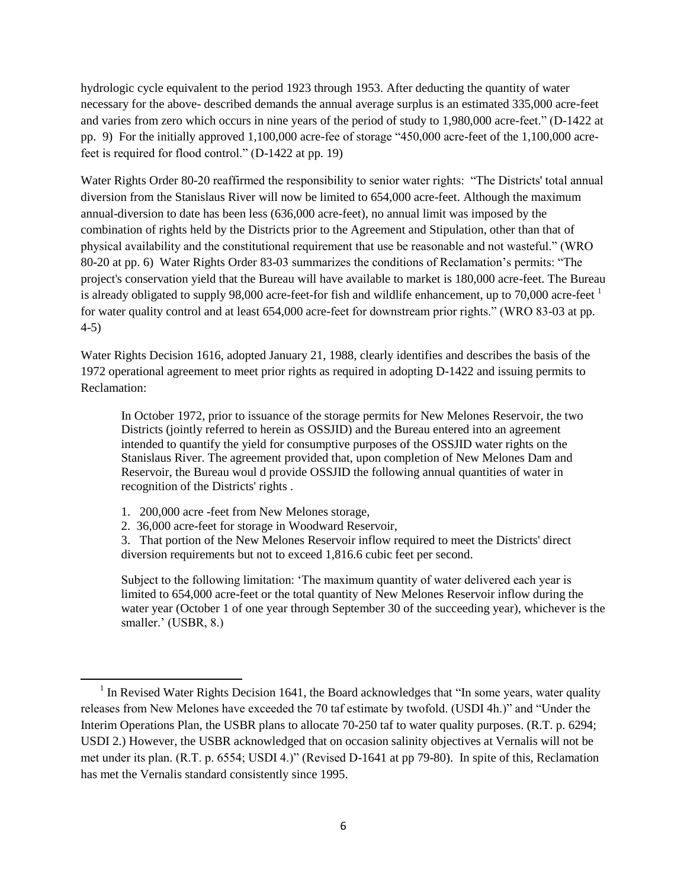hydrologic cycle equivalent to the period 1923 through 1953. After deducting the quantity of water necessary for the above- described demands the annual average surplus is an estimated 335,000 acre-feet and varies from zero which occurs in nine years of the period of study to 1,980,000 acre-feet." (D-1422 at pp. 9) For the initially approved 1,100,000 acre-fee of storage "450,000 acre-feet of the 1,100,000 acre-feet is required for flood control." (D-1422 at pp. 19)

Water Rights Order 80-20 reaffirmed the responsibility to senior water rights: "The Districts' total annual diversion from the Stanislaus River will now be limited to 654,000 acre-feet. Although the maximum annual-diversion to date has been less (636,000 acre-feet), no annual limit was imposed by the combination of rights held by the Districts prior to the Agreement and Stipulation, other than that of physical availability and the constitutional requirement that use be reasonable and not wasteful." (WRO 80-20 at pp. 6) Water Rights Order 83-03 summarizes the conditions of Reclamation's permits: "The project's conservation yield that the Bureau will have available to market is 180,000 acre-feet. The Bureau is already obligated to supply 98,000 acre-feet-for fish and wildlife enhancement, up to 70,000 acre-feet [1] for water quality control and at least 654,000 acre-feet for downstream prior rights." (WRO 83-03 at pp. 4-5)

Water Rights Decision 1616, adopted January 21, 1988, clearly identifies and describes the basis of the 1972 operational agreement to meet prior rights as required in adopting D-1422 and issuing permits to Reclamation:

> In October 1972, prior to issuance of the storage permits for New Melones Reservoir, the two Districts (jointly referred to herein as OSSJID) and the Bureau entered into an agreement intended to quantify the yield for consumptive purposes of the OSSJID water rights on the Stanislaus River. The agreement provided that, upon completion of New Melones Dam and Reservoir, the Bureau woul d provide OSSJID the following annual quantities of water in recognition of the Districts' rights .
>
> 1. 200,000 acre -feet from New Melones storage,
> 2. 36,000 acre-feet for storage in Woodward Reservoir,
> 3. That portion of the New Melones Reservoir inflow required to meet the Districts' direct diversion requirements but not to exceed 1,816.6 cubic feet per second.
>
> Subject to the following limitation: 'The maximum quantity of water delivered each year is limited to 654,000 acre-feet or the total quantity of New Melones Reservoir inflow during the water year (October 1 of one year through September 30 of the succeeding year), whichever is the smaller.' (USBR, 8.)

[1] In Revised Water Rights Decision 1641, the Board acknowledges that "In some years, water quality releases from New Melones have exceeded the 70 taf estimate by twofold. (USDI 4h.)" and "Under the Interim Operations Plan, the USBR plans to allocate 70-250 taf to water quality purposes. (R.T. p. 6294; USDI 2.) However, the USBR acknowledged that on occasion salinity objectives at Vernalis will not be met under its plan. (R.T. p. 6554; USDI 4.)" (Revised D-1641 at pp 79-80). In spite of this, Reclamation has met the Vernalis standard consistently since 1995.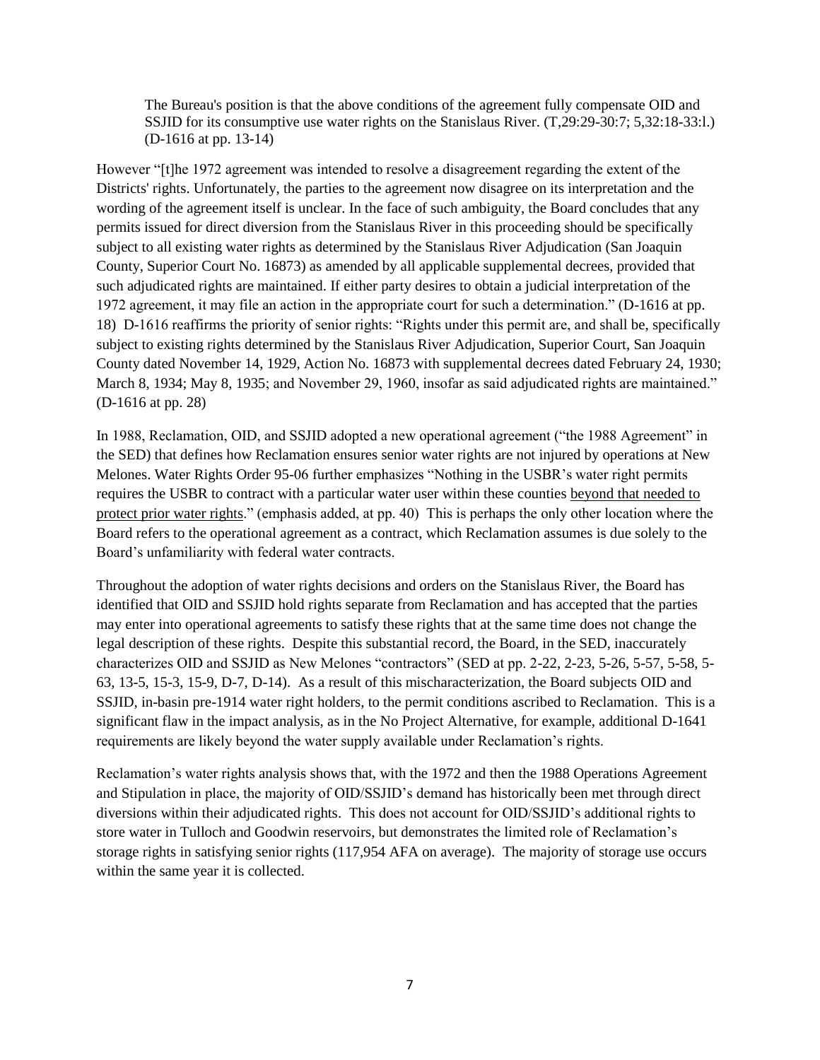> The Bureau's position is that the above conditions of the agreement fully compensate OID and SSJID for its consumptive use water rights on the Stanislaus River. (T,29:29-30:7; 5,32:18-33:l.) (D-1616 at pp. 13-14)

However "[t]he 1972 agreement was intended to resolve a disagreement regarding the extent of the Districts' rights. Unfortunately, the parties to the agreement now disagree on its interpretation and the wording of the agreement itself is unclear. In the face of such ambiguity, the Board concludes that any permits issued for direct diversion from the Stanislaus River in this proceeding should be specifically subject to all existing water rights as determined by the Stanislaus River Adjudication (San Joaquin County, Superior Court No. 16873) as amended by all applicable supplemental decrees, provided that such adjudicated rights are maintained. If either party desires to obtain a judicial interpretation of the 1972 agreement, it may file an action in the appropriate court for such a determination." (D-1616 at pp. 18) D-1616 reaffirms the priority of senior rights: "Rights under this permit are, and shall be, specifically subject to existing rights determined by the Stanislaus River Adjudication, Superior Court, San Joaquin County dated November 14, 1929, Action No. 16873 with supplemental decrees dated February 24, 1930; March 8, 1934; May 8, 1935; and November 29, 1960, insofar as said adjudicated rights are maintained." (D-1616 at pp. 28)

In 1988, Reclamation, OID, and SSJID adopted a new operational agreement ("the 1988 Agreement" in the SED) that defines how Reclamation ensures senior water rights are not injured by operations at New Melones. Water Rights Order 95-06 further emphasizes "Nothing in the USBR's water right permits requires the USBR to contract with a particular water user within these counties <u>beyond that needed to protect prior water rights</u>." (emphasis added, at pp. 40) This is perhaps the only other location where the Board refers to the operational agreement as a contract, which Reclamation assumes is due solely to the Board's unfamiliarity with federal water contracts.

Throughout the adoption of water rights decisions and orders on the Stanislaus River, the Board has identified that OID and SSJID hold rights separate from Reclamation and has accepted that the parties may enter into operational agreements to satisfy these rights that at the same time does not change the legal description of these rights. Despite this substantial record, the Board, in the SED, inaccurately characterizes OID and SSJID as New Melones "contractors" (SED at pp. 2-22, 2-23, 5-26, 5-57, 5-58, 5-63, 13-5, 15-3, 15-9, D-7, D-14). As a result of this mischaracterization, the Board subjects OID and SSJID, in-basin pre-1914 water right holders, to the permit conditions ascribed to Reclamation. This is a significant flaw in the impact analysis, as in the No Project Alternative, for example, additional D-1641 requirements are likely beyond the water supply available under Reclamation's rights.

Reclamation's water rights analysis shows that, with the 1972 and then the 1988 Operations Agreement and Stipulation in place, the majority of OID/SSJID's demand has historically been met through direct diversions within their adjudicated rights. This does not account for OID/SSJID's additional rights to store water in Tulloch and Goodwin reservoirs, but demonstrates the limited role of Reclamation's storage rights in satisfying senior rights (117,954 AFA on average). The majority of storage use occurs within the same year it is collected.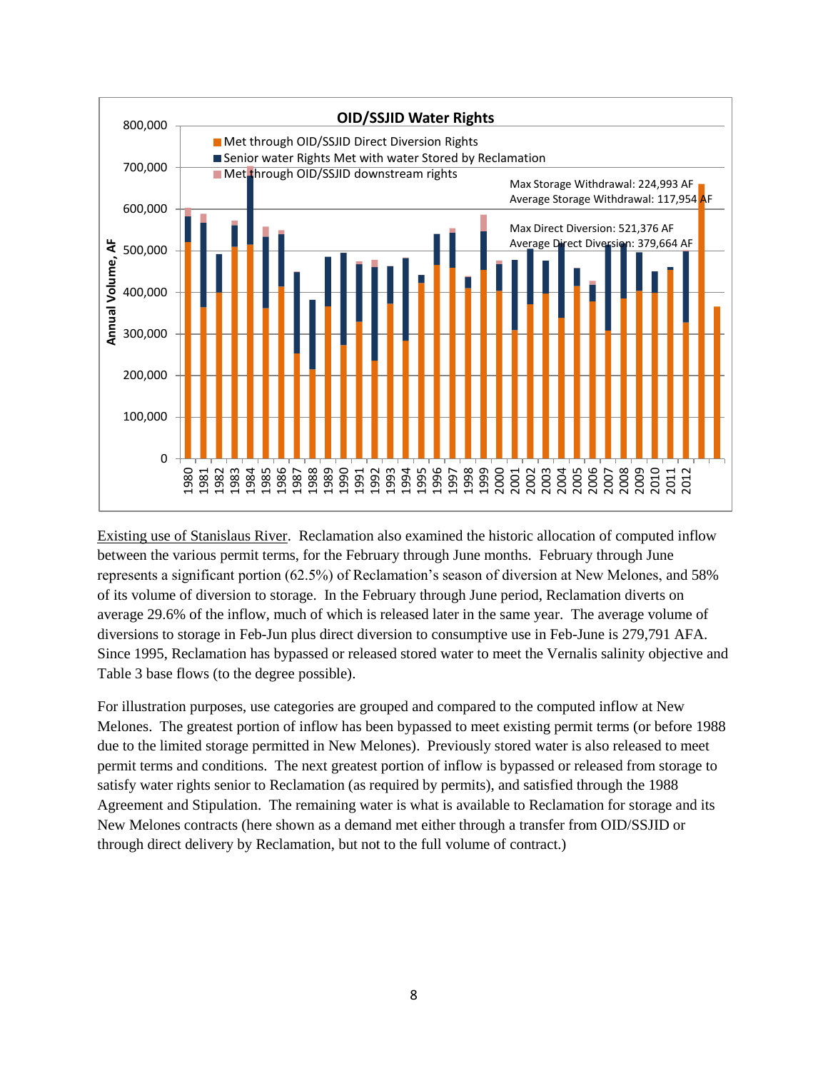**OID/SSJID Water Rights**

- Met through OID/SSJID Direct Diversion Rights
- Senior water Rights Met with water Stored by Reclamation
- Met through OID/SSJID downstream rights

Max Storage Withdrawal: 224,993 AF
Average Storage Withdrawal: 117,954 AF

Max Direct Diversion: 521,376 AF
Average Direct Diversion: 379,664 AF

Annual Volume, AF

Existing use of Stanislaus River. Reclamation also examined the historic allocation of computed inflow between the various permit terms, for the February through June months. February through June represents a significant portion (62.5%) of Reclamation's season of diversion at New Melones, and 58% of its volume of diversion to storage. In the February through June period, Reclamation diverts on average 29.6% of the inflow, much of which is released later in the same year. The average volume of diversions to storage in Feb-Jun plus direct diversion to consumptive use in Feb-June is 279,791 AFA. Since 1995, Reclamation has bypassed or released stored water to meet the Vernalis salinity objective and Table 3 base flows (to the degree possible).

For illustration purposes, use categories are grouped and compared to the computed inflow at New Melones. The greatest portion of inflow has been bypassed to meet existing permit terms (or before 1988 due to the limited storage permitted in New Melones). Previously stored water is also released to meet permit terms and conditions. The next greatest portion of inflow is bypassed or released from storage to satisfy water rights senior to Reclamation (as required by permits), and satisfied through the 1988 Agreement and Stipulation. The remaining water is what is available to Reclamation for storage and its New Melones contracts (here shown as a demand met either through a transfer from OID/SSJID or through direct delivery by Reclamation, but not to the full volume of contract.)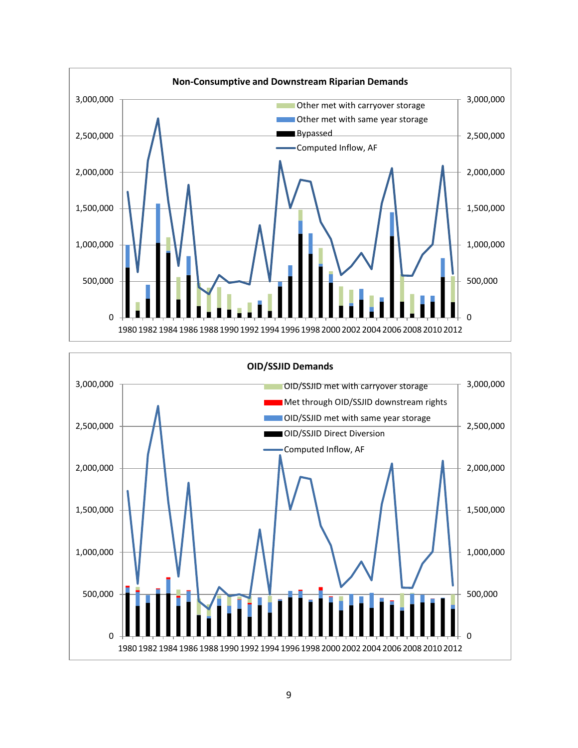**Non-Consumptive and Downstream Riparian Demands**

Legend: Other met with carryover storage; Other met with same year storage; Bypassed; Computed Inflow, AF

Y-axis: 0 – 3,000,000 (both sides); X-axis: 1980 – 2012

**OID/SSJID Demands**

Legend: OID/SSJID met with carryover storage; Met through OID/SSJID downstream rights; OID/SSJID met with same year storage; OID/SSJID Direct Diversion; Computed Inflow, AF

Y-axis: 0 – 3,000,000 (both sides); X-axis: 1980 – 2012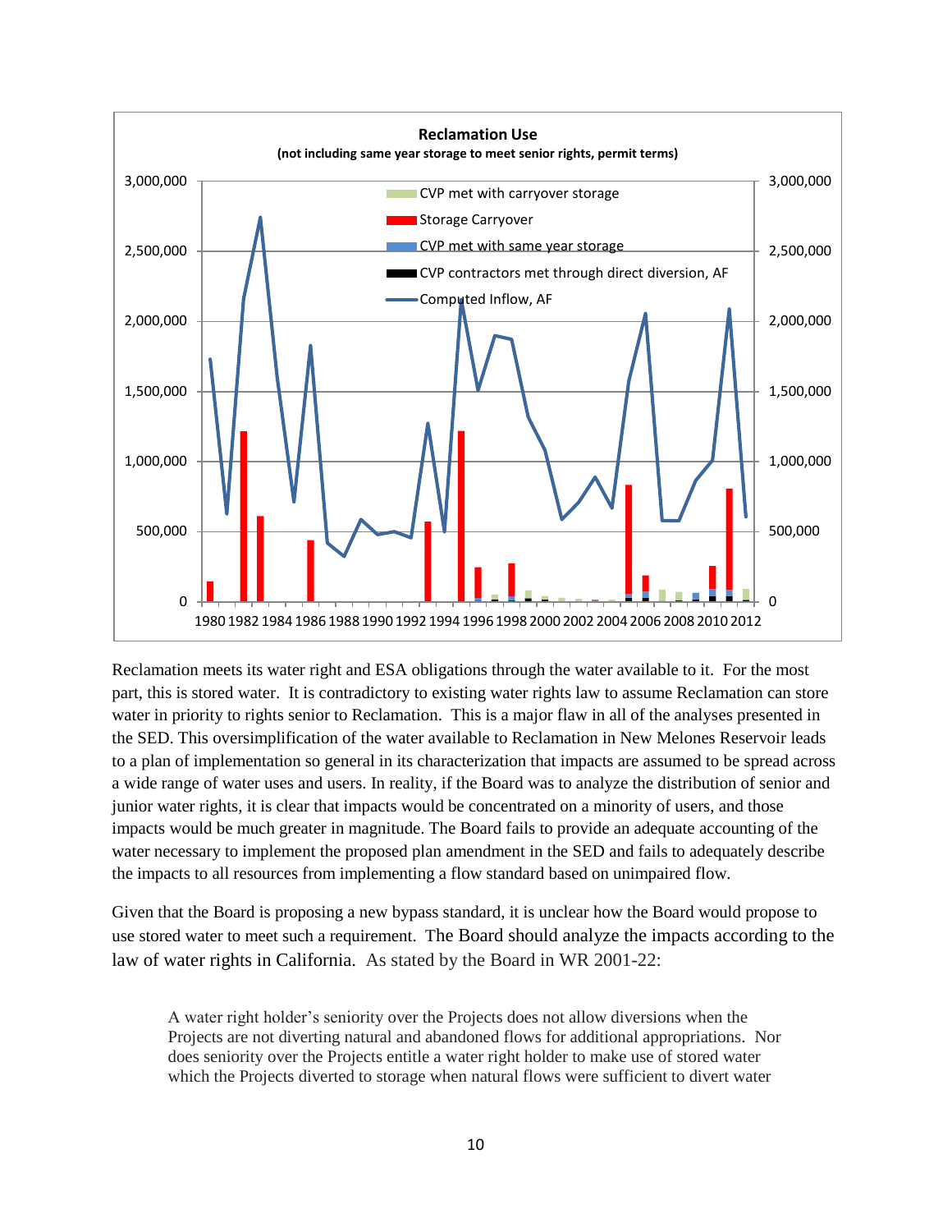**Reclamation Use**

**(not including same year storage to meet senior rights, permit terms)**

Reclamation meets its water right and ESA obligations through the water available to it. For the most part, this is stored water. It is contradictory to existing water rights law to assume Reclamation can store water in priority to rights senior to Reclamation. This is a major flaw in all of the analyses presented in the SED. This oversimplification of the water available to Reclamation in New Melones Reservoir leads to a plan of implementation so general in its characterization that impacts are assumed to be spread across a wide range of water uses and users. In reality, if the Board was to analyze the distribution of senior and junior water rights, it is clear that impacts would be concentrated on a minority of users, and those impacts would be much greater in magnitude. The Board fails to provide an adequate accounting of the water necessary to implement the proposed plan amendment in the SED and fails to adequately describe the impacts to all resources from implementing a flow standard based on unimpaired flow.

Given that the Board is proposing a new bypass standard, it is unclear how the Board would propose to use stored water to meet such a requirement. The Board should analyze the impacts according to the law of water rights in California. As stated by the Board in WR 2001-22:

> A water right holder's seniority over the Projects does not allow diversions when the Projects are not diverting natural and abandoned flows for additional appropriations. Nor does seniority over the Projects entitle a water right holder to make use of stored water which the Projects diverted to storage when natural flows were sufficient to divert water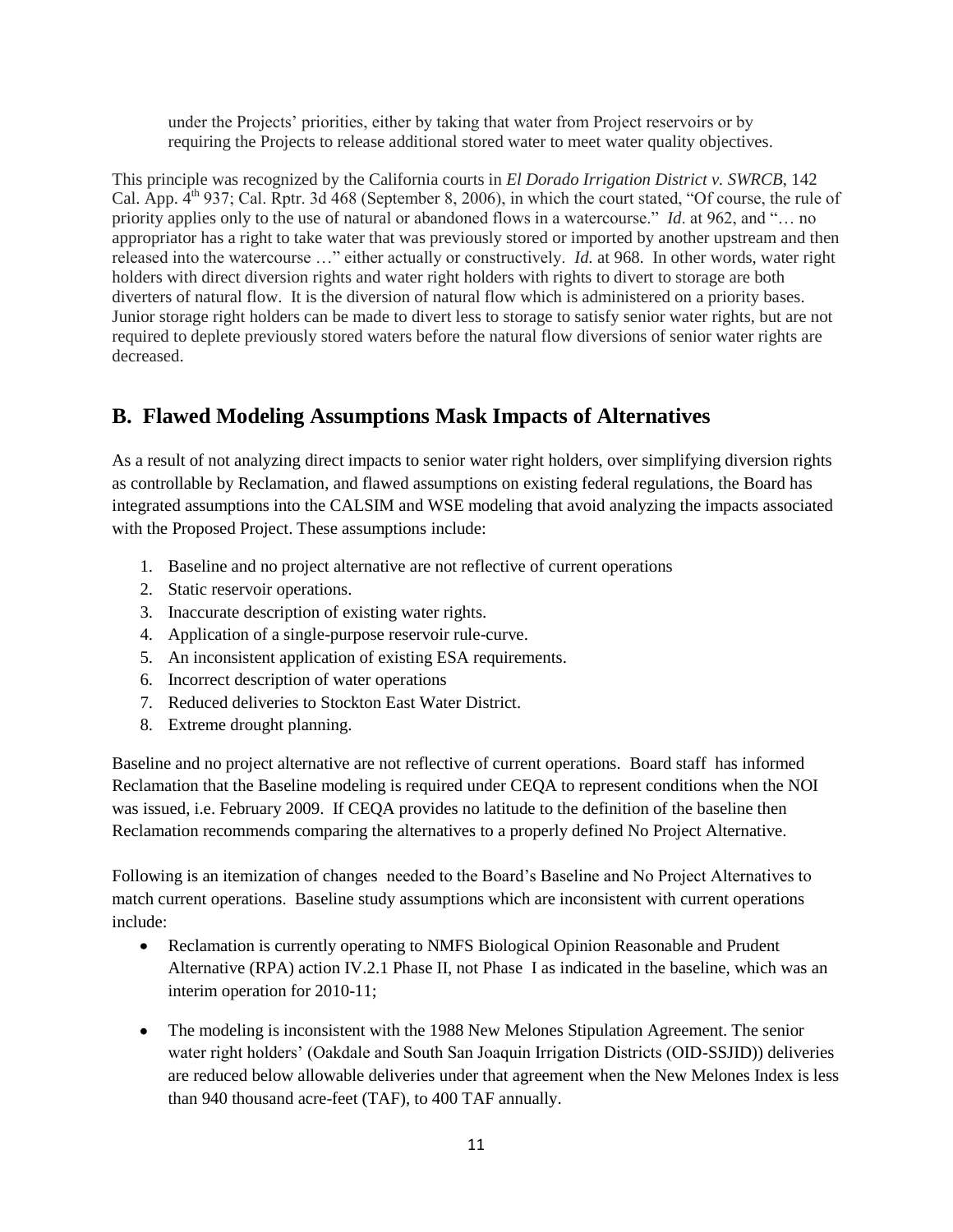under the Projects' priorities, either by taking that water from Project reservoirs or by requiring the Projects to release additional stored water to meet water quality objectives.

This principle was recognized by the California courts in *El Dorado Irrigation District v. SWRCB*, 142 Cal. App. 4th 937; Cal. Rptr. 3d 468 (September 8, 2006), in which the court stated, "Of course, the rule of priority applies only to the use of natural or abandoned flows in a watercourse." *Id*. at 962, and "… no appropriator has a right to take water that was previously stored or imported by another upstream and then released into the watercourse …" either actually or constructively. *Id.* at 968. In other words, water right holders with direct diversion rights and water right holders with rights to divert to storage are both diverters of natural flow. It is the diversion of natural flow which is administered on a priority bases. Junior storage right holders can be made to divert less to storage to satisfy senior water rights, but are not required to deplete previously stored waters before the natural flow diversions of senior water rights are decreased.

## B. Flawed Modeling Assumptions Mask Impacts of Alternatives

As a result of not analyzing direct impacts to senior water right holders, over simplifying diversion rights as controllable by Reclamation, and flawed assumptions on existing federal regulations, the Board has integrated assumptions into the CALSIM and WSE modeling that avoid analyzing the impacts associated with the Proposed Project. These assumptions include:

1. Baseline and no project alternative are not reflective of current operations
2. Static reservoir operations.
3. Inaccurate description of existing water rights.
4. Application of a single-purpose reservoir rule-curve.
5. An inconsistent application of existing ESA requirements.
6. Incorrect description of water operations
7. Reduced deliveries to Stockton East Water District.
8. Extreme drought planning.

Baseline and no project alternative are not reflective of current operations. Board staff has informed Reclamation that the Baseline modeling is required under CEQA to represent conditions when the NOI was issued, i.e. February 2009. If CEQA provides no latitude to the definition of the baseline then Reclamation recommends comparing the alternatives to a properly defined No Project Alternative.

Following is an itemization of changes needed to the Board's Baseline and No Project Alternatives to match current operations. Baseline study assumptions which are inconsistent with current operations include:

- Reclamation is currently operating to NMFS Biological Opinion Reasonable and Prudent Alternative (RPA) action IV.2.1 Phase II, not Phase I as indicated in the baseline, which was an interim operation for 2010-11;

- The modeling is inconsistent with the 1988 New Melones Stipulation Agreement. The senior water right holders' (Oakdale and South San Joaquin Irrigation Districts (OID-SSJID)) deliveries are reduced below allowable deliveries under that agreement when the New Melones Index is less than 940 thousand acre-feet (TAF), to 400 TAF annually.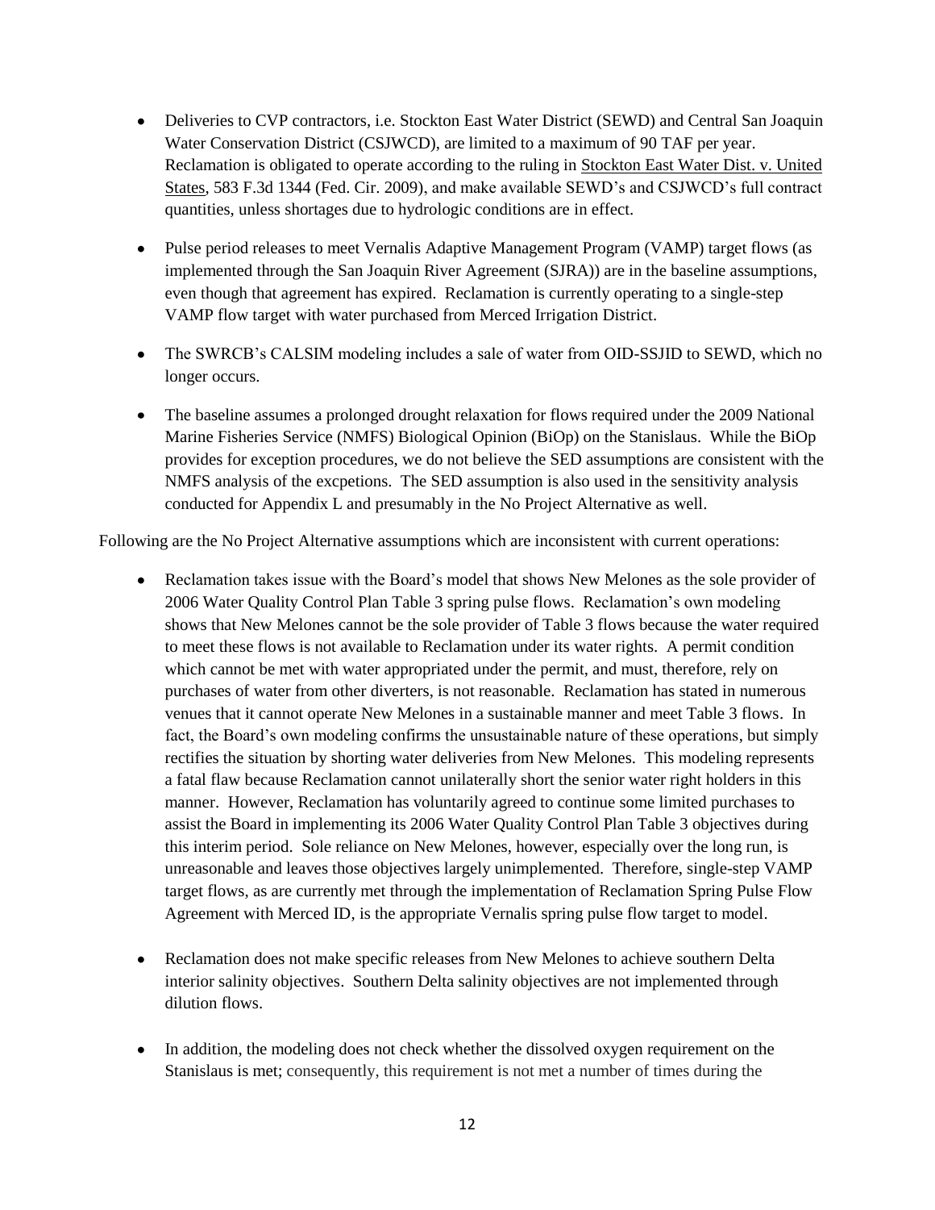- Deliveries to CVP contractors, i.e. Stockton East Water District (SEWD) and Central San Joaquin Water Conservation District (CSJWCD), are limited to a maximum of 90 TAF per year. Reclamation is obligated to operate according to the ruling in Stockton East Water Dist. v. United States, 583 F.3d 1344 (Fed. Cir. 2009), and make available SEWD's and CSJWCD's full contract quantities, unless shortages due to hydrologic conditions are in effect.

- Pulse period releases to meet Vernalis Adaptive Management Program (VAMP) target flows (as implemented through the San Joaquin River Agreement (SJRA)) are in the baseline assumptions, even though that agreement has expired. Reclamation is currently operating to a single-step VAMP flow target with water purchased from Merced Irrigation District.

- The SWRCB's CALSIM modeling includes a sale of water from OID-SSJID to SEWD, which no longer occurs.

- The baseline assumes a prolonged drought relaxation for flows required under the 2009 National Marine Fisheries Service (NMFS) Biological Opinion (BiOp) on the Stanislaus. While the BiOp provides for exception procedures, we do not believe the SED assumptions are consistent with the NMFS analysis of the excpetions. The SED assumption is also used in the sensitivity analysis conducted for Appendix L and presumably in the No Project Alternative as well.

Following are the No Project Alternative assumptions which are inconsistent with current operations:

- Reclamation takes issue with the Board's model that shows New Melones as the sole provider of 2006 Water Quality Control Plan Table 3 spring pulse flows. Reclamation's own modeling shows that New Melones cannot be the sole provider of Table 3 flows because the water required to meet these flows is not available to Reclamation under its water rights. A permit condition which cannot be met with water appropriated under the permit, and must, therefore, rely on purchases of water from other diverters, is not reasonable. Reclamation has stated in numerous venues that it cannot operate New Melones in a sustainable manner and meet Table 3 flows. In fact, the Board's own modeling confirms the unsustainable nature of these operations, but simply rectifies the situation by shorting water deliveries from New Melones. This modeling represents a fatal flaw because Reclamation cannot unilaterally short the senior water right holders in this manner. However, Reclamation has voluntarily agreed to continue some limited purchases to assist the Board in implementing its 2006 Water Quality Control Plan Table 3 objectives during this interim period. Sole reliance on New Melones, however, especially over the long run, is unreasonable and leaves those objectives largely unimplemented. Therefore, single-step VAMP target flows, as are currently met through the implementation of Reclamation Spring Pulse Flow Agreement with Merced ID, is the appropriate Vernalis spring pulse flow target to model.

- Reclamation does not make specific releases from New Melones to achieve southern Delta interior salinity objectives. Southern Delta salinity objectives are not implemented through dilution flows.

- In addition, the modeling does not check whether the dissolved oxygen requirement on the Stanislaus is met; consequently, this requirement is not met a number of times during the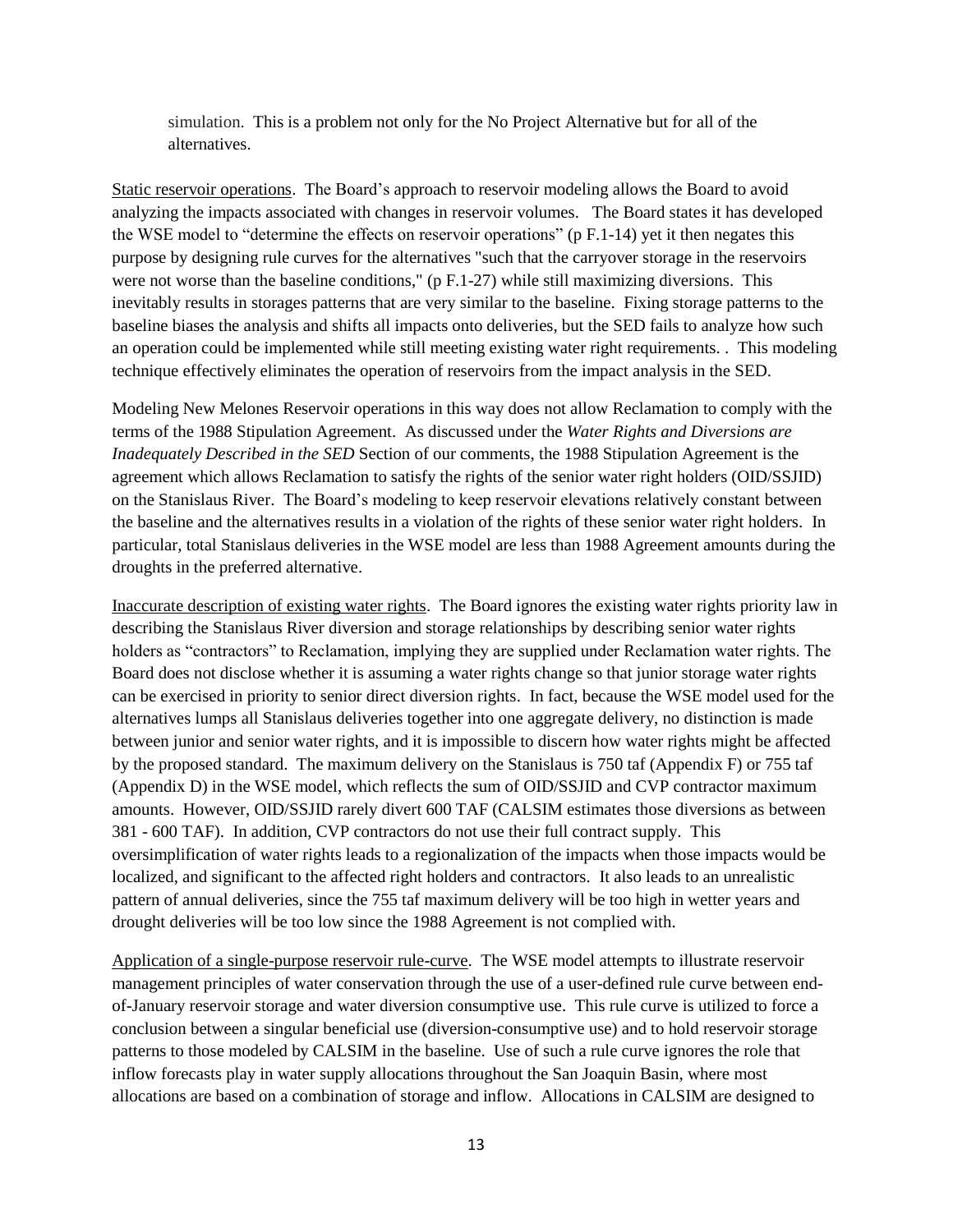simulation. This is a problem not only for the No Project Alternative but for all of the alternatives.

<u>Static reservoir operations</u>. The Board's approach to reservoir modeling allows the Board to avoid analyzing the impacts associated with changes in reservoir volumes. The Board states it has developed the WSE model to "determine the effects on reservoir operations" (p F.1-14) yet it then negates this purpose by designing rule curves for the alternatives "such that the carryover storage in the reservoirs were not worse than the baseline conditions," (p F.1-27) while still maximizing diversions. This inevitably results in storages patterns that are very similar to the baseline. Fixing storage patterns to the baseline biases the analysis and shifts all impacts onto deliveries, but the SED fails to analyze how such an operation could be implemented while still meeting existing water right requirements. . This modeling technique effectively eliminates the operation of reservoirs from the impact analysis in the SED.

Modeling New Melones Reservoir operations in this way does not allow Reclamation to comply with the terms of the 1988 Stipulation Agreement. As discussed under the *Water Rights and Diversions are Inadequately Described in the SED* Section of our comments, the 1988 Stipulation Agreement is the agreement which allows Reclamation to satisfy the rights of the senior water right holders (OID/SSJID) on the Stanislaus River. The Board's modeling to keep reservoir elevations relatively constant between the baseline and the alternatives results in a violation of the rights of these senior water right holders. In particular, total Stanislaus deliveries in the WSE model are less than 1988 Agreement amounts during the droughts in the preferred alternative.

<u>Inaccurate description of existing water rights</u>. The Board ignores the existing water rights priority law in describing the Stanislaus River diversion and storage relationships by describing senior water rights holders as "contractors" to Reclamation, implying they are supplied under Reclamation water rights. The Board does not disclose whether it is assuming a water rights change so that junior storage water rights can be exercised in priority to senior direct diversion rights. In fact, because the WSE model used for the alternatives lumps all Stanislaus deliveries together into one aggregate delivery, no distinction is made between junior and senior water rights, and it is impossible to discern how water rights might be affected by the proposed standard. The maximum delivery on the Stanislaus is 750 taf (Appendix F) or 755 taf (Appendix D) in the WSE model, which reflects the sum of OID/SSJID and CVP contractor maximum amounts. However, OID/SSJID rarely divert 600 TAF (CALSIM estimates those diversions as between 381 - 600 TAF). In addition, CVP contractors do not use their full contract supply. This oversimplification of water rights leads to a regionalization of the impacts when those impacts would be localized, and significant to the affected right holders and contractors. It also leads to an unrealistic pattern of annual deliveries, since the 755 taf maximum delivery will be too high in wetter years and drought deliveries will be too low since the 1988 Agreement is not complied with.

<u>Application of a single-purpose reservoir rule-curve</u>. The WSE model attempts to illustrate reservoir management principles of water conservation through the use of a user-defined rule curve between end-of-January reservoir storage and water diversion consumptive use. This rule curve is utilized to force a conclusion between a singular beneficial use (diversion-consumptive use) and to hold reservoir storage patterns to those modeled by CALSIM in the baseline. Use of such a rule curve ignores the role that inflow forecasts play in water supply allocations throughout the San Joaquin Basin, where most allocations are based on a combination of storage and inflow. Allocations in CALSIM are designed to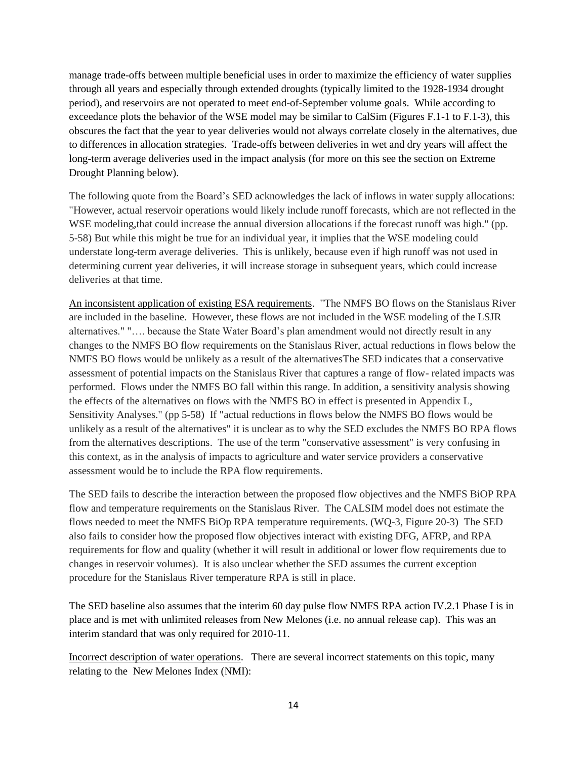manage trade-offs between multiple beneficial uses in order to maximize the efficiency of water supplies through all years and especially through extended droughts (typically limited to the 1928-1934 drought period), and reservoirs are not operated to meet end-of-September volume goals. While according to exceedance plots the behavior of the WSE model may be similar to CalSim (Figures F.1-1 to F.1-3), this obscures the fact that the year to year deliveries would not always correlate closely in the alternatives, due to differences in allocation strategies. Trade-offs between deliveries in wet and dry years will affect the long-term average deliveries used in the impact analysis (for more on this see the section on Extreme Drought Planning below).

The following quote from the Board's SED acknowledges the lack of inflows in water supply allocations: "However, actual reservoir operations would likely include runoff forecasts, which are not reflected in the WSE modeling,that could increase the annual diversion allocations if the forecast runoff was high." (pp. 5-58) But while this might be true for an individual year, it implies that the WSE modeling could understate long-term average deliveries. This is unlikely, because even if high runoff was not used in determining current year deliveries, it will increase storage in subsequent years, which could increase deliveries at that time.

<u>An inconsistent application of existing ESA requirements</u>. "The NMFS BO flows on the Stanislaus River are included in the baseline. However, these flows are not included in the WSE modeling of the LSJR alternatives." "…. because the State Water Board's plan amendment would not directly result in any changes to the NMFS BO flow requirements on the Stanislaus River, actual reductions in flows below the NMFS BO flows would be unlikely as a result of the alternativesThe SED indicates that a conservative assessment of potential impacts on the Stanislaus River that captures a range of flow- related impacts was performed. Flows under the NMFS BO fall within this range. In addition, a sensitivity analysis showing the effects of the alternatives on flows with the NMFS BO in effect is presented in Appendix L, Sensitivity Analyses." (pp 5-58) If "actual reductions in flows below the NMFS BO flows would be unlikely as a result of the alternatives" it is unclear as to why the SED excludes the NMFS BO RPA flows from the alternatives descriptions. The use of the term "conservative assessment" is very confusing in this context, as in the analysis of impacts to agriculture and water service providers a conservative assessment would be to include the RPA flow requirements.

The SED fails to describe the interaction between the proposed flow objectives and the NMFS BiOP RPA flow and temperature requirements on the Stanislaus River. The CALSIM model does not estimate the flows needed to meet the NMFS BiOp RPA temperature requirements. (WQ-3, Figure 20-3) The SED also fails to consider how the proposed flow objectives interact with existing DFG, AFRP, and RPA requirements for flow and quality (whether it will result in additional or lower flow requirements due to changes in reservoir volumes). It is also unclear whether the SED assumes the current exception procedure for the Stanislaus River temperature RPA is still in place.

The SED baseline also assumes that the interim 60 day pulse flow NMFS RPA action IV.2.1 Phase I is in place and is met with unlimited releases from New Melones (i.e. no annual release cap). This was an interim standard that was only required for 2010-11.

<u>Incorrect description of water operations</u>. There are several incorrect statements on this topic, many relating to the New Melones Index (NMI):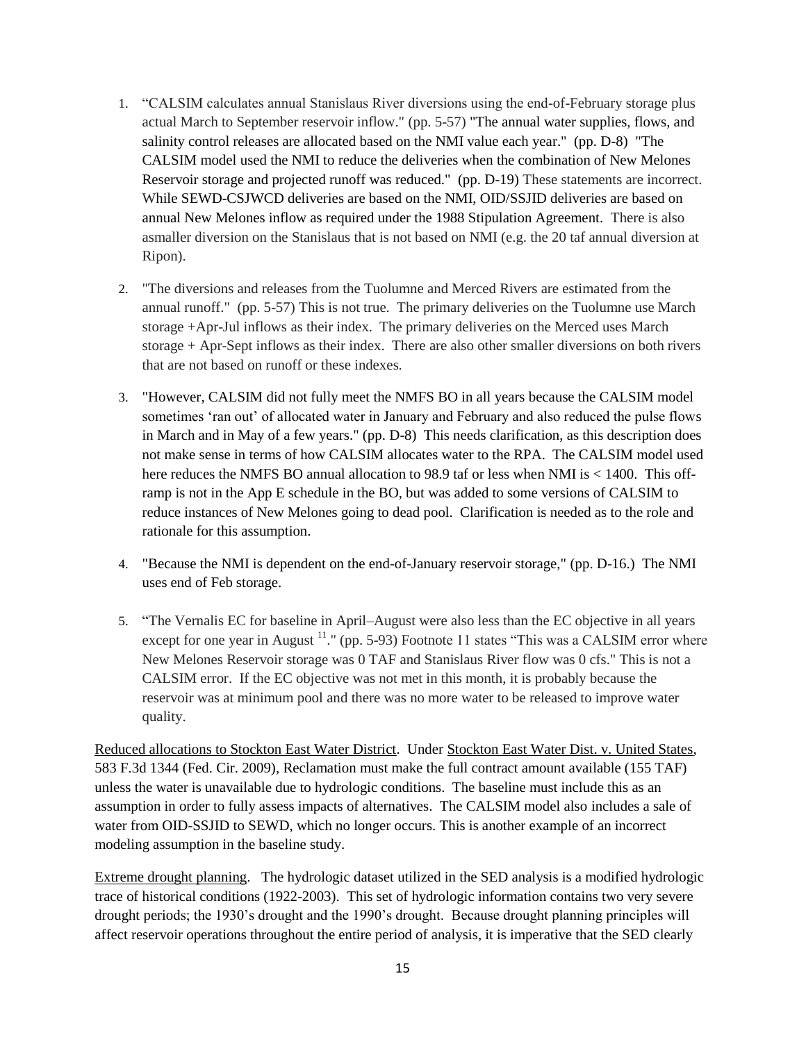1. “CALSIM calculates annual Stanislaus River diversions using the end-of-February storage plus actual March to September reservoir inflow." (pp. 5-57) "The annual water supplies, flows, and salinity control releases are allocated based on the NMI value each year." (pp. D-8) "The CALSIM model used the NMI to reduce the deliveries when the combination of New Melones Reservoir storage and projected runoff was reduced." (pp. D-19) These statements are incorrect. While SEWD-CSJWCD deliveries are based on the NMI, OID/SSJID deliveries are based on annual New Melones inflow as required under the 1988 Stipulation Agreement. There is also asmaller diversion on the Stanislaus that is not based on NMI (e.g. the 20 taf annual diversion at Ripon).

2. "The diversions and releases from the Tuolumne and Merced Rivers are estimated from the annual runoff." (pp. 5-57) This is not true. The primary deliveries on the Tuolumne use March storage +Apr-Jul inflows as their index. The primary deliveries on the Merced uses March storage + Apr-Sept inflows as their index. There are also other smaller diversions on both rivers that are not based on runoff or these indexes.

3. "However, CALSIM did not fully meet the NMFS BO in all years because the CALSIM model sometimes ‘ran out’ of allocated water in January and February and also reduced the pulse flows in March and in May of a few years." (pp. D-8) This needs clarification, as this description does not make sense in terms of how CALSIM allocates water to the RPA. The CALSIM model used here reduces the NMFS BO annual allocation to 98.9 taf or less when NMI is < 1400. This off-ramp is not in the App E schedule in the BO, but was added to some versions of CALSIM to reduce instances of New Melones going to dead pool. Clarification is needed as to the role and rationale for this assumption.

4. "Because the NMI is dependent on the end-of-January reservoir storage," (pp. D-16.) The NMI uses end of Feb storage.

5. “The Vernalis EC for baseline in April–August were also less than the EC objective in all years except for one year in August [11]." (pp. 5-93) Footnote 11 states “This was a CALSIM error where New Melones Reservoir storage was 0 TAF and Stanislaus River flow was 0 cfs." This is not a CALSIM error. If the EC objective was not met in this month, it is probably because the reservoir was at minimum pool and there was no more water to be released to improve water quality.

Reduced allocations to Stockton East Water District. Under Stockton East Water Dist. v. United States, 583 F.3d 1344 (Fed. Cir. 2009), Reclamation must make the full contract amount available (155 TAF) unless the water is unavailable due to hydrologic conditions. The baseline must include this as an assumption in order to fully assess impacts of alternatives. The CALSIM model also includes a sale of water from OID-SSJID to SEWD, which no longer occurs. This is another example of an incorrect modeling assumption in the baseline study.

Extreme drought planning. The hydrologic dataset utilized in the SED analysis is a modified hydrologic trace of historical conditions (1922-2003). This set of hydrologic information contains two very severe drought periods; the 1930’s drought and the 1990’s drought. Because drought planning principles will affect reservoir operations throughout the entire period of analysis, it is imperative that the SED clearly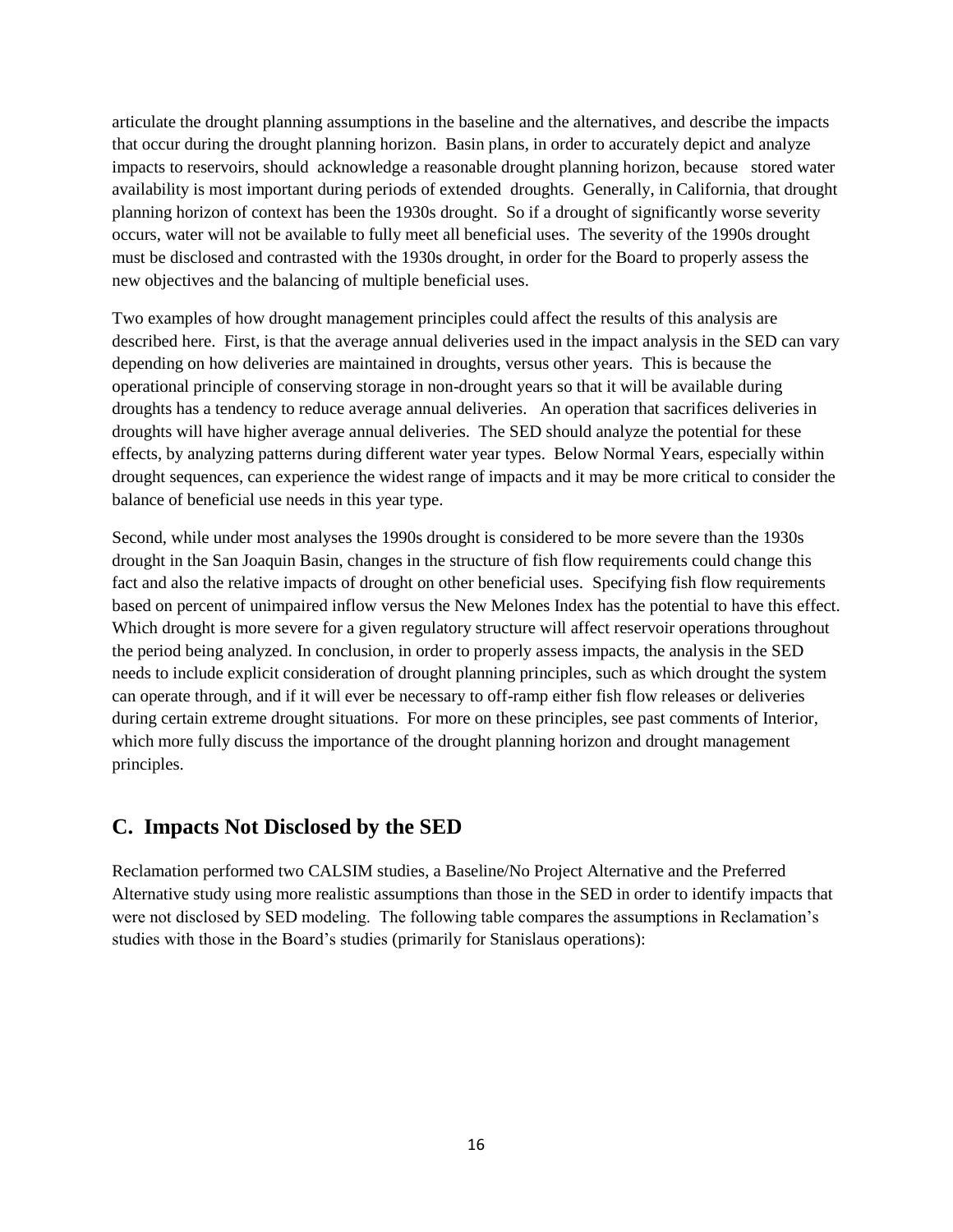articulate the drought planning assumptions in the baseline and the alternatives, and describe the impacts that occur during the drought planning horizon. Basin plans, in order to accurately depict and analyze impacts to reservoirs, should acknowledge a reasonable drought planning horizon, because stored water availability is most important during periods of extended droughts. Generally, in California, that drought planning horizon of context has been the 1930s drought. So if a drought of significantly worse severity occurs, water will not be available to fully meet all beneficial uses. The severity of the 1990s drought must be disclosed and contrasted with the 1930s drought, in order for the Board to properly assess the new objectives and the balancing of multiple beneficial uses.

Two examples of how drought management principles could affect the results of this analysis are described here. First, is that the average annual deliveries used in the impact analysis in the SED can vary depending on how deliveries are maintained in droughts, versus other years. This is because the operational principle of conserving storage in non-drought years so that it will be available during droughts has a tendency to reduce average annual deliveries. An operation that sacrifices deliveries in droughts will have higher average annual deliveries. The SED should analyze the potential for these effects, by analyzing patterns during different water year types. Below Normal Years, especially within drought sequences, can experience the widest range of impacts and it may be more critical to consider the balance of beneficial use needs in this year type.

Second, while under most analyses the 1990s drought is considered to be more severe than the 1930s drought in the San Joaquin Basin, changes in the structure of fish flow requirements could change this fact and also the relative impacts of drought on other beneficial uses. Specifying fish flow requirements based on percent of unimpaired inflow versus the New Melones Index has the potential to have this effect. Which drought is more severe for a given regulatory structure will affect reservoir operations throughout the period being analyzed. In conclusion, in order to properly assess impacts, the analysis in the SED needs to include explicit consideration of drought planning principles, such as which drought the system can operate through, and if it will ever be necessary to off-ramp either fish flow releases or deliveries during certain extreme drought situations. For more on these principles, see past comments of Interior, which more fully discuss the importance of the drought planning horizon and drought management principles.

## C. Impacts Not Disclosed by the SED

Reclamation performed two CALSIM studies, a Baseline/No Project Alternative and the Preferred Alternative study using more realistic assumptions than those in the SED in order to identify impacts that were not disclosed by SED modeling. The following table compares the assumptions in Reclamation's studies with those in the Board's studies (primarily for Stanislaus operations):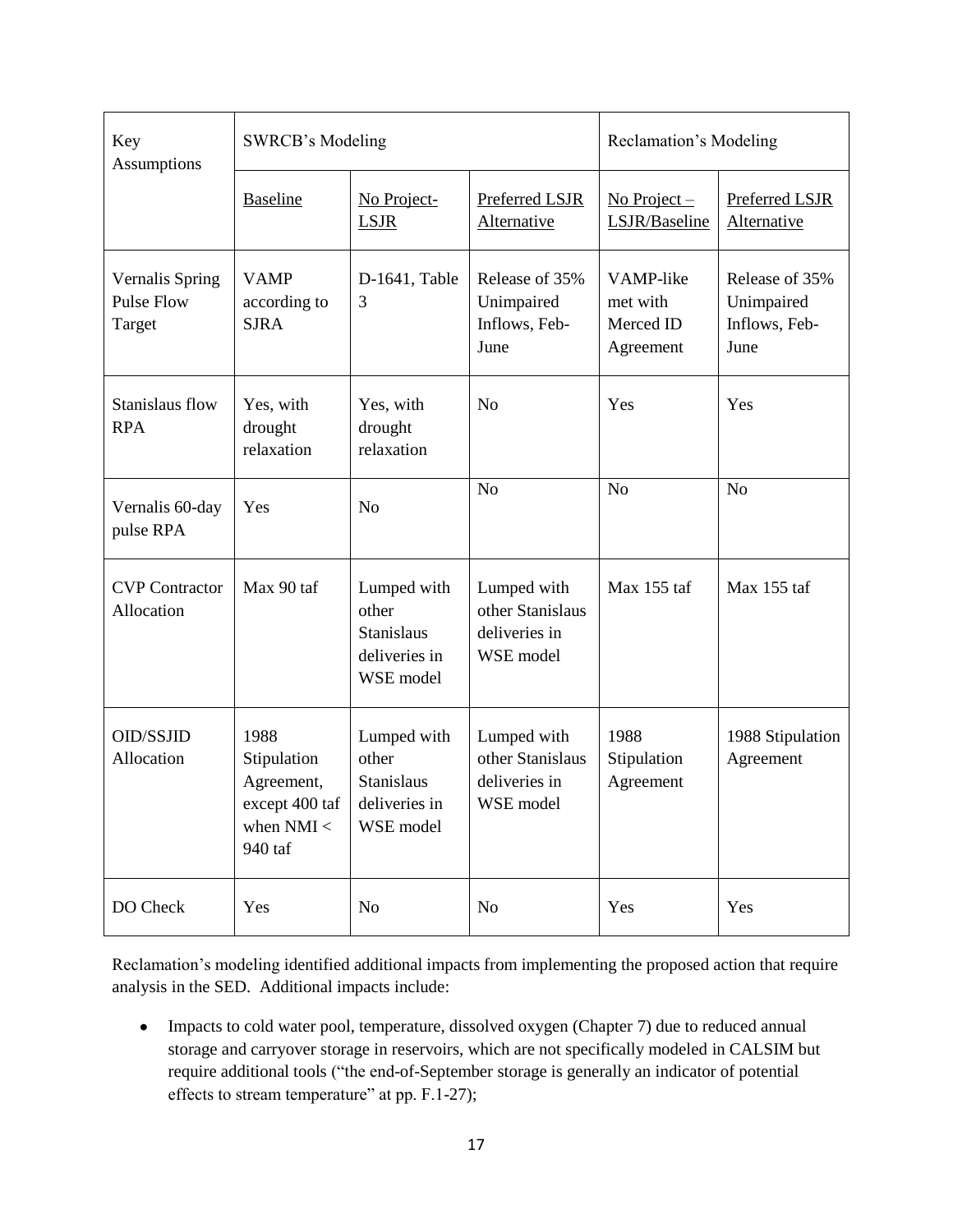| Key Assumptions | SWRCB's Modeling | | | Reclamation's Modeling | |
|---|---|---|---|---|---|
| | Baseline | No Project-LSJR | Preferred LSJR Alternative | No Project – LSJR/Baseline | Preferred LSJR Alternative |
| Vernalis Spring Pulse Flow Target | VAMP according to SJRA | D-1641, Table 3 | Release of 35% Unimpaired Inflows, Feb-June | VAMP-like met with Merced ID Agreement | Release of 35% Unimpaired Inflows, Feb-June |
| Stanislaus flow RPA | Yes, with drought relaxation | Yes, with drought relaxation | No | Yes | Yes |
| Vernalis 60-day pulse RPA | Yes | No | No | No | No |
| CVP Contractor Allocation | Max 90 taf | Lumped with other Stanislaus deliveries in WSE model | Lumped with other Stanislaus deliveries in WSE model | Max 155 taf | Max 155 taf |
| OID/SSJID Allocation | 1988 Stipulation Agreement, except 400 taf when NMI < 940 taf | Lumped with other Stanislaus deliveries in WSE model | Lumped with other Stanislaus deliveries in WSE model | 1988 Stipulation Agreement | 1988 Stipulation Agreement |
| DO Check | Yes | No | No | Yes | Yes |

Reclamation's modeling identified additional impacts from implementing the proposed action that require analysis in the SED. Additional impacts include:

- Impacts to cold water pool, temperature, dissolved oxygen (Chapter 7) due to reduced annual storage and carryover storage in reservoirs, which are not specifically modeled in CALSIM but require additional tools ("the end-of-September storage is generally an indicator of potential effects to stream temperature" at pp. F.1-27);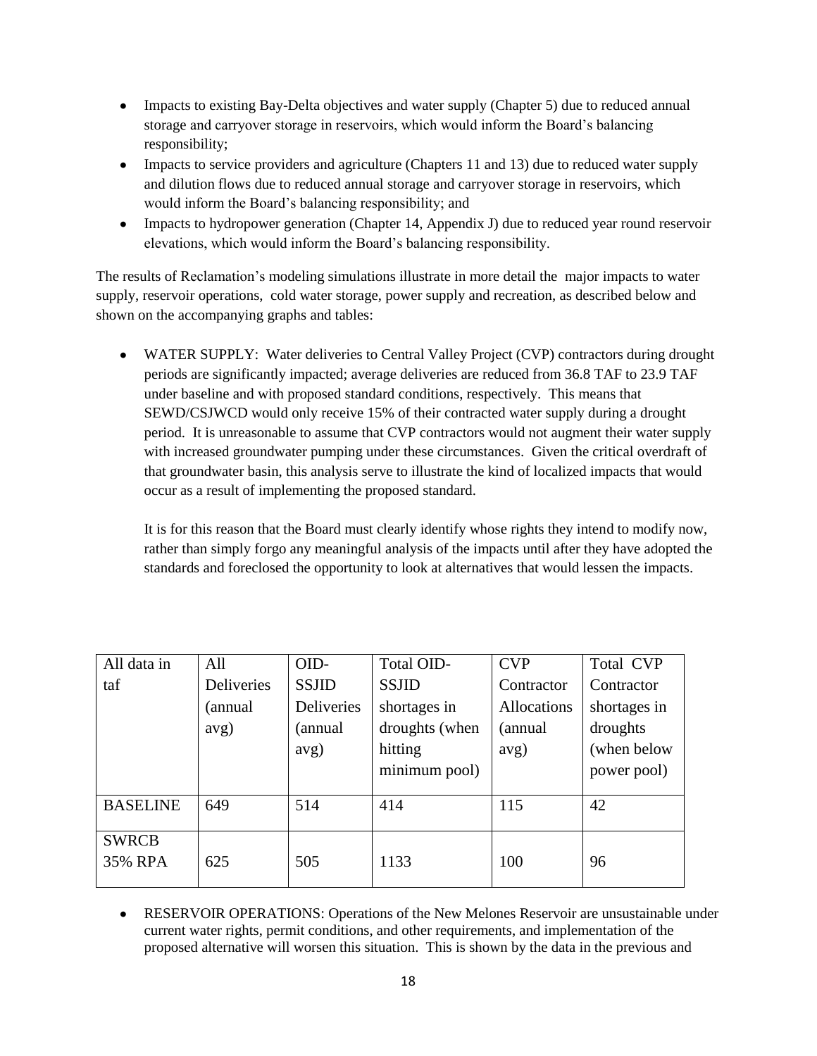- Impacts to existing Bay-Delta objectives and water supply (Chapter 5) due to reduced annual storage and carryover storage in reservoirs, which would inform the Board's balancing responsibility;
- Impacts to service providers and agriculture (Chapters 11 and 13) due to reduced water supply and dilution flows due to reduced annual storage and carryover storage in reservoirs, which would inform the Board's balancing responsibility; and
- Impacts to hydropower generation (Chapter 14, Appendix J) due to reduced year round reservoir elevations, which would inform the Board's balancing responsibility.

The results of Reclamation's modeling simulations illustrate in more detail the major impacts to water supply, reservoir operations, cold water storage, power supply and recreation, as described below and shown on the accompanying graphs and tables:

- WATER SUPPLY: Water deliveries to Central Valley Project (CVP) contractors during drought periods are significantly impacted; average deliveries are reduced from 36.8 TAF to 23.9 TAF under baseline and with proposed standard conditions, respectively. This means that SEWD/CSJWCD would only receive 15% of their contracted water supply during a drought period. It is unreasonable to assume that CVP contractors would not augment their water supply with increased groundwater pumping under these circumstances. Given the critical overdraft of that groundwater basin, this analysis serve to illustrate the kind of localized impacts that would occur as a result of implementing the proposed standard.

  It is for this reason that the Board must clearly identify whose rights they intend to modify now, rather than simply forgo any meaningful analysis of the impacts until after they have adopted the standards and foreclosed the opportunity to look at alternatives that would lessen the impacts.

| All data in taf | All Deliveries (annual avg) | OID-SSJID Deliveries (annual avg) | Total OID-SSJID shortages in droughts (when hitting minimum pool) | CVP Contractor Allocations (annual avg) | Total CVP Contractor shortages in droughts (when below power pool) |
|---|---|---|---|---|---|
| BASELINE | 649 | 514 | 414 | 115 | 42 |
| SWRCB 35% RPA | 625 | 505 | 1133 | 100 | 96 |

- RESERVOIR OPERATIONS: Operations of the New Melones Reservoir are unsustainable under current water rights, permit conditions, and other requirements, and implementation of the proposed alternative will worsen this situation. This is shown by the data in the previous and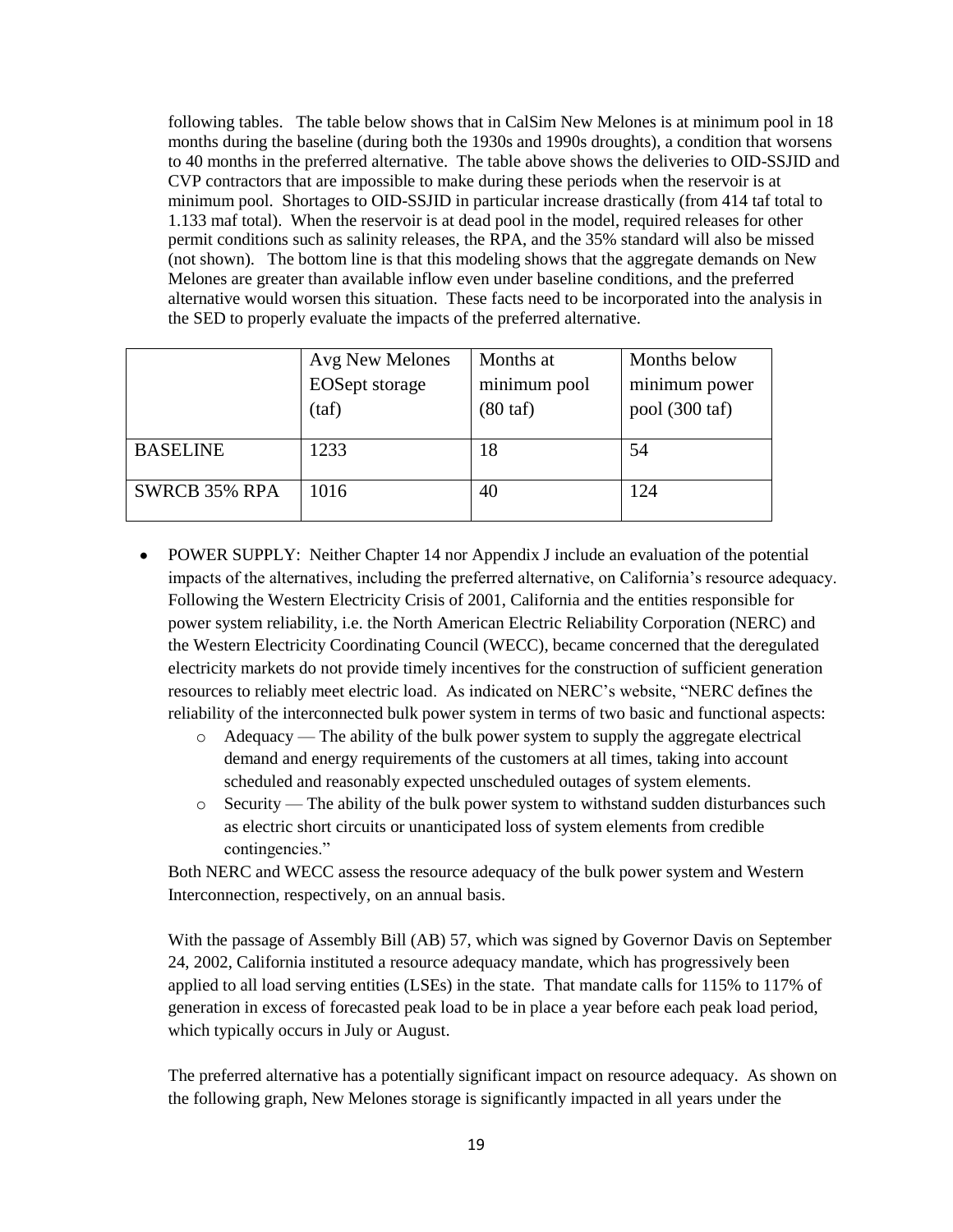following tables. The table below shows that in CalSim New Melones is at minimum pool in 18 months during the baseline (during both the 1930s and 1990s droughts), a condition that worsens to 40 months in the preferred alternative. The table above shows the deliveries to OID-SSJID and CVP contractors that are impossible to make during these periods when the reservoir is at minimum pool. Shortages to OID-SSJID in particular increase drastically (from 414 taf total to 1.133 maf total). When the reservoir is at dead pool in the model, required releases for other permit conditions such as salinity releases, the RPA, and the 35% standard will also be missed (not shown). The bottom line is that this modeling shows that the aggregate demands on New Melones are greater than available inflow even under baseline conditions, and the preferred alternative would worsen this situation. These facts need to be incorporated into the analysis in the SED to properly evaluate the impacts of the preferred alternative.

| | Avg New Melones EOSept storage (taf) | Months at minimum pool (80 taf) | Months below minimum power pool (300 taf) |
|---|---|---|---|
| BASELINE | 1233 | 18 | 54 |
| SWRCB 35% RPA | 1016 | 40 | 124 |

- POWER SUPPLY: Neither Chapter 14 nor Appendix J include an evaluation of the potential impacts of the alternatives, including the preferred alternative, on California's resource adequacy. Following the Western Electricity Crisis of 2001, California and the entities responsible for power system reliability, i.e. the North American Electric Reliability Corporation (NERC) and the Western Electricity Coordinating Council (WECC), became concerned that the deregulated electricity markets do not provide timely incentives for the construction of sufficient generation resources to reliably meet electric load. As indicated on NERC's website, "NERC defines the reliability of the interconnected bulk power system in terms of two basic and functional aspects:
  - Adequacy — The ability of the bulk power system to supply the aggregate electrical demand and energy requirements of the customers at all times, taking into account scheduled and reasonably expected unscheduled outages of system elements.
  - Security — The ability of the bulk power system to withstand sudden disturbances such as electric short circuits or unanticipated loss of system elements from credible contingencies."

  Both NERC and WECC assess the resource adequacy of the bulk power system and Western Interconnection, respectively, on an annual basis.

  With the passage of Assembly Bill (AB) 57, which was signed by Governor Davis on September 24, 2002, California instituted a resource adequacy mandate, which has progressively been applied to all load serving entities (LSEs) in the state. That mandate calls for 115% to 117% of generation in excess of forecasted peak load to be in place a year before each peak load period, which typically occurs in July or August.

  The preferred alternative has a potentially significant impact on resource adequacy. As shown on the following graph, New Melones storage is significantly impacted in all years under the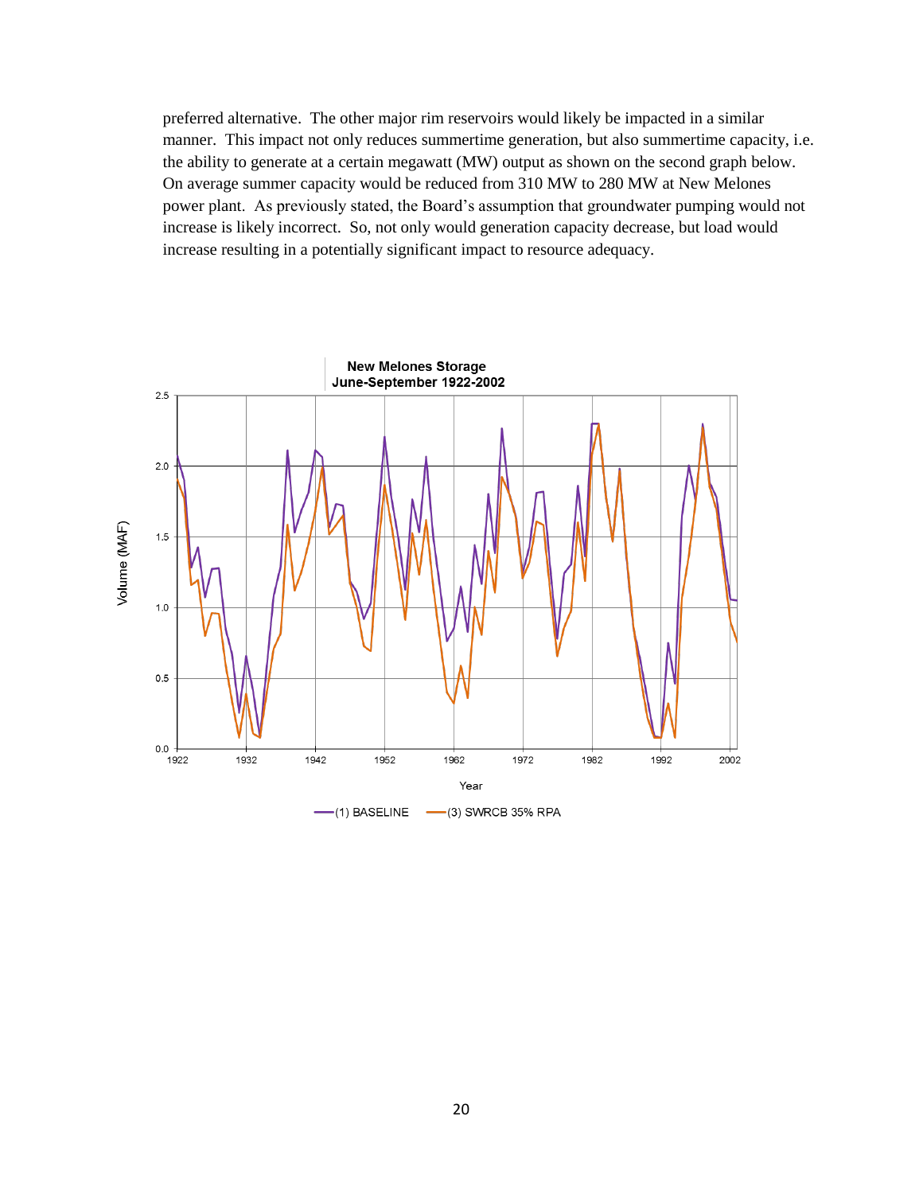preferred alternative. The other major rim reservoirs would likely be impacted in a similar manner. This impact not only reduces summertime generation, but also summertime capacity, i.e. the ability to generate at a certain megawatt (MW) output as shown on the second graph below. On average summer capacity would be reduced from 310 MW to 280 MW at New Melones power plant. As previously stated, the Board's assumption that groundwater pumping would not increase is likely incorrect. So, not only would generation capacity decrease, but load would increase resulting in a potentially significant impact to resource adequacy.

**New Melones Storage**
**June-September 1922-2002**

Volume (MAF) vs. Year

(1) BASELINE — (3) SWRCB 35% RPA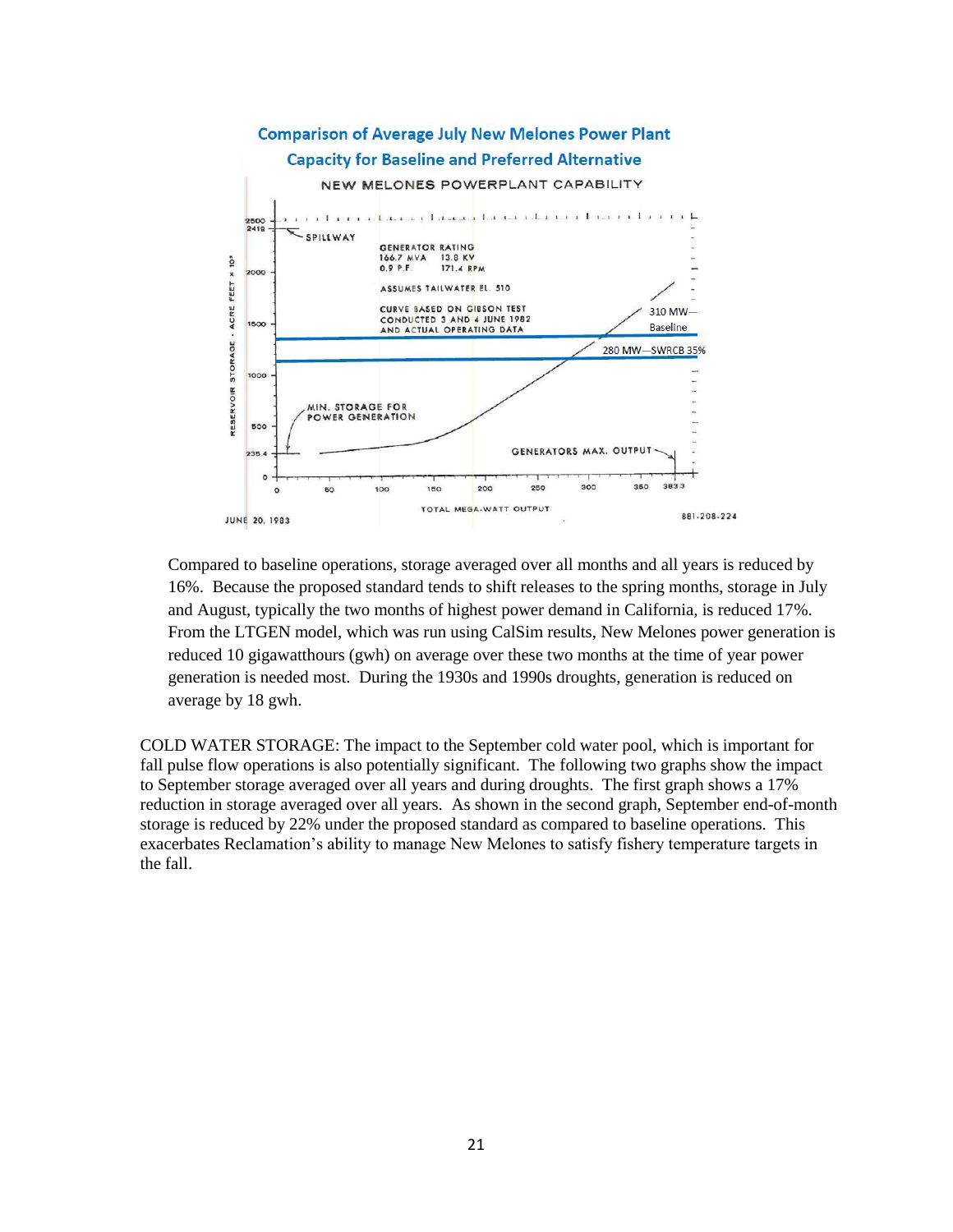**Comparison of Average July New Melones Power Plant Capacity for Baseline and Preferred Alternative**

NEW MELONES POWERPLANT CAPABILITY

SPILLWAY

GENERATOR RATING
166.7 MVA 13.8 KV
0.9 P.F. 171.4 RPM

ASSUMES TAILWATER EL. 510

CURVE BASED ON GIBSON TEST CONDUCTED 3 AND 4 JUNE 1982 AND ACTUAL OPERATING DATA

310 MW—Baseline

280 MW—SWRCB 35%

MIN. STORAGE FOR POWER GENERATION

GENERATORS MAX. OUTPUT

RESERVOIR STORAGE - ACRE FEET x $10^3$

TOTAL MEGA-WATT OUTPUT

JUNE 20, 1983

881-208-224

Compared to baseline operations, storage averaged over all months and all years is reduced by 16%. Because the proposed standard tends to shift releases to the spring months, storage in July and August, typically the two months of highest power demand in California, is reduced 17%. From the LTGEN model, which was run using CalSim results, New Melones power generation is reduced 10 gigawatthours (gwh) on average over these two months at the time of year power generation is needed most. During the 1930s and 1990s droughts, generation is reduced on average by 18 gwh.

COLD WATER STORAGE: The impact to the September cold water pool, which is important for fall pulse flow operations is also potentially significant. The following two graphs show the impact to September storage averaged over all years and during droughts. The first graph shows a 17% reduction in storage averaged over all years. As shown in the second graph, September end-of-month storage is reduced by 22% under the proposed standard as compared to baseline operations. This exacerbates Reclamation's ability to manage New Melones to satisfy fishery temperature targets in the fall.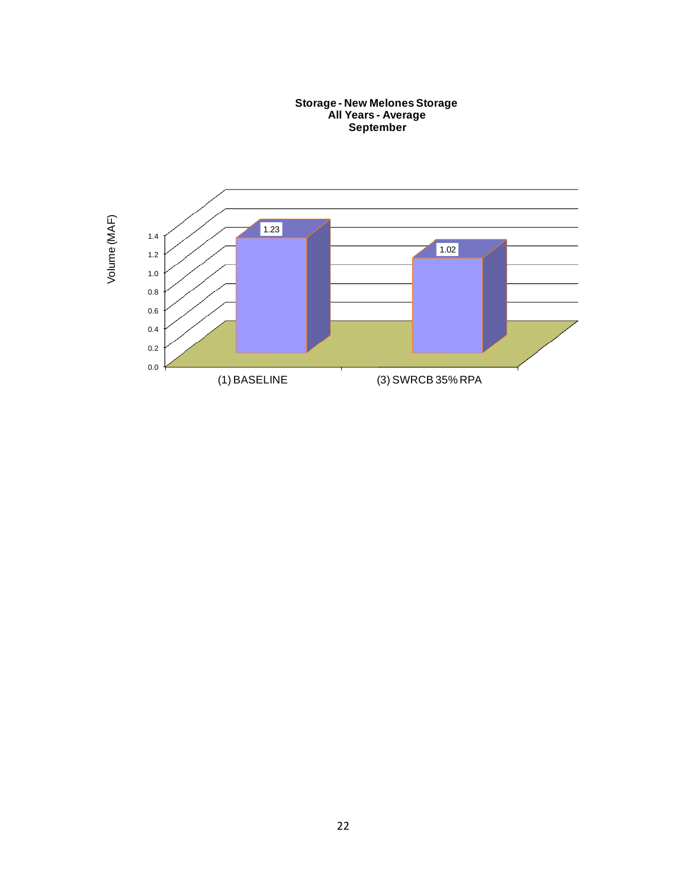**Storage - New Melones Storage**
**All Years - Average**
**September**

| | Volume (MAF) |
|---|---|
| (1) BASELINE | 1.23 |
| (3) SWRCB 35% RPA | 1.02 |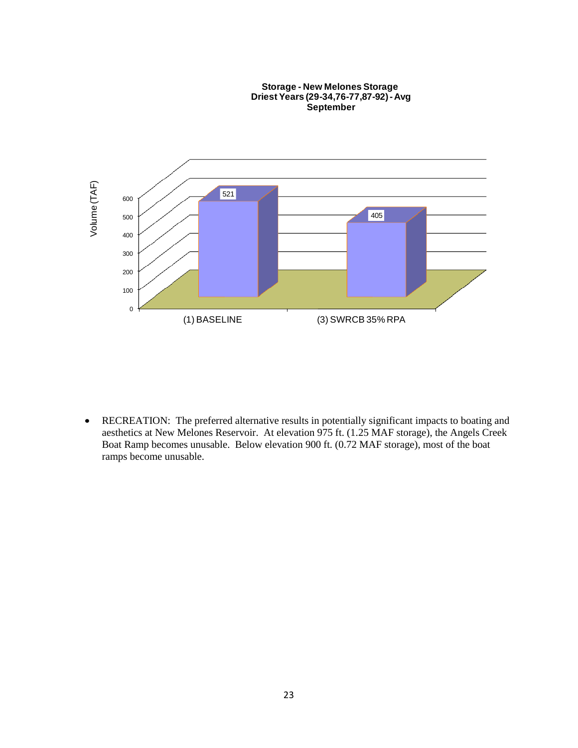**Storage - New Melones Storage**
**Driest Years (29-34,76-77,87-92) - Avg**
**September**

| | (1) BASELINE | (3) SWRCB 35% RPA |
|---|---|---|
| Volume (TAF) | 521 | 405 |

- RECREATION: The preferred alternative results in potentially significant impacts to boating and aesthetics at New Melones Reservoir. At elevation 975 ft. (1.25 MAF storage), the Angels Creek Boat Ramp becomes unusable. Below elevation 900 ft. (0.72 MAF storage), most of the boat ramps become unusable.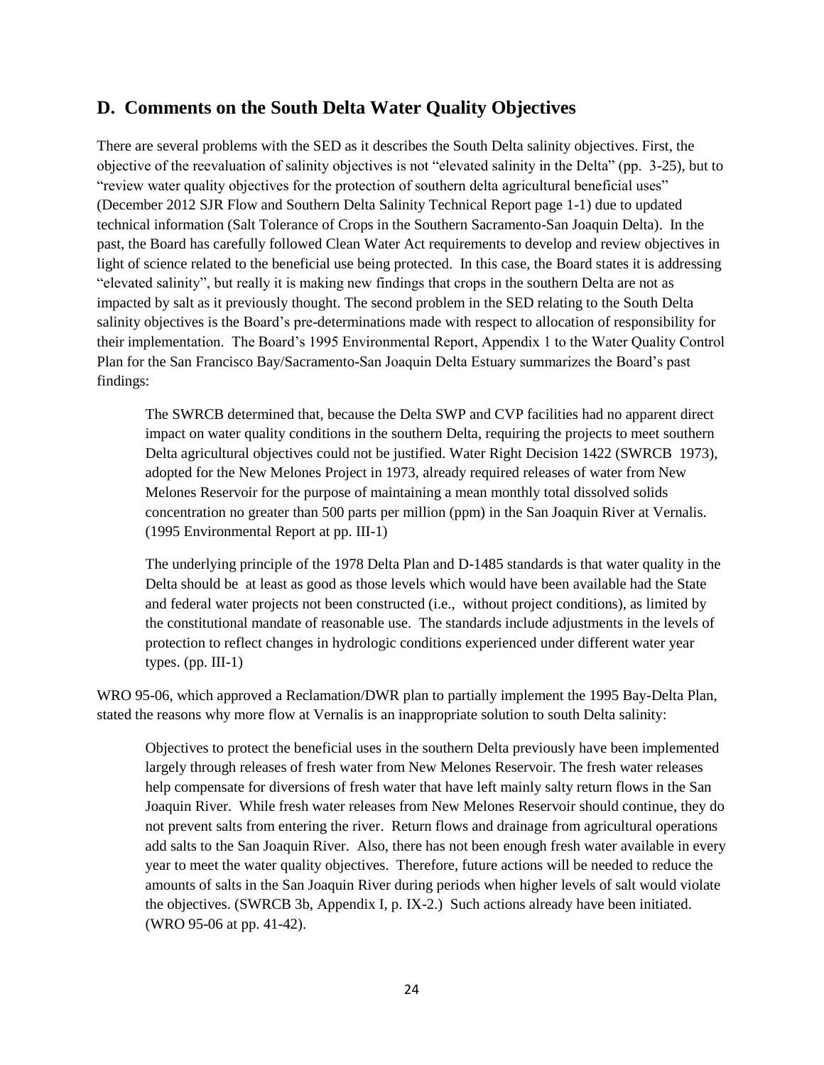## D. Comments on the South Delta Water Quality Objectives

There are several problems with the SED as it describes the South Delta salinity objectives. First, the objective of the reevaluation of salinity objectives is not "elevated salinity in the Delta" (pp. 3-25), but to "review water quality objectives for the protection of southern delta agricultural beneficial uses" (December 2012 SJR Flow and Southern Delta Salinity Technical Report page 1-1) due to updated technical information (Salt Tolerance of Crops in the Southern Sacramento-San Joaquin Delta). In the past, the Board has carefully followed Clean Water Act requirements to develop and review objectives in light of science related to the beneficial use being protected. In this case, the Board states it is addressing "elevated salinity", but really it is making new findings that crops in the southern Delta are not as impacted by salt as it previously thought. The second problem in the SED relating to the South Delta salinity objectives is the Board's pre-determinations made with respect to allocation of responsibility for their implementation. The Board's 1995 Environmental Report, Appendix 1 to the Water Quality Control Plan for the San Francisco Bay/Sacramento-San Joaquin Delta Estuary summarizes the Board's past findings:

> The SWRCB determined that, because the Delta SWP and CVP facilities had no apparent direct impact on water quality conditions in the southern Delta, requiring the projects to meet southern Delta agricultural objectives could not be justified. Water Right Decision 1422 (SWRCB 1973), adopted for the New Melones Project in 1973, already required releases of water from New Melones Reservoir for the purpose of maintaining a mean monthly total dissolved solids concentration no greater than 500 parts per million (ppm) in the San Joaquin River at Vernalis. (1995 Environmental Report at pp. III-1)
>
> The underlying principle of the 1978 Delta Plan and D-1485 standards is that water quality in the Delta should be at least as good as those levels which would have been available had the State and federal water projects not been constructed (i.e., without project conditions), as limited by the constitutional mandate of reasonable use. The standards include adjustments in the levels of protection to reflect changes in hydrologic conditions experienced under different water year types. (pp. III-1)

WRO 95-06, which approved a Reclamation/DWR plan to partially implement the 1995 Bay-Delta Plan, stated the reasons why more flow at Vernalis is an inappropriate solution to south Delta salinity:

> Objectives to protect the beneficial uses in the southern Delta previously have been implemented largely through releases of fresh water from New Melones Reservoir. The fresh water releases help compensate for diversions of fresh water that have left mainly salty return flows in the San Joaquin River. While fresh water releases from New Melones Reservoir should continue, they do not prevent salts from entering the river. Return flows and drainage from agricultural operations add salts to the San Joaquin River. Also, there has not been enough fresh water available in every year to meet the water quality objectives. Therefore, future actions will be needed to reduce the amounts of salts in the San Joaquin River during periods when higher levels of salt would violate the objectives. (SWRCB 3b, Appendix I, p. IX-2.) Such actions already have been initiated. (WRO 95-06 at pp. 41-42).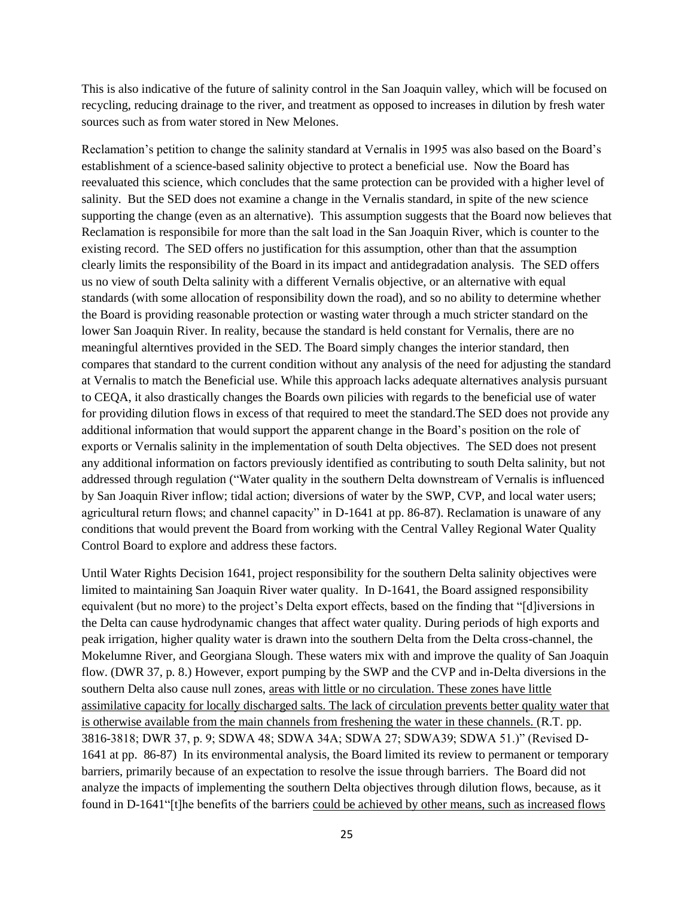This is also indicative of the future of salinity control in the San Joaquin valley, which will be focused on recycling, reducing drainage to the river, and treatment as opposed to increases in dilution by fresh water sources such as from water stored in New Melones.

Reclamation's petition to change the salinity standard at Vernalis in 1995 was also based on the Board's establishment of a science-based salinity objective to protect a beneficial use. Now the Board has reevaluated this science, which concludes that the same protection can be provided with a higher level of salinity. But the SED does not examine a change in the Vernalis standard, in spite of the new science supporting the change (even as an alternative). This assumption suggests that the Board now believes that Reclamation is responsibile for more than the salt load in the San Joaquin River, which is counter to the existing record. The SED offers no justification for this assumption, other than that the assumption clearly limits the responsibility of the Board in its impact and antidegradation analysis. The SED offers us no view of south Delta salinity with a different Vernalis objective, or an alternative with equal standards (with some allocation of responsibility down the road), and so no ability to determine whether the Board is providing reasonable protection or wasting water through a much stricter standard on the lower San Joaquin River. In reality, because the standard is held constant for Vernalis, there are no meaningful alterntives provided in the SED. The Board simply changes the interior standard, then compares that standard to the current condition without any analysis of the need for adjusting the standard at Vernalis to match the Beneficial use. While this approach lacks adequate alternatives analysis pursuant to CEQA, it also drastically changes the Boards own pilicies with regards to the beneficial use of water for providing dilution flows in excess of that required to meet the standard.The SED does not provide any additional information that would support the apparent change in the Board's position on the role of exports or Vernalis salinity in the implementation of south Delta objectives. The SED does not present any additional information on factors previously identified as contributing to south Delta salinity, but not addressed through regulation ("Water quality in the southern Delta downstream of Vernalis is influenced by San Joaquin River inflow; tidal action; diversions of water by the SWP, CVP, and local water users; agricultural return flows; and channel capacity" in D-1641 at pp. 86-87). Reclamation is unaware of any conditions that would prevent the Board from working with the Central Valley Regional Water Quality Control Board to explore and address these factors.

Until Water Rights Decision 1641, project responsibility for the southern Delta salinity objectives were limited to maintaining San Joaquin River water quality. In D-1641, the Board assigned responsibility equivalent (but no more) to the project's Delta export effects, based on the finding that "[d]iversions in the Delta can cause hydrodynamic changes that affect water quality. During periods of high exports and peak irrigation, higher quality water is drawn into the southern Delta from the Delta cross-channel, the Mokelumne River, and Georgiana Slough. These waters mix with and improve the quality of San Joaquin flow. (DWR 37, p. 8.) However, export pumping by the SWP and the CVP and in-Delta diversions in the southern Delta also cause null zones, <u>areas with little or no circulation. These zones have little assimilative capacity for locally discharged salts. The lack of circulation prevents better quality water that is otherwise available from the main channels from freshening the water in these channels.</u> (R.T. pp. 3816-3818; DWR 37, p. 9; SDWA 48; SDWA 34A; SDWA 27; SDWA39; SDWA 51.)" (Revised D-1641 at pp. 86-87) In its environmental analysis, the Board limited its review to permanent or temporary barriers, primarily because of an expectation to resolve the issue through barriers. The Board did not analyze the impacts of implementing the southern Delta objectives through dilution flows, because, as it found in D-1641"[t]he benefits of the barriers <u>could be achieved by other means, such as increased flows</u>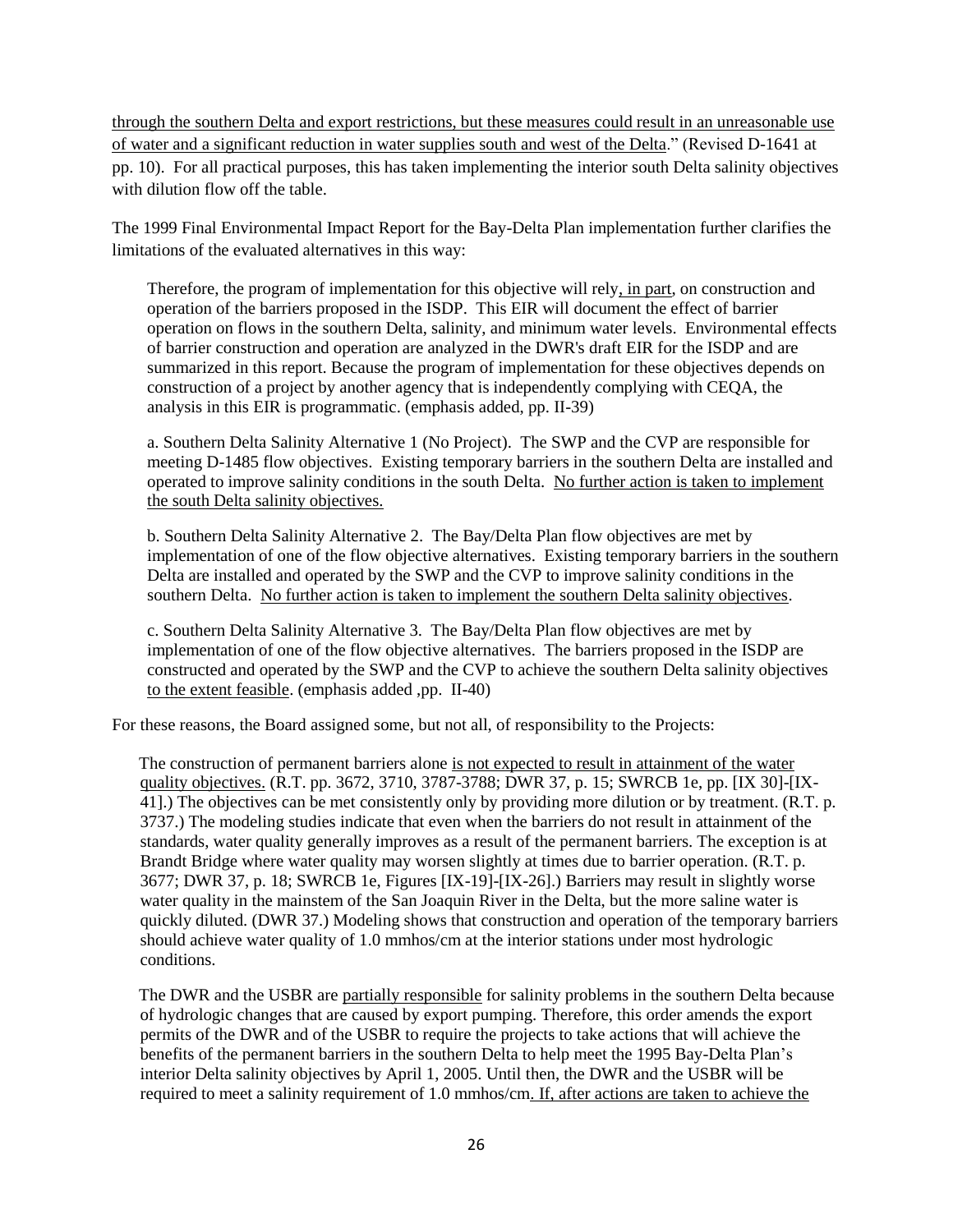through the southern Delta and export restrictions, but these measures could result in an unreasonable use of water and a significant reduction in water supplies south and west of the Delta." (Revised D-1641 at pp. 10). For all practical purposes, this has taken implementing the interior south Delta salinity objectives with dilution flow off the table.

The 1999 Final Environmental Impact Report for the Bay-Delta Plan implementation further clarifies the limitations of the evaluated alternatives in this way:

> Therefore, the program of implementation for this objective will rely, in part, on construction and operation of the barriers proposed in the ISDP. This EIR will document the effect of barrier operation on flows in the southern Delta, salinity, and minimum water levels. Environmental effects of barrier construction and operation are analyzed in the DWR's draft EIR for the ISDP and are summarized in this report. Because the program of implementation for these objectives depends on construction of a project by another agency that is independently complying with CEQA, the analysis in this EIR is programmatic. (emphasis added, pp. II-39)
>
> a. Southern Delta Salinity Alternative 1 (No Project). The SWP and the CVP are responsible for meeting D-1485 flow objectives. Existing temporary barriers in the southern Delta are installed and operated to improve salinity conditions in the south Delta. No further action is taken to implement the south Delta salinity objectives.
>
> b. Southern Delta Salinity Alternative 2. The Bay/Delta Plan flow objectives are met by implementation of one of the flow objective alternatives. Existing temporary barriers in the southern Delta are installed and operated by the SWP and the CVP to improve salinity conditions in the southern Delta. No further action is taken to implement the southern Delta salinity objectives.
>
> c. Southern Delta Salinity Alternative 3. The Bay/Delta Plan flow objectives are met by implementation of one of the flow objective alternatives. The barriers proposed in the ISDP are constructed and operated by the SWP and the CVP to achieve the southern Delta salinity objectives to the extent feasible. (emphasis added ,pp. II-40)

For these reasons, the Board assigned some, but not all, of responsibility to the Projects:

> The construction of permanent barriers alone is not expected to result in attainment of the water quality objectives. (R.T. pp. 3672, 3710, 3787-3788; DWR 37, p. 15; SWRCB 1e, pp. [IX 30]-[IX-41].) The objectives can be met consistently only by providing more dilution or by treatment. (R.T. p. 3737.) The modeling studies indicate that even when the barriers do not result in attainment of the standards, water quality generally improves as a result of the permanent barriers. The exception is at Brandt Bridge where water quality may worsen slightly at times due to barrier operation. (R.T. p. 3677; DWR 37, p. 18; SWRCB 1e, Figures [IX-19]-[IX-26].) Barriers may result in slightly worse water quality in the mainstem of the San Joaquin River in the Delta, but the more saline water is quickly diluted. (DWR 37.) Modeling shows that construction and operation of the temporary barriers should achieve water quality of 1.0 mmhos/cm at the interior stations under most hydrologic conditions.
>
> The DWR and the USBR are partially responsible for salinity problems in the southern Delta because of hydrologic changes that are caused by export pumping. Therefore, this order amends the export permits of the DWR and of the USBR to require the projects to take actions that will achieve the benefits of the permanent barriers in the southern Delta to help meet the 1995 Bay-Delta Plan's interior Delta salinity objectives by April 1, 2005. Until then, the DWR and the USBR will be required to meet a salinity requirement of 1.0 mmhos/cm. If, after actions are taken to achieve the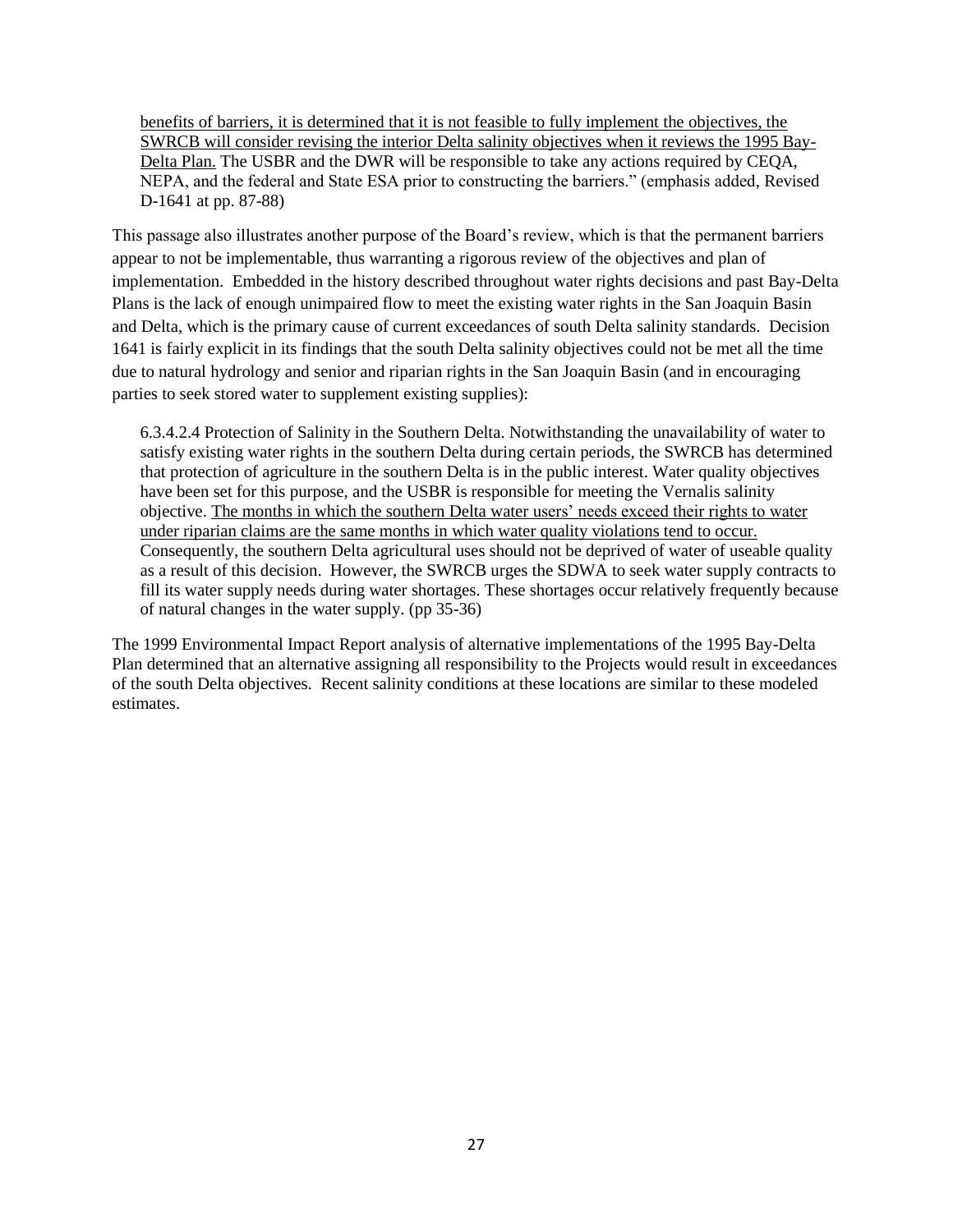> benefits of barriers, it is determined that it is not feasible to fully implement the objectives, the SWRCB will consider revising the interior Delta salinity objectives when it reviews the 1995 Bay-Delta Plan. The USBR and the DWR will be responsible to take any actions required by CEQA, NEPA, and the federal and State ESA prior to constructing the barriers." (emphasis added, Revised D-1641 at pp. 87-88)

This passage also illustrates another purpose of the Board's review, which is that the permanent barriers appear to not be implementable, thus warranting a rigorous review of the objectives and plan of implementation. Embedded in the history described throughout water rights decisions and past Bay-Delta Plans is the lack of enough unimpaired flow to meet the existing water rights in the San Joaquin Basin and Delta, which is the primary cause of current exceedances of south Delta salinity standards. Decision 1641 is fairly explicit in its findings that the south Delta salinity objectives could not be met all the time due to natural hydrology and senior and riparian rights in the San Joaquin Basin (and in encouraging parties to seek stored water to supplement existing supplies):

> 6.3.4.2.4 Protection of Salinity in the Southern Delta. Notwithstanding the unavailability of water to satisfy existing water rights in the southern Delta during certain periods, the SWRCB has determined that protection of agriculture in the southern Delta is in the public interest. Water quality objectives have been set for this purpose, and the USBR is responsible for meeting the Vernalis salinity objective. The months in which the southern Delta water users' needs exceed their rights to water under riparian claims are the same months in which water quality violations tend to occur. Consequently, the southern Delta agricultural uses should not be deprived of water of useable quality as a result of this decision. However, the SWRCB urges the SDWA to seek water supply contracts to fill its water supply needs during water shortages. These shortages occur relatively frequently because of natural changes in the water supply. (pp 35-36)

The 1999 Environmental Impact Report analysis of alternative implementations of the 1995 Bay-Delta Plan determined that an alternative assigning all responsibility to the Projects would result in exceedances of the south Delta objectives. Recent salinity conditions at these locations are similar to these modeled estimates.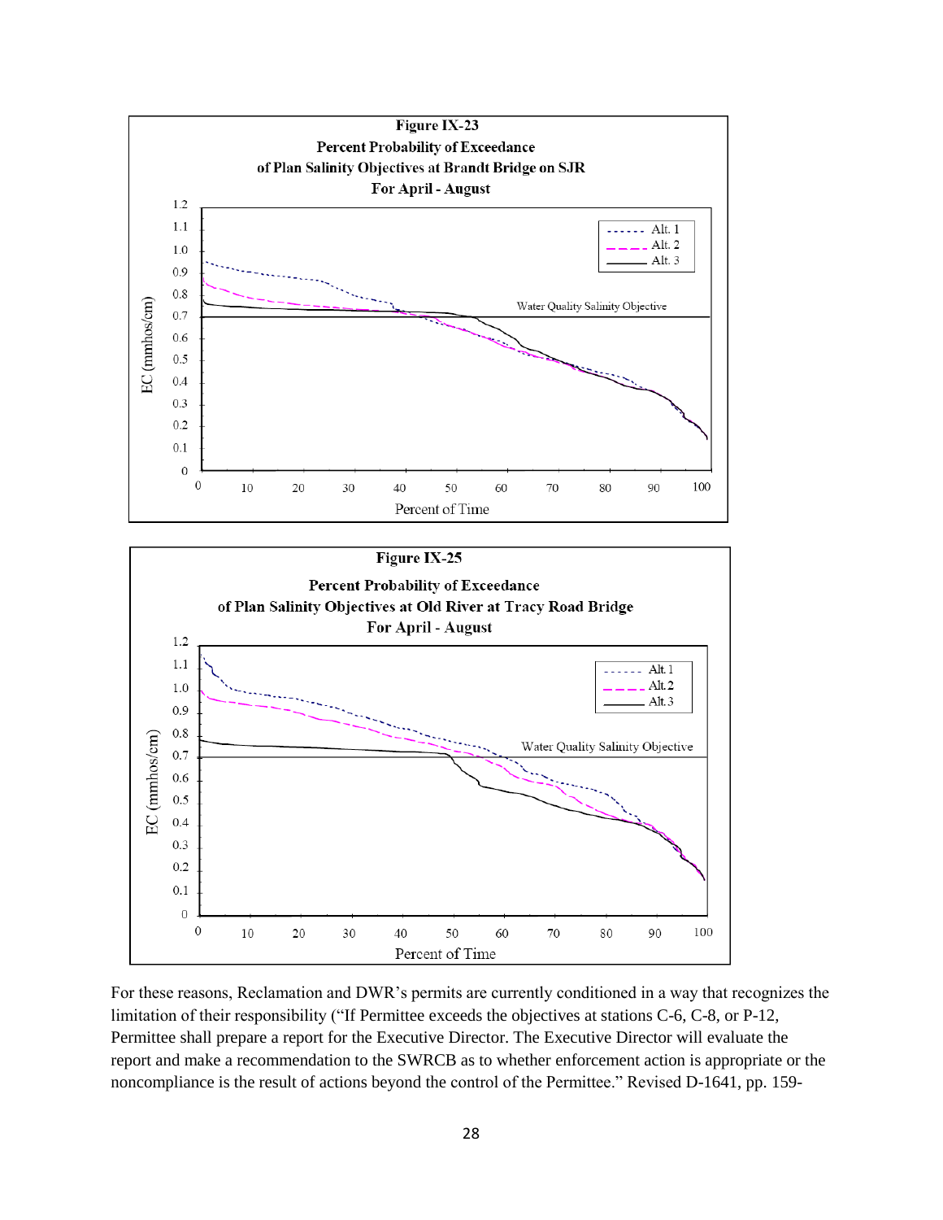**Figure IX-23**

**Percent Probability of Exceedance**

**of Plan Salinity Objectives at Brandt Bridge on SJR**

**For April - August**

**Figure IX-25**

**Percent Probability of Exceedance**

**of Plan Salinity Objectives at Old River at Tracy Road Bridge**

**For April - August**

For these reasons, Reclamation and DWR's permits are currently conditioned in a way that recognizes the limitation of their responsibility ("If Permittee exceeds the objectives at stations C-6, C-8, or P-12, Permittee shall prepare a report for the Executive Director. The Executive Director will evaluate the report and make a recommendation to the SWRCB as to whether enforcement action is appropriate or the noncompliance is the result of actions beyond the control of the Permittee." Revised D-1641, pp. 159-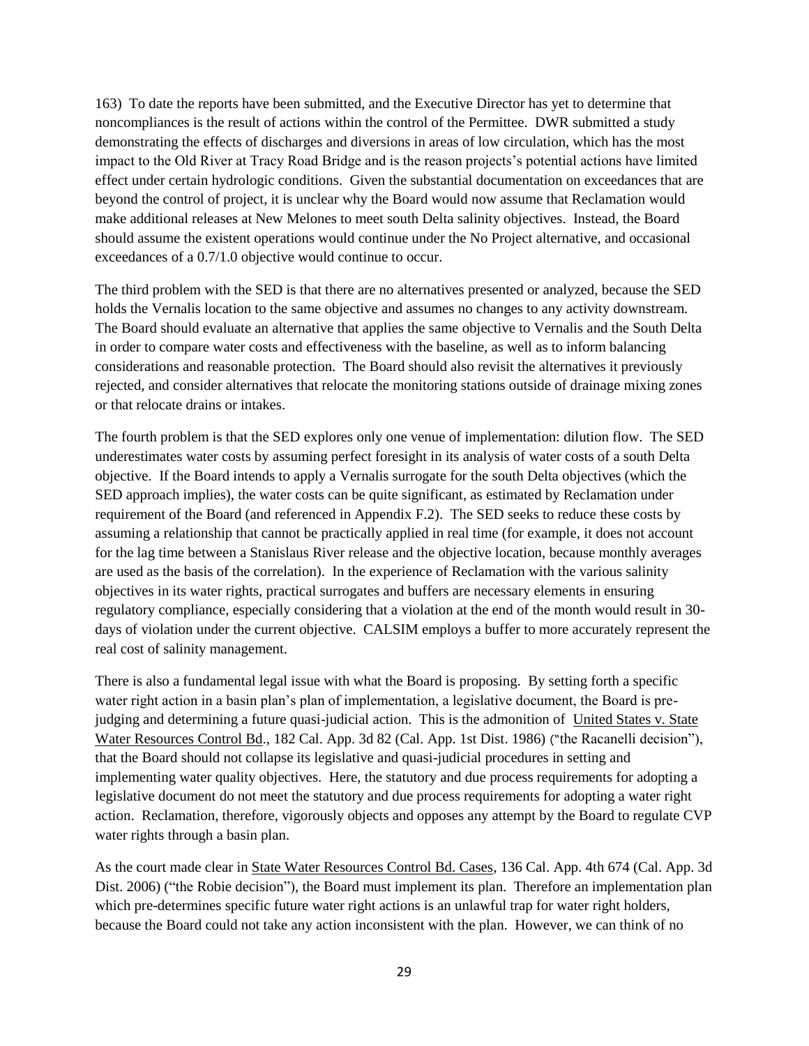163) To date the reports have been submitted, and the Executive Director has yet to determine that noncompliances is the result of actions within the control of the Permittee. DWR submitted a study demonstrating the effects of discharges and diversions in areas of low circulation, which has the most impact to the Old River at Tracy Road Bridge and is the reason projects's potential actions have limited effect under certain hydrologic conditions. Given the substantial documentation on exceedances that are beyond the control of project, it is unclear why the Board would now assume that Reclamation would make additional releases at New Melones to meet south Delta salinity objectives. Instead, the Board should assume the existent operations would continue under the No Project alternative, and occasional exceedances of a 0.7/1.0 objective would continue to occur.

The third problem with the SED is that there are no alternatives presented or analyzed, because the SED holds the Vernalis location to the same objective and assumes no changes to any activity downstream. The Board should evaluate an alternative that applies the same objective to Vernalis and the South Delta in order to compare water costs and effectiveness with the baseline, as well as to inform balancing considerations and reasonable protection. The Board should also revisit the alternatives it previously rejected, and consider alternatives that relocate the monitoring stations outside of drainage mixing zones or that relocate drains or intakes.

The fourth problem is that the SED explores only one venue of implementation: dilution flow. The SED underestimates water costs by assuming perfect foresight in its analysis of water costs of a south Delta objective. If the Board intends to apply a Vernalis surrogate for the south Delta objectives (which the SED approach implies), the water costs can be quite significant, as estimated by Reclamation under requirement of the Board (and referenced in Appendix F.2). The SED seeks to reduce these costs by assuming a relationship that cannot be practically applied in real time (for example, it does not account for the lag time between a Stanislaus River release and the objective location, because monthly averages are used as the basis of the correlation). In the experience of Reclamation with the various salinity objectives in its water rights, practical surrogates and buffers are necessary elements in ensuring regulatory compliance, especially considering that a violation at the end of the month would result in 30-days of violation under the current objective. CALSIM employs a buffer to more accurately represent the real cost of salinity management.

There is also a fundamental legal issue with what the Board is proposing. By setting forth a specific water right action in a basin plan's plan of implementation, a legislative document, the Board is pre-judging and determining a future quasi-judicial action. This is the admonition of United States v. State Water Resources Control Bd., 182 Cal. App. 3d 82 (Cal. App. 1st Dist. 1986) ("the Racanelli decision"), that the Board should not collapse its legislative and quasi-judicial procedures in setting and implementing water quality objectives. Here, the statutory and due process requirements for adopting a legislative document do not meet the statutory and due process requirements for adopting a water right action. Reclamation, therefore, vigorously objects and opposes any attempt by the Board to regulate CVP water rights through a basin plan.

As the court made clear in State Water Resources Control Bd. Cases, 136 Cal. App. 4th 674 (Cal. App. 3d Dist. 2006) ("the Robie decision"), the Board must implement its plan. Therefore an implementation plan which pre-determines specific future water right actions is an unlawful trap for water right holders, because the Board could not take any action inconsistent with the plan. However, we can think of no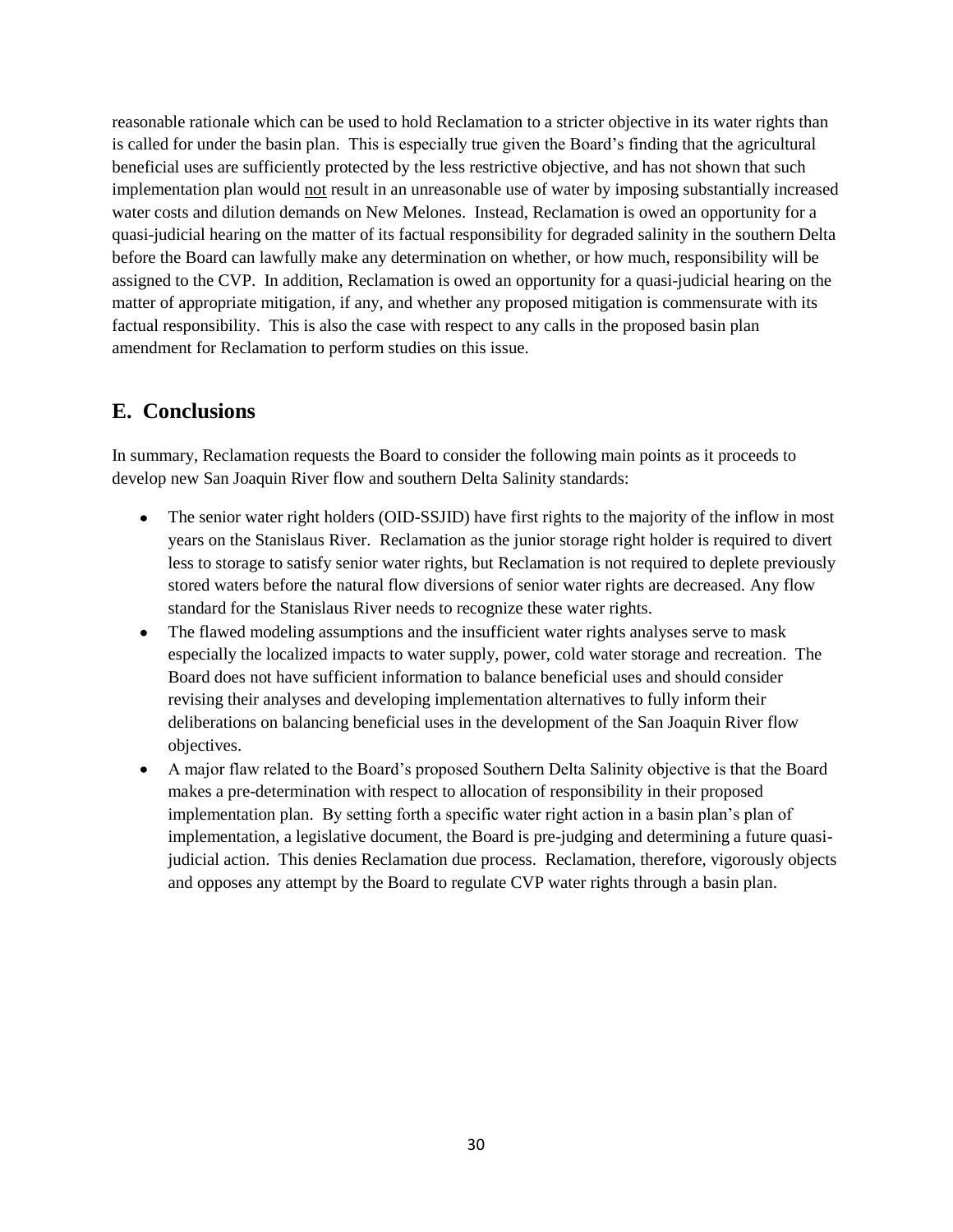reasonable rationale which can be used to hold Reclamation to a stricter objective in its water rights than is called for under the basin plan. This is especially true given the Board's finding that the agricultural beneficial uses are sufficiently protected by the less restrictive objective, and has not shown that such implementation plan would not result in an unreasonable use of water by imposing substantially increased water costs and dilution demands on New Melones. Instead, Reclamation is owed an opportunity for a quasi-judicial hearing on the matter of its factual responsibility for degraded salinity in the southern Delta before the Board can lawfully make any determination on whether, or how much, responsibility will be assigned to the CVP. In addition, Reclamation is owed an opportunity for a quasi-judicial hearing on the matter of appropriate mitigation, if any, and whether any proposed mitigation is commensurate with its factual responsibility. This is also the case with respect to any calls in the proposed basin plan amendment for Reclamation to perform studies on this issue.

## E. Conclusions

In summary, Reclamation requests the Board to consider the following main points as it proceeds to develop new San Joaquin River flow and southern Delta Salinity standards:

- The senior water right holders (OID-SSJID) have first rights to the majority of the inflow in most years on the Stanislaus River. Reclamation as the junior storage right holder is required to divert less to storage to satisfy senior water rights, but Reclamation is not required to deplete previously stored waters before the natural flow diversions of senior water rights are decreased. Any flow standard for the Stanislaus River needs to recognize these water rights.
- The flawed modeling assumptions and the insufficient water rights analyses serve to mask especially the localized impacts to water supply, power, cold water storage and recreation. The Board does not have sufficient information to balance beneficial uses and should consider revising their analyses and developing implementation alternatives to fully inform their deliberations on balancing beneficial uses in the development of the San Joaquin River flow objectives.
- A major flaw related to the Board's proposed Southern Delta Salinity objective is that the Board makes a pre-determination with respect to allocation of responsibility in their proposed implementation plan. By setting forth a specific water right action in a basin plan's plan of implementation, a legislative document, the Board is pre-judging and determining a future quasi-judicial action. This denies Reclamation due process. Reclamation, therefore, vigorously objects and opposes any attempt by the Board to regulate CVP water rights through a basin plan.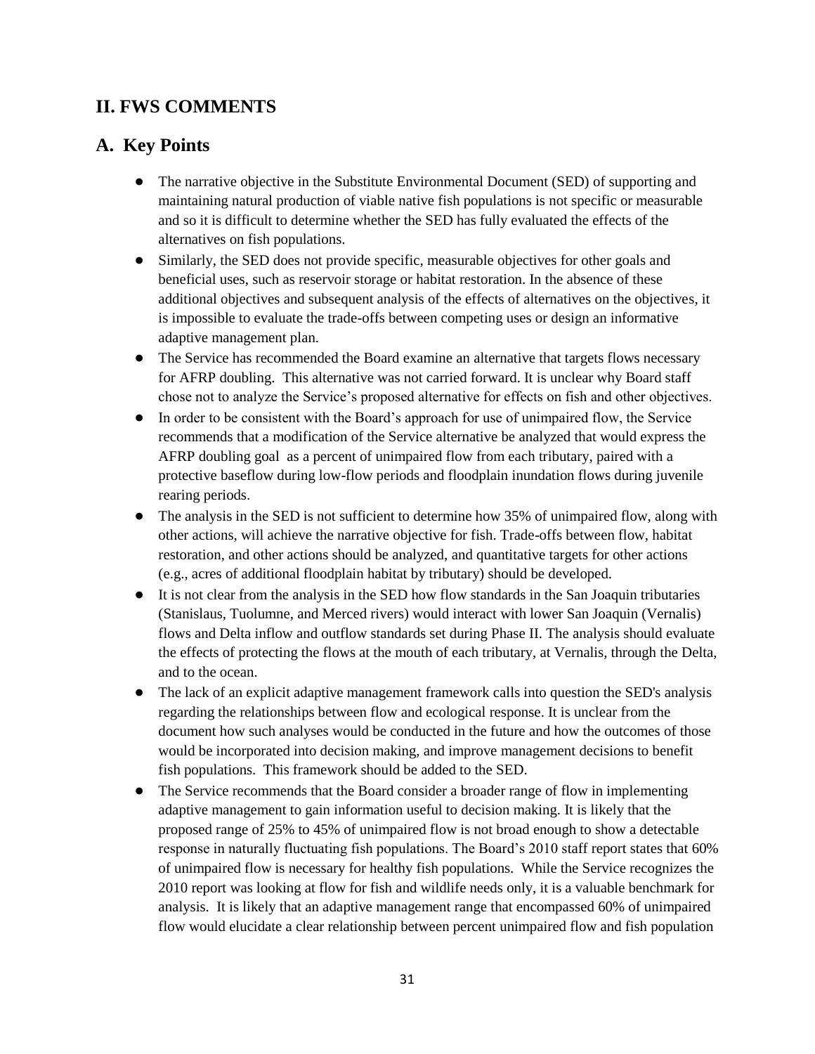## II. FWS COMMENTS

## A. Key Points

- The narrative objective in the Substitute Environmental Document (SED) of supporting and maintaining natural production of viable native fish populations is not specific or measurable and so it is difficult to determine whether the SED has fully evaluated the effects of the alternatives on fish populations.
- Similarly, the SED does not provide specific, measurable objectives for other goals and beneficial uses, such as reservoir storage or habitat restoration. In the absence of these additional objectives and subsequent analysis of the effects of alternatives on the objectives, it is impossible to evaluate the trade-offs between competing uses or design an informative adaptive management plan.
- The Service has recommended the Board examine an alternative that targets flows necessary for AFRP doubling. This alternative was not carried forward. It is unclear why Board staff chose not to analyze the Service's proposed alternative for effects on fish and other objectives.
- In order to be consistent with the Board's approach for use of unimpaired flow, the Service recommends that a modification of the Service alternative be analyzed that would express the AFRP doubling goal as a percent of unimpaired flow from each tributary, paired with a protective baseflow during low-flow periods and floodplain inundation flows during juvenile rearing periods.
- The analysis in the SED is not sufficient to determine how 35% of unimpaired flow, along with other actions, will achieve the narrative objective for fish. Trade-offs between flow, habitat restoration, and other actions should be analyzed, and quantitative targets for other actions (e.g., acres of additional floodplain habitat by tributary) should be developed.
- It is not clear from the analysis in the SED how flow standards in the San Joaquin tributaries (Stanislaus, Tuolumne, and Merced rivers) would interact with lower San Joaquin (Vernalis) flows and Delta inflow and outflow standards set during Phase II. The analysis should evaluate the effects of protecting the flows at the mouth of each tributary, at Vernalis, through the Delta, and to the ocean.
- The lack of an explicit adaptive management framework calls into question the SED's analysis regarding the relationships between flow and ecological response. It is unclear from the document how such analyses would be conducted in the future and how the outcomes of those would be incorporated into decision making, and improve management decisions to benefit fish populations. This framework should be added to the SED.
- The Service recommends that the Board consider a broader range of flow in implementing adaptive management to gain information useful to decision making. It is likely that the proposed range of 25% to 45% of unimpaired flow is not broad enough to show a detectable response in naturally fluctuating fish populations. The Board's 2010 staff report states that 60% of unimpaired flow is necessary for healthy fish populations. While the Service recognizes the 2010 report was looking at flow for fish and wildlife needs only, it is a valuable benchmark for analysis. It is likely that an adaptive management range that encompassed 60% of unimpaired flow would elucidate a clear relationship between percent unimpaired flow and fish population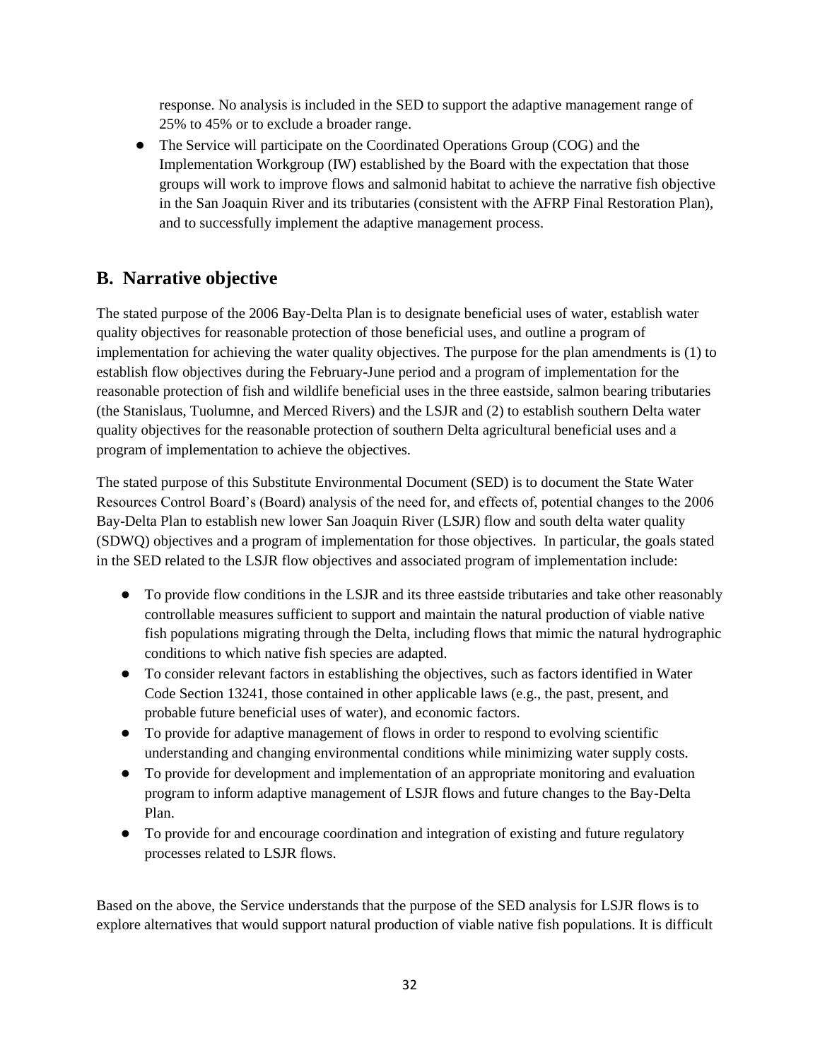response. No analysis is included in the SED to support the adaptive management range of 25% to 45% or to exclude a broader range.

- The Service will participate on the Coordinated Operations Group (COG) and the Implementation Workgroup (IW) established by the Board with the expectation that those groups will work to improve flows and salmonid habitat to achieve the narrative fish objective in the San Joaquin River and its tributaries (consistent with the AFRP Final Restoration Plan), and to successfully implement the adaptive management process.

## B. Narrative objective

The stated purpose of the 2006 Bay-Delta Plan is to designate beneficial uses of water, establish water quality objectives for reasonable protection of those beneficial uses, and outline a program of implementation for achieving the water quality objectives. The purpose for the plan amendments is (1) to establish flow objectives during the February-June period and a program of implementation for the reasonable protection of fish and wildlife beneficial uses in the three eastside, salmon bearing tributaries (the Stanislaus, Tuolumne, and Merced Rivers) and the LSJR and (2) to establish southern Delta water quality objectives for the reasonable protection of southern Delta agricultural beneficial uses and a program of implementation to achieve the objectives.

The stated purpose of this Substitute Environmental Document (SED) is to document the State Water Resources Control Board's (Board) analysis of the need for, and effects of, potential changes to the 2006 Bay-Delta Plan to establish new lower San Joaquin River (LSJR) flow and south delta water quality (SDWQ) objectives and a program of implementation for those objectives. In particular, the goals stated in the SED related to the LSJR flow objectives and associated program of implementation include:

- To provide flow conditions in the LSJR and its three eastside tributaries and take other reasonably controllable measures sufficient to support and maintain the natural production of viable native fish populations migrating through the Delta, including flows that mimic the natural hydrographic conditions to which native fish species are adapted.
- To consider relevant factors in establishing the objectives, such as factors identified in Water Code Section 13241, those contained in other applicable laws (e.g., the past, present, and probable future beneficial uses of water), and economic factors.
- To provide for adaptive management of flows in order to respond to evolving scientific understanding and changing environmental conditions while minimizing water supply costs.
- To provide for development and implementation of an appropriate monitoring and evaluation program to inform adaptive management of LSJR flows and future changes to the Bay-Delta Plan.
- To provide for and encourage coordination and integration of existing and future regulatory processes related to LSJR flows.

Based on the above, the Service understands that the purpose of the SED analysis for LSJR flows is to explore alternatives that would support natural production of viable native fish populations. It is difficult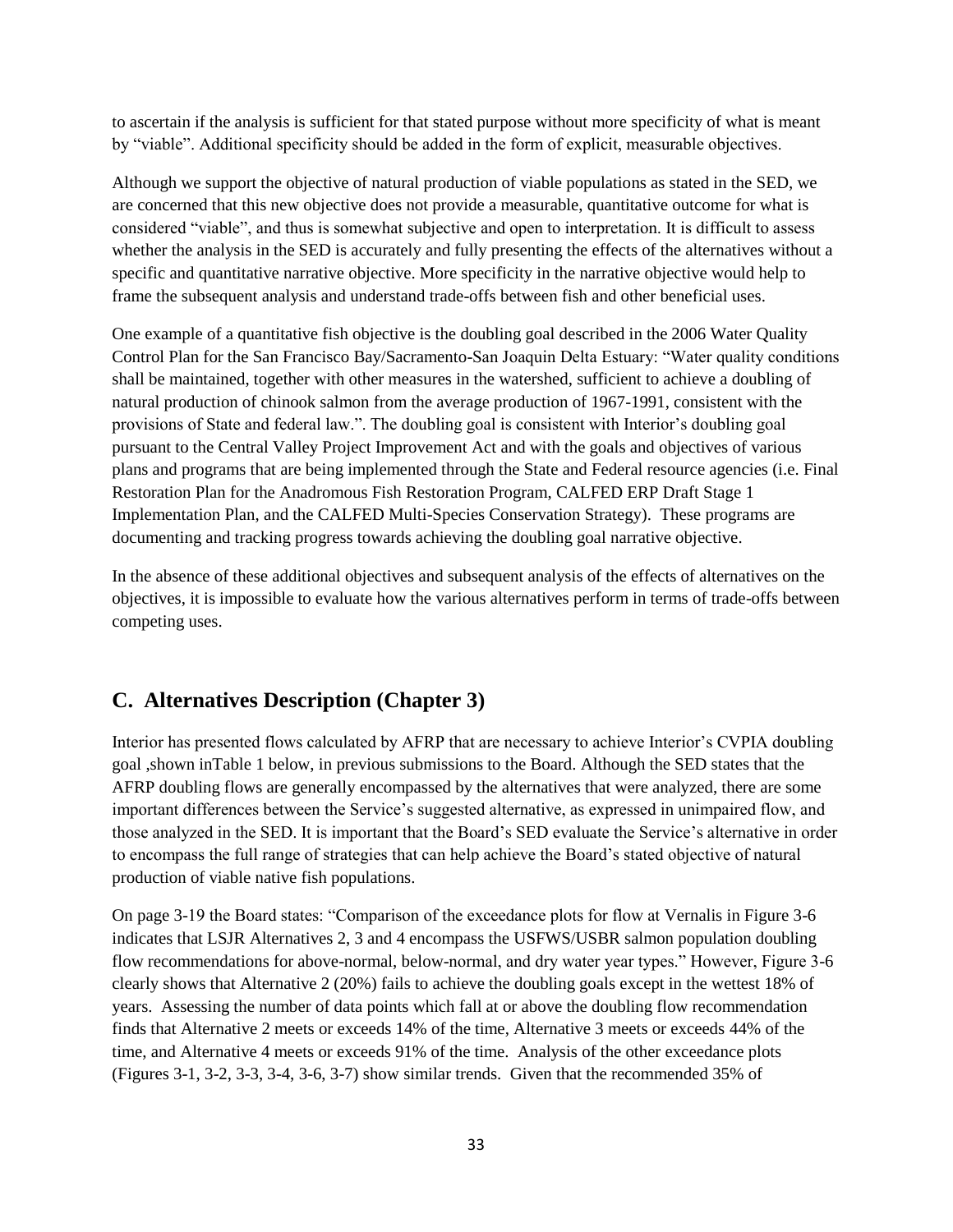to ascertain if the analysis is sufficient for that stated purpose without more specificity of what is meant by "viable". Additional specificity should be added in the form of explicit, measurable objectives.

Although we support the objective of natural production of viable populations as stated in the SED, we are concerned that this new objective does not provide a measurable, quantitative outcome for what is considered "viable", and thus is somewhat subjective and open to interpretation. It is difficult to assess whether the analysis in the SED is accurately and fully presenting the effects of the alternatives without a specific and quantitative narrative objective. More specificity in the narrative objective would help to frame the subsequent analysis and understand trade-offs between fish and other beneficial uses.

One example of a quantitative fish objective is the doubling goal described in the 2006 Water Quality Control Plan for the San Francisco Bay/Sacramento-San Joaquin Delta Estuary: "Water quality conditions shall be maintained, together with other measures in the watershed, sufficient to achieve a doubling of natural production of chinook salmon from the average production of 1967-1991, consistent with the provisions of State and federal law.". The doubling goal is consistent with Interior's doubling goal pursuant to the Central Valley Project Improvement Act and with the goals and objectives of various plans and programs that are being implemented through the State and Federal resource agencies (i.e. Final Restoration Plan for the Anadromous Fish Restoration Program, CALFED ERP Draft Stage 1 Implementation Plan, and the CALFED Multi-Species Conservation Strategy). These programs are documenting and tracking progress towards achieving the doubling goal narrative objective.

In the absence of these additional objectives and subsequent analysis of the effects of alternatives on the objectives, it is impossible to evaluate how the various alternatives perform in terms of trade-offs between competing uses.

## C. Alternatives Description (Chapter 3)

Interior has presented flows calculated by AFRP that are necessary to achieve Interior's CVPIA doubling goal ,shown inTable 1 below, in previous submissions to the Board. Although the SED states that the AFRP doubling flows are generally encompassed by the alternatives that were analyzed, there are some important differences between the Service's suggested alternative, as expressed in unimpaired flow, and those analyzed in the SED. It is important that the Board's SED evaluate the Service's alternative in order to encompass the full range of strategies that can help achieve the Board's stated objective of natural production of viable native fish populations.

On page 3-19 the Board states: "Comparison of the exceedance plots for flow at Vernalis in Figure 3-6 indicates that LSJR Alternatives 2, 3 and 4 encompass the USFWS/USBR salmon population doubling flow recommendations for above-normal, below-normal, and dry water year types." However, Figure 3-6 clearly shows that Alternative 2 (20%) fails to achieve the doubling goals except in the wettest 18% of years. Assessing the number of data points which fall at or above the doubling flow recommendation finds that Alternative 2 meets or exceeds 14% of the time, Alternative 3 meets or exceeds 44% of the time, and Alternative 4 meets or exceeds 91% of the time. Analysis of the other exceedance plots (Figures 3-1, 3-2, 3-3, 3-4, 3-6, 3-7) show similar trends. Given that the recommended 35% of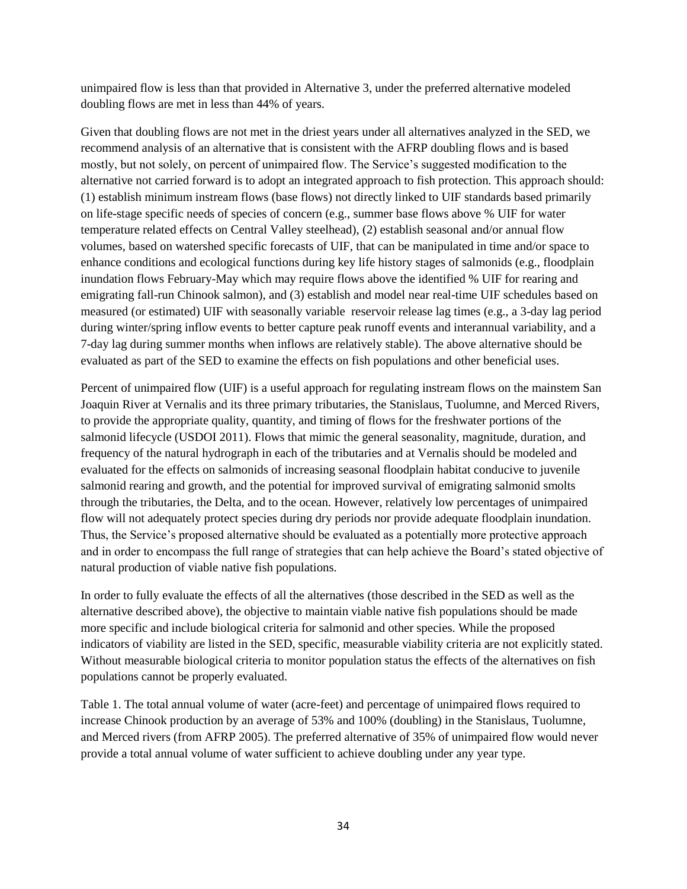unimpaired flow is less than that provided in Alternative 3, under the preferred alternative modeled doubling flows are met in less than 44% of years.

Given that doubling flows are not met in the driest years under all alternatives analyzed in the SED, we recommend analysis of an alternative that is consistent with the AFRP doubling flows and is based mostly, but not solely, on percent of unimpaired flow. The Service's suggested modification to the alternative not carried forward is to adopt an integrated approach to fish protection. This approach should: (1) establish minimum instream flows (base flows) not directly linked to UIF standards based primarily on life-stage specific needs of species of concern (e.g., summer base flows above % UIF for water temperature related effects on Central Valley steelhead), (2) establish seasonal and/or annual flow volumes, based on watershed specific forecasts of UIF, that can be manipulated in time and/or space to enhance conditions and ecological functions during key life history stages of salmonids (e.g., floodplain inundation flows February-May which may require flows above the identified % UIF for rearing and emigrating fall-run Chinook salmon), and (3) establish and model near real-time UIF schedules based on measured (or estimated) UIF with seasonally variable reservoir release lag times (e.g., a 3-day lag period during winter/spring inflow events to better capture peak runoff events and interannual variability, and a 7-day lag during summer months when inflows are relatively stable). The above alternative should be evaluated as part of the SED to examine the effects on fish populations and other beneficial uses.

Percent of unimpaired flow (UIF) is a useful approach for regulating instream flows on the mainstem San Joaquin River at Vernalis and its three primary tributaries, the Stanislaus, Tuolumne, and Merced Rivers, to provide the appropriate quality, quantity, and timing of flows for the freshwater portions of the salmonid lifecycle (USDOI 2011). Flows that mimic the general seasonality, magnitude, duration, and frequency of the natural hydrograph in each of the tributaries and at Vernalis should be modeled and evaluated for the effects on salmonids of increasing seasonal floodplain habitat conducive to juvenile salmonid rearing and growth, and the potential for improved survival of emigrating salmonid smolts through the tributaries, the Delta, and to the ocean. However, relatively low percentages of unimpaired flow will not adequately protect species during dry periods nor provide adequate floodplain inundation. Thus, the Service's proposed alternative should be evaluated as a potentially more protective approach and in order to encompass the full range of strategies that can help achieve the Board's stated objective of natural production of viable native fish populations.

In order to fully evaluate the effects of all the alternatives (those described in the SED as well as the alternative described above), the objective to maintain viable native fish populations should be made more specific and include biological criteria for salmonid and other species. While the proposed indicators of viability are listed in the SED, specific, measurable viability criteria are not explicitly stated. Without measurable biological criteria to monitor population status the effects of the alternatives on fish populations cannot be properly evaluated.

Table 1. The total annual volume of water (acre-feet) and percentage of unimpaired flows required to increase Chinook production by an average of 53% and 100% (doubling) in the Stanislaus, Tuolumne, and Merced rivers (from AFRP 2005). The preferred alternative of 35% of unimpaired flow would never provide a total annual volume of water sufficient to achieve doubling under any year type.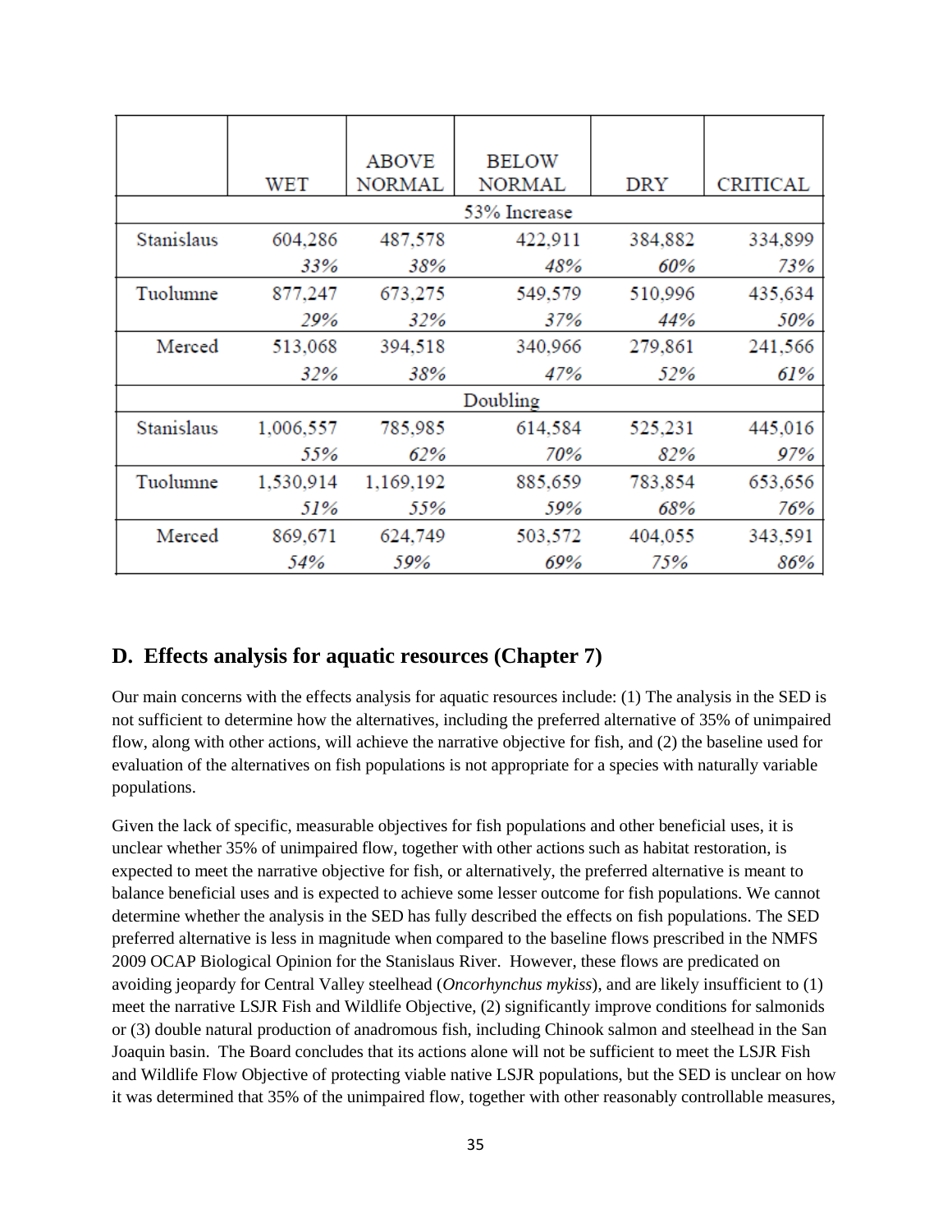| | WET | ABOVE NORMAL | BELOW NORMAL | DRY | CRITICAL |
|---|---|---|---|---|---|
| | | | 53% Increase | | |
| Stanislaus | 604,286 | 487,578 | 422,911 | 384,882 | 334,899 |
| | *33%* | *38%* | *48%* | *60%* | *73%* |
| Tuolumne | 877,247 | 673,275 | 549,579 | 510,996 | 435,634 |
| | *29%* | *32%* | *37%* | *44%* | *50%* |
| Merced | 513,068 | 394,518 | 340,966 | 279,861 | 241,566 |
| | *32%* | *38%* | *47%* | *52%* | *61%* |
| | | | Doubling | | |
| Stanislaus | 1,006,557 | 785,985 | 614,584 | 525,231 | 445,016 |
| | *55%* | *62%* | *70%* | *82%* | *97%* |
| Tuolumne | 1,530,914 | 1,169,192 | 885,659 | 783,854 | 653,656 |
| | *51%* | *55%* | *59%* | *68%* | *76%* |
| Merced | 869,671 | 624,749 | 503,572 | 404,055 | 343,591 |
| | *54%* | *59%* | *69%* | *75%* | *86%* |

## D. Effects analysis for aquatic resources (Chapter 7)

Our main concerns with the effects analysis for aquatic resources include: (1) The analysis in the SED is not sufficient to determine how the alternatives, including the preferred alternative of 35% of unimpaired flow, along with other actions, will achieve the narrative objective for fish, and (2) the baseline used for evaluation of the alternatives on fish populations is not appropriate for a species with naturally variable populations.

Given the lack of specific, measurable objectives for fish populations and other beneficial uses, it is unclear whether 35% of unimpaired flow, together with other actions such as habitat restoration, is expected to meet the narrative objective for fish, or alternatively, the preferred alternative is meant to balance beneficial uses and is expected to achieve some lesser outcome for fish populations. We cannot determine whether the analysis in the SED has fully described the effects on fish populations. The SED preferred alternative is less in magnitude when compared to the baseline flows prescribed in the NMFS 2009 OCAP Biological Opinion for the Stanislaus River. However, these flows are predicated on avoiding jeopardy for Central Valley steelhead (*Oncorhynchus mykiss*), and are likely insufficient to (1) meet the narrative LSJR Fish and Wildlife Objective, (2) significantly improve conditions for salmonids or (3) double natural production of anadromous fish, including Chinook salmon and steelhead in the San Joaquin basin. The Board concludes that its actions alone will not be sufficient to meet the LSJR Fish and Wildlife Flow Objective of protecting viable native LSJR populations, but the SED is unclear on how it was determined that 35% of the unimpaired flow, together with other reasonably controllable measures,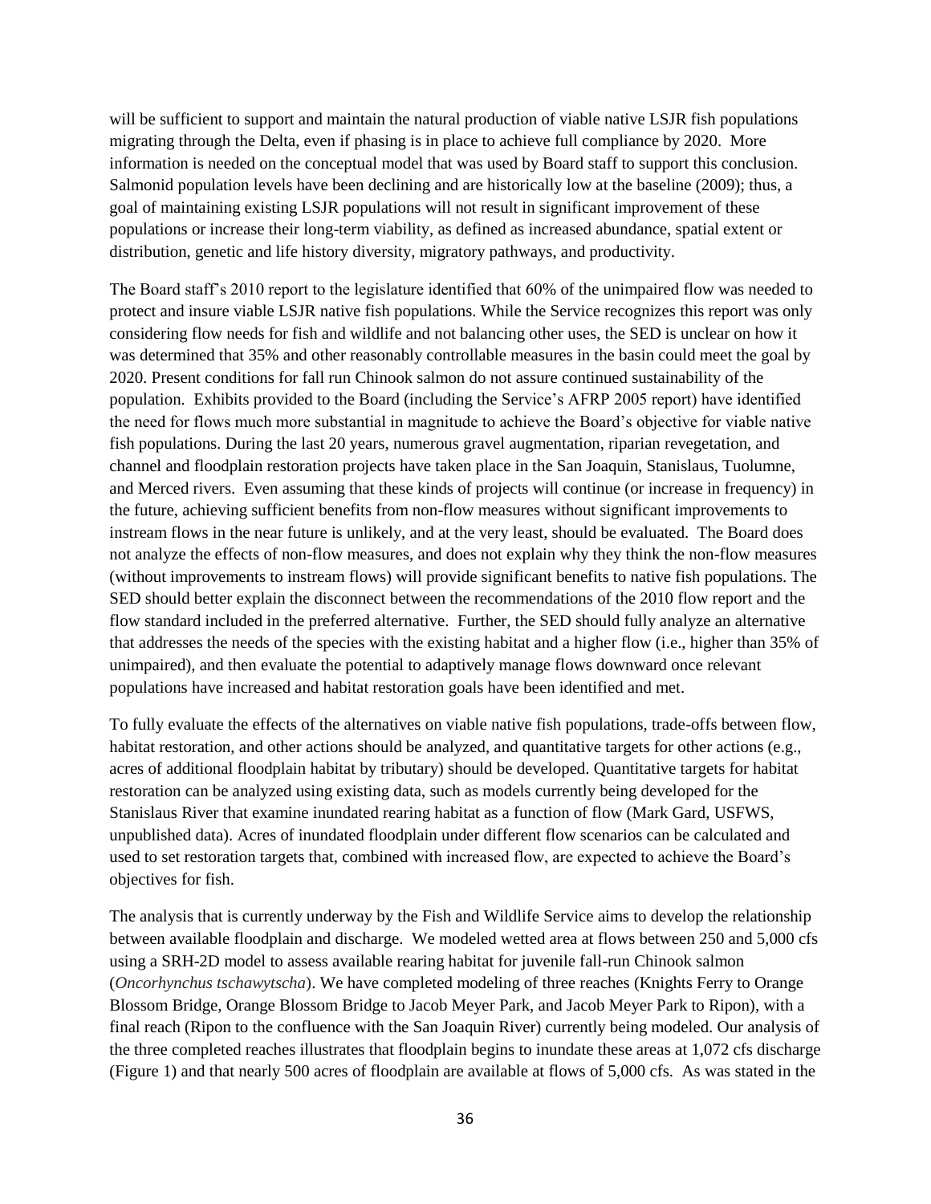will be sufficient to support and maintain the natural production of viable native LSJR fish populations migrating through the Delta, even if phasing is in place to achieve full compliance by 2020. More information is needed on the conceptual model that was used by Board staff to support this conclusion. Salmonid population levels have been declining and are historically low at the baseline (2009); thus, a goal of maintaining existing LSJR populations will not result in significant improvement of these populations or increase their long-term viability, as defined as increased abundance, spatial extent or distribution, genetic and life history diversity, migratory pathways, and productivity.

The Board staff's 2010 report to the legislature identified that 60% of the unimpaired flow was needed to protect and insure viable LSJR native fish populations. While the Service recognizes this report was only considering flow needs for fish and wildlife and not balancing other uses, the SED is unclear on how it was determined that 35% and other reasonably controllable measures in the basin could meet the goal by 2020. Present conditions for fall run Chinook salmon do not assure continued sustainability of the population. Exhibits provided to the Board (including the Service's AFRP 2005 report) have identified the need for flows much more substantial in magnitude to achieve the Board's objective for viable native fish populations. During the last 20 years, numerous gravel augmentation, riparian revegetation, and channel and floodplain restoration projects have taken place in the San Joaquin, Stanislaus, Tuolumne, and Merced rivers. Even assuming that these kinds of projects will continue (or increase in frequency) in the future, achieving sufficient benefits from non-flow measures without significant improvements to instream flows in the near future is unlikely, and at the very least, should be evaluated. The Board does not analyze the effects of non-flow measures, and does not explain why they think the non-flow measures (without improvements to instream flows) will provide significant benefits to native fish populations. The SED should better explain the disconnect between the recommendations of the 2010 flow report and the flow standard included in the preferred alternative. Further, the SED should fully analyze an alternative that addresses the needs of the species with the existing habitat and a higher flow (i.e., higher than 35% of unimpaired), and then evaluate the potential to adaptively manage flows downward once relevant populations have increased and habitat restoration goals have been identified and met.

To fully evaluate the effects of the alternatives on viable native fish populations, trade-offs between flow, habitat restoration, and other actions should be analyzed, and quantitative targets for other actions (e.g., acres of additional floodplain habitat by tributary) should be developed. Quantitative targets for habitat restoration can be analyzed using existing data, such as models currently being developed for the Stanislaus River that examine inundated rearing habitat as a function of flow (Mark Gard, USFWS, unpublished data). Acres of inundated floodplain under different flow scenarios can be calculated and used to set restoration targets that, combined with increased flow, are expected to achieve the Board's objectives for fish.

The analysis that is currently underway by the Fish and Wildlife Service aims to develop the relationship between available floodplain and discharge. We modeled wetted area at flows between 250 and 5,000 cfs using a SRH-2D model to assess available rearing habitat for juvenile fall-run Chinook salmon (*Oncorhynchus tschawytscha*). We have completed modeling of three reaches (Knights Ferry to Orange Blossom Bridge, Orange Blossom Bridge to Jacob Meyer Park, and Jacob Meyer Park to Ripon), with a final reach (Ripon to the confluence with the San Joaquin River) currently being modeled. Our analysis of the three completed reaches illustrates that floodplain begins to inundate these areas at 1,072 cfs discharge (Figure 1) and that nearly 500 acres of floodplain are available at flows of 5,000 cfs. As was stated in the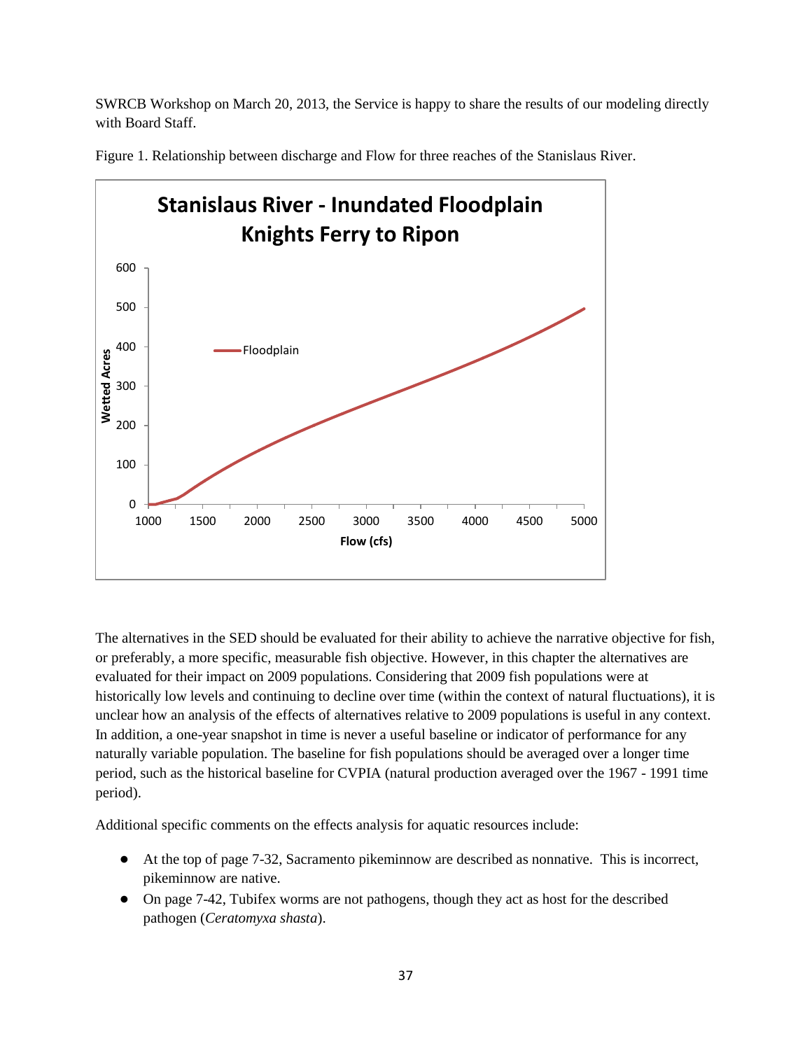SWRCB Workshop on March 20, 2013, the Service is happy to share the results of our modeling directly with Board Staff.

Figure 1. Relationship between discharge and Flow for three reaches of the Stanislaus River.

The alternatives in the SED should be evaluated for their ability to achieve the narrative objective for fish, or preferably, a more specific, measurable fish objective. However, in this chapter the alternatives are evaluated for their impact on 2009 populations. Considering that 2009 fish populations were at historically low levels and continuing to decline over time (within the context of natural fluctuations), it is unclear how an analysis of the effects of alternatives relative to 2009 populations is useful in any context. In addition, a one-year snapshot in time is never a useful baseline or indicator of performance for any naturally variable population. The baseline for fish populations should be averaged over a longer time period, such as the historical baseline for CVPIA (natural production averaged over the 1967 - 1991 time period).

Additional specific comments on the effects analysis for aquatic resources include:

- At the top of page 7-32, Sacramento pikeminnow are described as nonnative. This is incorrect, pikeminnow are native.
- On page 7-42, Tubifex worms are not pathogens, though they act as host for the described pathogen (*Ceratomyxa shasta*).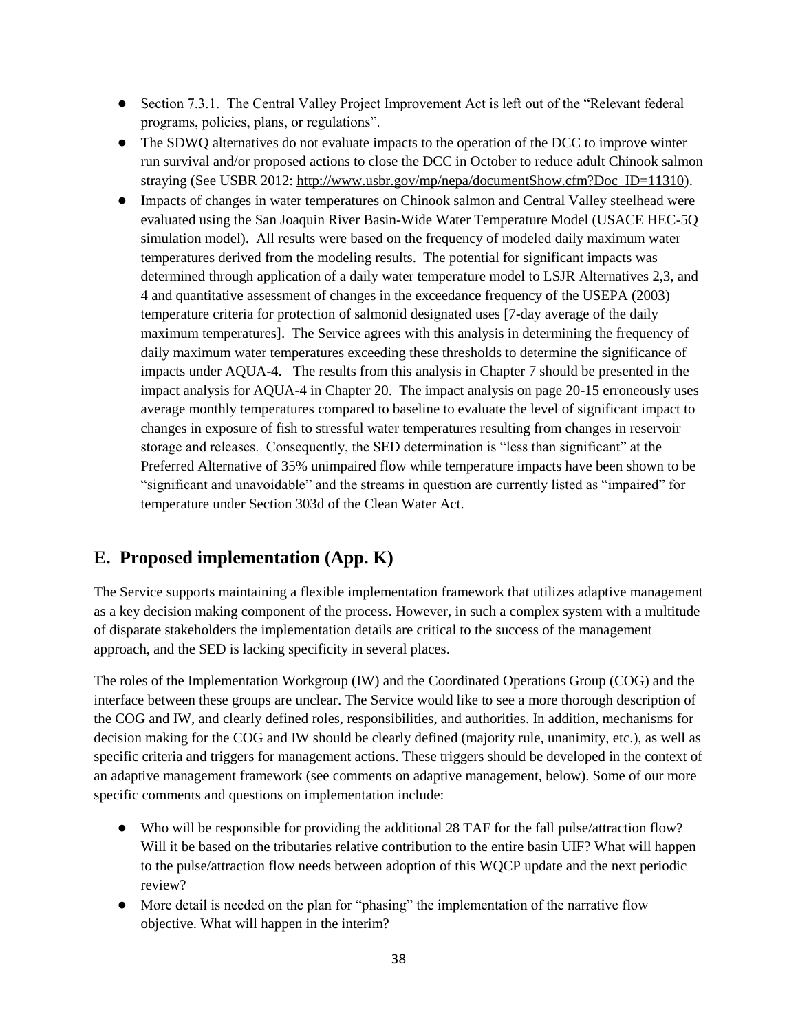- Section 7.3.1. The Central Valley Project Improvement Act is left out of the "Relevant federal programs, policies, plans, or regulations".
- The SDWQ alternatives do not evaluate impacts to the operation of the DCC to improve winter run survival and/or proposed actions to close the DCC in October to reduce adult Chinook salmon straying (See USBR 2012: http://www.usbr.gov/mp/nepa/documentShow.cfm?Doc_ID=11310).
- Impacts of changes in water temperatures on Chinook salmon and Central Valley steelhead were evaluated using the San Joaquin River Basin-Wide Water Temperature Model (USACE HEC-5Q simulation model). All results were based on the frequency of modeled daily maximum water temperatures derived from the modeling results. The potential for significant impacts was determined through application of a daily water temperature model to LSJR Alternatives 2,3, and 4 and quantitative assessment of changes in the exceedance frequency of the USEPA (2003) temperature criteria for protection of salmonid designated uses [7-day average of the daily maximum temperatures]. The Service agrees with this analysis in determining the frequency of daily maximum water temperatures exceeding these thresholds to determine the significance of impacts under AQUA-4. The results from this analysis in Chapter 7 should be presented in the impact analysis for AQUA-4 in Chapter 20. The impact analysis on page 20-15 erroneously uses average monthly temperatures compared to baseline to evaluate the level of significant impact to changes in exposure of fish to stressful water temperatures resulting from changes in reservoir storage and releases. Consequently, the SED determination is "less than significant" at the Preferred Alternative of 35% unimpaired flow while temperature impacts have been shown to be "significant and unavoidable" and the streams in question are currently listed as "impaired" for temperature under Section 303d of the Clean Water Act.

## E. Proposed implementation (App. K)

The Service supports maintaining a flexible implementation framework that utilizes adaptive management as a key decision making component of the process. However, in such a complex system with a multitude of disparate stakeholders the implementation details are critical to the success of the management approach, and the SED is lacking specificity in several places.

The roles of the Implementation Workgroup (IW) and the Coordinated Operations Group (COG) and the interface between these groups are unclear. The Service would like to see a more thorough description of the COG and IW, and clearly defined roles, responsibilities, and authorities. In addition, mechanisms for decision making for the COG and IW should be clearly defined (majority rule, unanimity, etc.), as well as specific criteria and triggers for management actions. These triggers should be developed in the context of an adaptive management framework (see comments on adaptive management, below). Some of our more specific comments and questions on implementation include:

- Who will be responsible for providing the additional 28 TAF for the fall pulse/attraction flow? Will it be based on the tributaries relative contribution to the entire basin UIF? What will happen to the pulse/attraction flow needs between adoption of this WQCP update and the next periodic review?
- More detail is needed on the plan for "phasing" the implementation of the narrative flow objective. What will happen in the interim?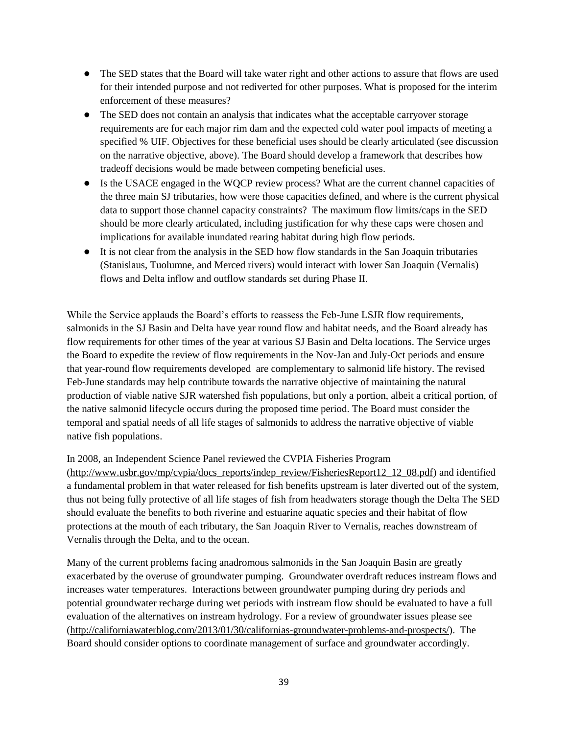- The SED states that the Board will take water right and other actions to assure that flows are used for their intended purpose and not rediverted for other purposes. What is proposed for the interim enforcement of these measures?
- The SED does not contain an analysis that indicates what the acceptable carryover storage requirements are for each major rim dam and the expected cold water pool impacts of meeting a specified % UIF. Objectives for these beneficial uses should be clearly articulated (see discussion on the narrative objective, above). The Board should develop a framework that describes how tradeoff decisions would be made between competing beneficial uses.
- Is the USACE engaged in the WQCP review process? What are the current channel capacities of the three main SJ tributaries, how were those capacities defined, and where is the current physical data to support those channel capacity constraints? The maximum flow limits/caps in the SED should be more clearly articulated, including justification for why these caps were chosen and implications for available inundated rearing habitat during high flow periods.
- It is not clear from the analysis in the SED how flow standards in the San Joaquin tributaries (Stanislaus, Tuolumne, and Merced rivers) would interact with lower San Joaquin (Vernalis) flows and Delta inflow and outflow standards set during Phase II.

While the Service applauds the Board's efforts to reassess the Feb-June LSJR flow requirements, salmonids in the SJ Basin and Delta have year round flow and habitat needs, and the Board already has flow requirements for other times of the year at various SJ Basin and Delta locations. The Service urges the Board to expedite the review of flow requirements in the Nov-Jan and July-Oct periods and ensure that year-round flow requirements developed are complementary to salmonid life history. The revised Feb-June standards may help contribute towards the narrative objective of maintaining the natural production of viable native SJR watershed fish populations, but only a portion, albeit a critical portion, of the native salmonid lifecycle occurs during the proposed time period. The Board must consider the temporal and spatial needs of all life stages of salmonids to address the narrative objective of viable native fish populations.

In 2008, an Independent Science Panel reviewed the CVPIA Fisheries Program (http://www.usbr.gov/mp/cvpia/docs_reports/indep_review/FisheriesReport12_12_08.pdf) and identified a fundamental problem in that water released for fish benefits upstream is later diverted out of the system, thus not being fully protective of all life stages of fish from headwaters storage though the Delta The SED should evaluate the benefits to both riverine and estuarine aquatic species and their habitat of flow protections at the mouth of each tributary, the San Joaquin River to Vernalis, reaches downstream of Vernalis through the Delta, and to the ocean.

Many of the current problems facing anadromous salmonids in the San Joaquin Basin are greatly exacerbated by the overuse of groundwater pumping. Groundwater overdraft reduces instream flows and increases water temperatures. Interactions between groundwater pumping during dry periods and potential groundwater recharge during wet periods with instream flow should be evaluated to have a full evaluation of the alternatives on instream hydrology. For a review of groundwater issues please see (http://californiawaterblog.com/2013/01/30/californias-groundwater-problems-and-prospects/). The Board should consider options to coordinate management of surface and groundwater accordingly.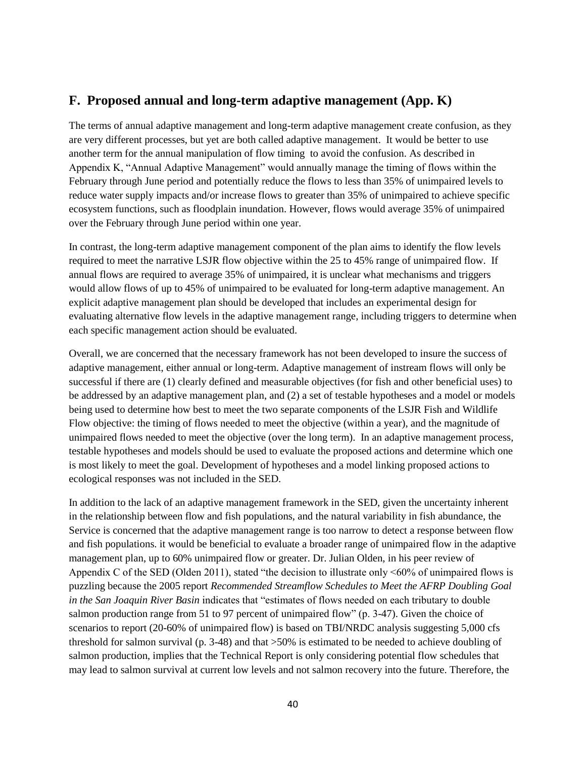## F. Proposed annual and long-term adaptive management (App. K)

The terms of annual adaptive management and long-term adaptive management create confusion, as they are very different processes, but yet are both called adaptive management. It would be better to use another term for the annual manipulation of flow timing to avoid the confusion. As described in Appendix K, "Annual Adaptive Management" would annually manage the timing of flows within the February through June period and potentially reduce the flows to less than 35% of unimpaired levels to reduce water supply impacts and/or increase flows to greater than 35% of unimpaired to achieve specific ecosystem functions, such as floodplain inundation. However, flows would average 35% of unimpaired over the February through June period within one year.

In contrast, the long-term adaptive management component of the plan aims to identify the flow levels required to meet the narrative LSJR flow objective within the 25 to 45% range of unimpaired flow. If annual flows are required to average 35% of unimpaired, it is unclear what mechanisms and triggers would allow flows of up to 45% of unimpaired to be evaluated for long-term adaptive management. An explicit adaptive management plan should be developed that includes an experimental design for evaluating alternative flow levels in the adaptive management range, including triggers to determine when each specific management action should be evaluated.

Overall, we are concerned that the necessary framework has not been developed to insure the success of adaptive management, either annual or long-term. Adaptive management of instream flows will only be successful if there are (1) clearly defined and measurable objectives (for fish and other beneficial uses) to be addressed by an adaptive management plan, and (2) a set of testable hypotheses and a model or models being used to determine how best to meet the two separate components of the LSJR Fish and Wildlife Flow objective: the timing of flows needed to meet the objective (within a year), and the magnitude of unimpaired flows needed to meet the objective (over the long term). In an adaptive management process, testable hypotheses and models should be used to evaluate the proposed actions and determine which one is most likely to meet the goal. Development of hypotheses and a model linking proposed actions to ecological responses was not included in the SED.

In addition to the lack of an adaptive management framework in the SED, given the uncertainty inherent in the relationship between flow and fish populations, and the natural variability in fish abundance, the Service is concerned that the adaptive management range is too narrow to detect a response between flow and fish populations. it would be beneficial to evaluate a broader range of unimpaired flow in the adaptive management plan, up to 60% unimpaired flow or greater. Dr. Julian Olden, in his peer review of Appendix C of the SED (Olden 2011), stated "the decision to illustrate only <60% of unimpaired flows is puzzling because the 2005 report *Recommended Streamflow Schedules to Meet the AFRP Doubling Goal in the San Joaquin River Basin* indicates that "estimates of flows needed on each tributary to double salmon production range from 51 to 97 percent of unimpaired flow" (p. 3-47). Given the choice of scenarios to report (20-60% of unimpaired flow) is based on TBI/NRDC analysis suggesting 5,000 cfs threshold for salmon survival (p. 3-48) and that >50% is estimated to be needed to achieve doubling of salmon production, implies that the Technical Report is only considering potential flow schedules that may lead to salmon survival at current low levels and not salmon recovery into the future. Therefore, the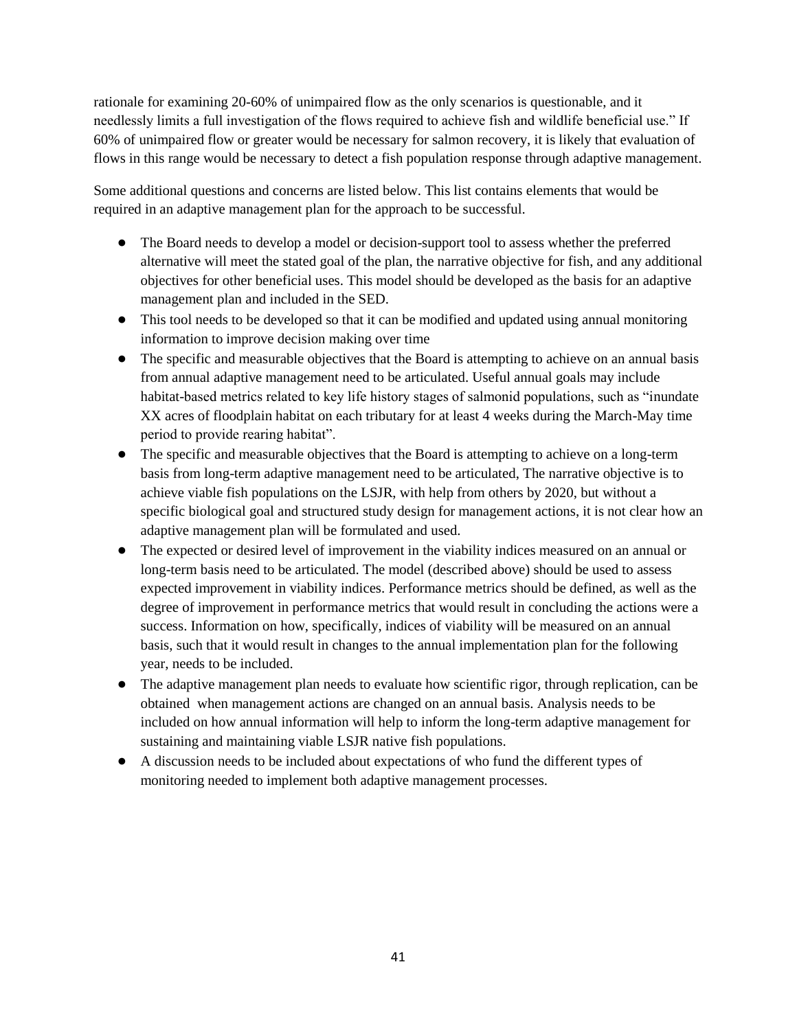rationale for examining 20-60% of unimpaired flow as the only scenarios is questionable, and it needlessly limits a full investigation of the flows required to achieve fish and wildlife beneficial use." If 60% of unimpaired flow or greater would be necessary for salmon recovery, it is likely that evaluation of flows in this range would be necessary to detect a fish population response through adaptive management.

Some additional questions and concerns are listed below. This list contains elements that would be required in an adaptive management plan for the approach to be successful.

- The Board needs to develop a model or decision-support tool to assess whether the preferred alternative will meet the stated goal of the plan, the narrative objective for fish, and any additional objectives for other beneficial uses. This model should be developed as the basis for an adaptive management plan and included in the SED.
- This tool needs to be developed so that it can be modified and updated using annual monitoring information to improve decision making over time
- The specific and measurable objectives that the Board is attempting to achieve on an annual basis from annual adaptive management need to be articulated. Useful annual goals may include habitat-based metrics related to key life history stages of salmonid populations, such as "inundate XX acres of floodplain habitat on each tributary for at least 4 weeks during the March-May time period to provide rearing habitat".
- The specific and measurable objectives that the Board is attempting to achieve on a long-term basis from long-term adaptive management need to be articulated, The narrative objective is to achieve viable fish populations on the LSJR, with help from others by 2020, but without a specific biological goal and structured study design for management actions, it is not clear how an adaptive management plan will be formulated and used.
- The expected or desired level of improvement in the viability indices measured on an annual or long-term basis need to be articulated. The model (described above) should be used to assess expected improvement in viability indices. Performance metrics should be defined, as well as the degree of improvement in performance metrics that would result in concluding the actions were a success. Information on how, specifically, indices of viability will be measured on an annual basis, such that it would result in changes to the annual implementation plan for the following year, needs to be included.
- The adaptive management plan needs to evaluate how scientific rigor, through replication, can be obtained when management actions are changed on an annual basis. Analysis needs to be included on how annual information will help to inform the long-term adaptive management for sustaining and maintaining viable LSJR native fish populations.
- A discussion needs to be included about expectations of who fund the different types of monitoring needed to implement both adaptive management processes.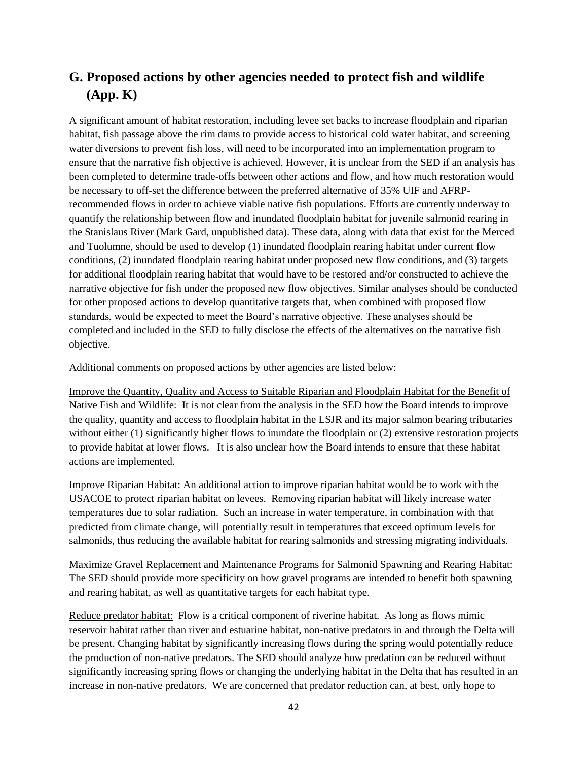## G. Proposed actions by other agencies needed to protect fish and wildlife (App. K)

A significant amount of habitat restoration, including levee set backs to increase floodplain and riparian habitat, fish passage above the rim dams to provide access to historical cold water habitat, and screening water diversions to prevent fish loss, will need to be incorporated into an implementation program to ensure that the narrative fish objective is achieved. However, it is unclear from the SED if an analysis has been completed to determine trade-offs between other actions and flow, and how much restoration would be necessary to off-set the difference between the preferred alternative of 35% UIF and AFRP-recommended flows in order to achieve viable native fish populations. Efforts are currently underway to quantify the relationship between flow and inundated floodplain habitat for juvenile salmonid rearing in the Stanislaus River (Mark Gard, unpublished data). These data, along with data that exist for the Merced and Tuolumne, should be used to develop (1) inundated floodplain rearing habitat under current flow conditions, (2) inundated floodplain rearing habitat under proposed new flow conditions, and (3) targets for additional floodplain rearing habitat that would have to be restored and/or constructed to achieve the narrative objective for fish under the proposed new flow objectives. Similar analyses should be conducted for other proposed actions to develop quantitative targets that, when combined with proposed flow standards, would be expected to meet the Board's narrative objective. These analyses should be completed and included in the SED to fully disclose the effects of the alternatives on the narrative fish objective.

Additional comments on proposed actions by other agencies are listed below:

<u>Improve the Quantity, Quality and Access to Suitable Riparian and Floodplain Habitat for the Benefit of Native Fish and Wildlife:</u> It is not clear from the analysis in the SED how the Board intends to improve the quality, quantity and access to floodplain habitat in the LSJR and its major salmon bearing tributaries without either (1) significantly higher flows to inundate the floodplain or (2) extensive restoration projects to provide habitat at lower flows. It is also unclear how the Board intends to ensure that these habitat actions are implemented.

<u>Improve Riparian Habitat:</u> An additional action to improve riparian habitat would be to work with the USACOE to protect riparian habitat on levees. Removing riparian habitat will likely increase water temperatures due to solar radiation. Such an increase in water temperature, in combination with that predicted from climate change, will potentially result in temperatures that exceed optimum levels for salmonids, thus reducing the available habitat for rearing salmonids and stressing migrating individuals.

<u>Maximize Gravel Replacement and Maintenance Programs for Salmonid Spawning and Rearing Habitat:</u> The SED should provide more specificity on how gravel programs are intended to benefit both spawning and rearing habitat, as well as quantitative targets for each habitat type.

<u>Reduce predator habitat:</u> Flow is a critical component of riverine habitat. As long as flows mimic reservoir habitat rather than river and estuarine habitat, non-native predators in and through the Delta will be present. Changing habitat by significantly increasing flows during the spring would potentially reduce the production of non-native predators. The SED should analyze how predation can be reduced without significantly increasing spring flows or changing the underlying habitat in the Delta that has resulted in an increase in non-native predators. We are concerned that predator reduction can, at best, only hope to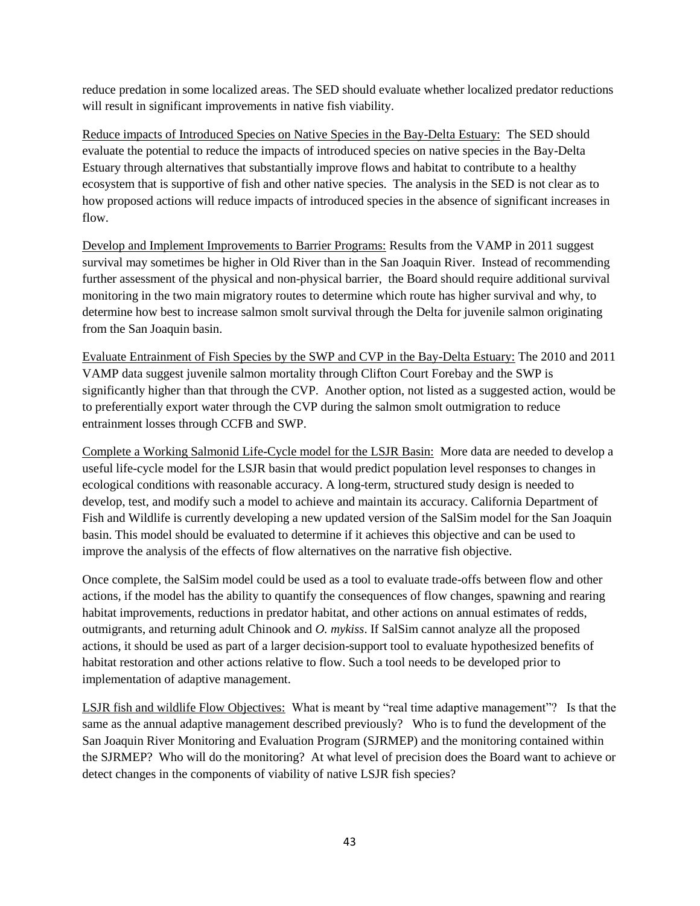reduce predation in some localized areas. The SED should evaluate whether localized predator reductions will result in significant improvements in native fish viability.

<u>Reduce impacts of Introduced Species on Native Species in the Bay-Delta Estuary:</u> The SED should evaluate the potential to reduce the impacts of introduced species on native species in the Bay-Delta Estuary through alternatives that substantially improve flows and habitat to contribute to a healthy ecosystem that is supportive of fish and other native species. The analysis in the SED is not clear as to how proposed actions will reduce impacts of introduced species in the absence of significant increases in flow.

<u>Develop and Implement Improvements to Barrier Programs:</u> Results from the VAMP in 2011 suggest survival may sometimes be higher in Old River than in the San Joaquin River. Instead of recommending further assessment of the physical and non-physical barrier, the Board should require additional survival monitoring in the two main migratory routes to determine which route has higher survival and why, to determine how best to increase salmon smolt survival through the Delta for juvenile salmon originating from the San Joaquin basin.

<u>Evaluate Entrainment of Fish Species by the SWP and CVP in the Bay-Delta Estuary:</u> The 2010 and 2011 VAMP data suggest juvenile salmon mortality through Clifton Court Forebay and the SWP is significantly higher than that through the CVP. Another option, not listed as a suggested action, would be to preferentially export water through the CVP during the salmon smolt outmigration to reduce entrainment losses through CCFB and SWP.

<u>Complete a Working Salmonid Life-Cycle model for the LSJR Basin:</u> More data are needed to develop a useful life-cycle model for the LSJR basin that would predict population level responses to changes in ecological conditions with reasonable accuracy. A long-term, structured study design is needed to develop, test, and modify such a model to achieve and maintain its accuracy. California Department of Fish and Wildlife is currently developing a new updated version of the SalSim model for the San Joaquin basin. This model should be evaluated to determine if it achieves this objective and can be used to improve the analysis of the effects of flow alternatives on the narrative fish objective.

Once complete, the SalSim model could be used as a tool to evaluate trade-offs between flow and other actions, if the model has the ability to quantify the consequences of flow changes, spawning and rearing habitat improvements, reductions in predator habitat, and other actions on annual estimates of redds, outmigrants, and returning adult Chinook and *O. mykiss*. If SalSim cannot analyze all the proposed actions, it should be used as part of a larger decision-support tool to evaluate hypothesized benefits of habitat restoration and other actions relative to flow. Such a tool needs to be developed prior to implementation of adaptive management.

<u>LSJR fish and wildlife Flow Objectives:</u> What is meant by "real time adaptive management"? Is that the same as the annual adaptive management described previously? Who is to fund the development of the San Joaquin River Monitoring and Evaluation Program (SJRMEP) and the monitoring contained within the SJRMEP? Who will do the monitoring? At what level of precision does the Board want to achieve or detect changes in the components of viability of native LSJR fish species?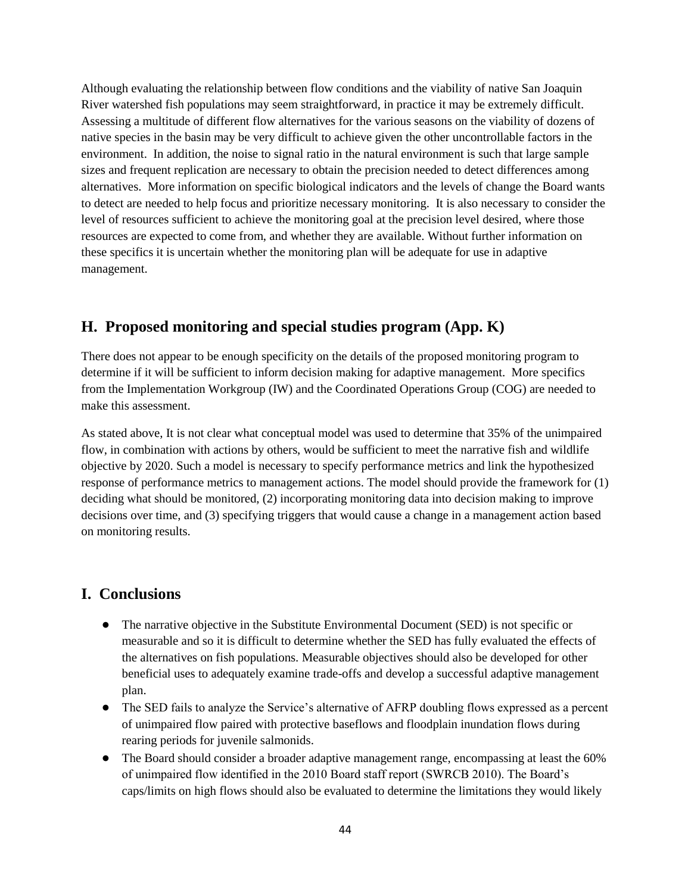Although evaluating the relationship between flow conditions and the viability of native San Joaquin River watershed fish populations may seem straightforward, in practice it may be extremely difficult. Assessing a multitude of different flow alternatives for the various seasons on the viability of dozens of native species in the basin may be very difficult to achieve given the other uncontrollable factors in the environment. In addition, the noise to signal ratio in the natural environment is such that large sample sizes and frequent replication are necessary to obtain the precision needed to detect differences among alternatives. More information on specific biological indicators and the levels of change the Board wants to detect are needed to help focus and prioritize necessary monitoring. It is also necessary to consider the level of resources sufficient to achieve the monitoring goal at the precision level desired, where those resources are expected to come from, and whether they are available. Without further information on these specifics it is uncertain whether the monitoring plan will be adequate for use in adaptive management.

## H. Proposed monitoring and special studies program (App. K)

There does not appear to be enough specificity on the details of the proposed monitoring program to determine if it will be sufficient to inform decision making for adaptive management. More specifics from the Implementation Workgroup (IW) and the Coordinated Operations Group (COG) are needed to make this assessment.

As stated above, It is not clear what conceptual model was used to determine that 35% of the unimpaired flow, in combination with actions by others, would be sufficient to meet the narrative fish and wildlife objective by 2020. Such a model is necessary to specify performance metrics and link the hypothesized response of performance metrics to management actions. The model should provide the framework for (1) deciding what should be monitored, (2) incorporating monitoring data into decision making to improve decisions over time, and (3) specifying triggers that would cause a change in a management action based on monitoring results.

## I. Conclusions

- The narrative objective in the Substitute Environmental Document (SED) is not specific or measurable and so it is difficult to determine whether the SED has fully evaluated the effects of the alternatives on fish populations. Measurable objectives should also be developed for other beneficial uses to adequately examine trade-offs and develop a successful adaptive management plan.
- The SED fails to analyze the Service's alternative of AFRP doubling flows expressed as a percent of unimpaired flow paired with protective baseflows and floodplain inundation flows during rearing periods for juvenile salmonids.
- The Board should consider a broader adaptive management range, encompassing at least the 60% of unimpaired flow identified in the 2010 Board staff report (SWRCB 2010). The Board's caps/limits on high flows should also be evaluated to determine the limitations they would likely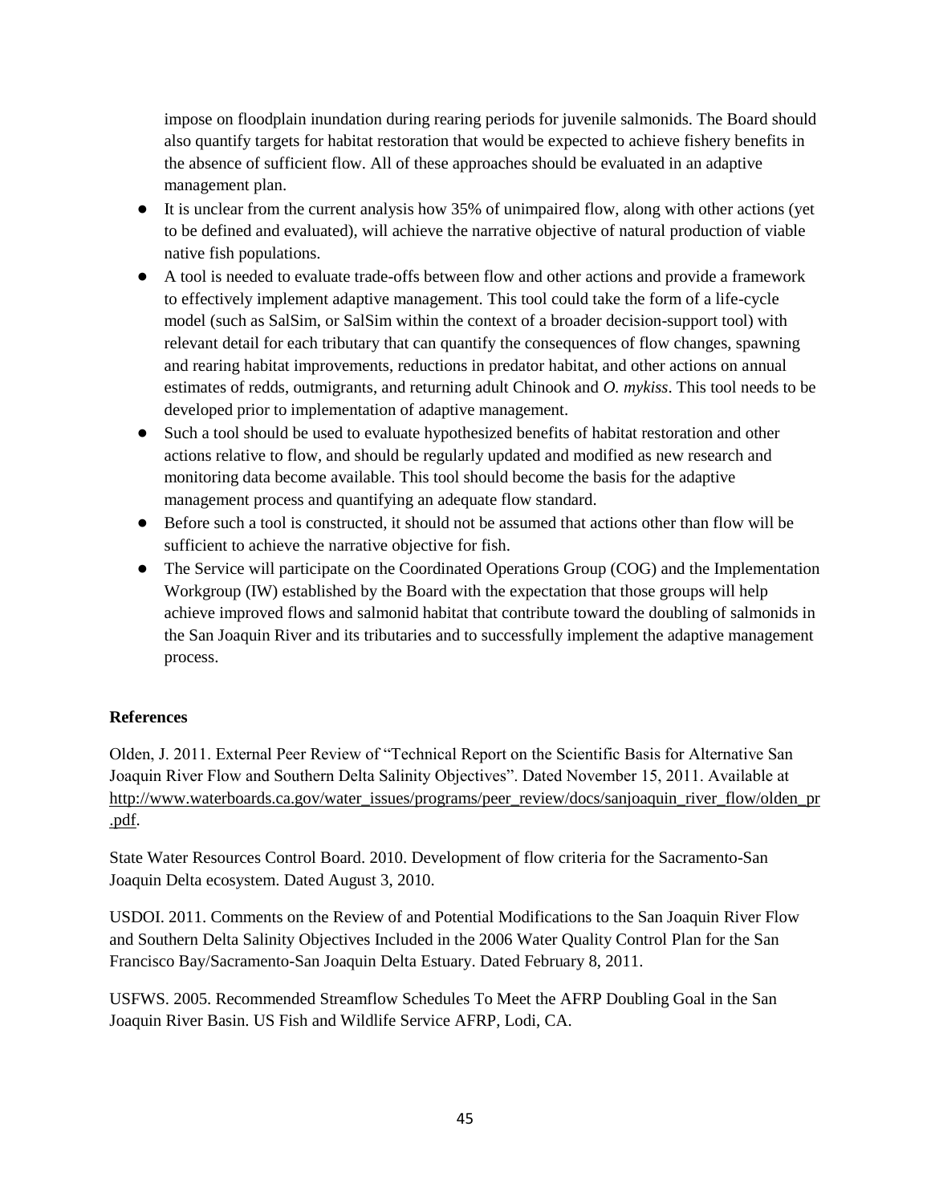impose on floodplain inundation during rearing periods for juvenile salmonids. The Board should also quantify targets for habitat restoration that would be expected to achieve fishery benefits in the absence of sufficient flow. All of these approaches should be evaluated in an adaptive management plan.

- It is unclear from the current analysis how 35% of unimpaired flow, along with other actions (yet to be defined and evaluated), will achieve the narrative objective of natural production of viable native fish populations.
- A tool is needed to evaluate trade-offs between flow and other actions and provide a framework to effectively implement adaptive management. This tool could take the form of a life-cycle model (such as SalSim, or SalSim within the context of a broader decision-support tool) with relevant detail for each tributary that can quantify the consequences of flow changes, spawning and rearing habitat improvements, reductions in predator habitat, and other actions on annual estimates of redds, outmigrants, and returning adult Chinook and *O. mykiss*. This tool needs to be developed prior to implementation of adaptive management.
- Such a tool should be used to evaluate hypothesized benefits of habitat restoration and other actions relative to flow, and should be regularly updated and modified as new research and monitoring data become available. This tool should become the basis for the adaptive management process and quantifying an adequate flow standard.
- Before such a tool is constructed, it should not be assumed that actions other than flow will be sufficient to achieve the narrative objective for fish.
- The Service will participate on the Coordinated Operations Group (COG) and the Implementation Workgroup (IW) established by the Board with the expectation that those groups will help achieve improved flows and salmonid habitat that contribute toward the doubling of salmonids in the San Joaquin River and its tributaries and to successfully implement the adaptive management process.

**References**

Olden, J. 2011. External Peer Review of "Technical Report on the Scientific Basis for Alternative San Joaquin River Flow and Southern Delta Salinity Objectives". Dated November 15, 2011. Available at http://www.waterboards.ca.gov/water_issues/programs/peer_review/docs/sanjoaquin_river_flow/olden_pr.pdf.

State Water Resources Control Board. 2010. Development of flow criteria for the Sacramento-San Joaquin Delta ecosystem. Dated August 3, 2010.

USDOI. 2011. Comments on the Review of and Potential Modifications to the San Joaquin River Flow and Southern Delta Salinity Objectives Included in the 2006 Water Quality Control Plan for the San Francisco Bay/Sacramento-San Joaquin Delta Estuary. Dated February 8, 2011.

USFWS. 2005. Recommended Streamflow Schedules To Meet the AFRP Doubling Goal in the San Joaquin River Basin. US Fish and Wildlife Service AFRP, Lodi, CA.